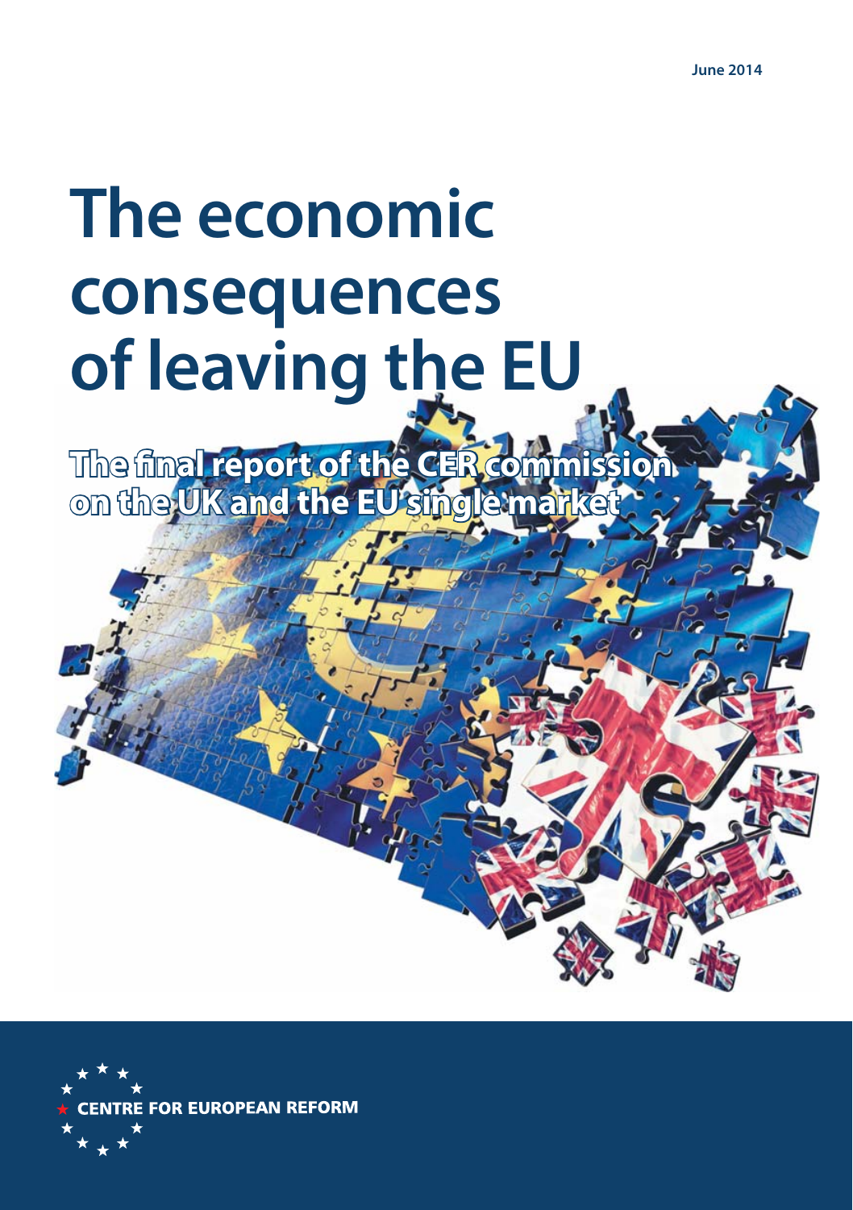June 2014

# The economic consequences of leaving the EU

## The final report of the CER commission on the UK and the EU single market

CENTRE FOR EUROPEAN REFORM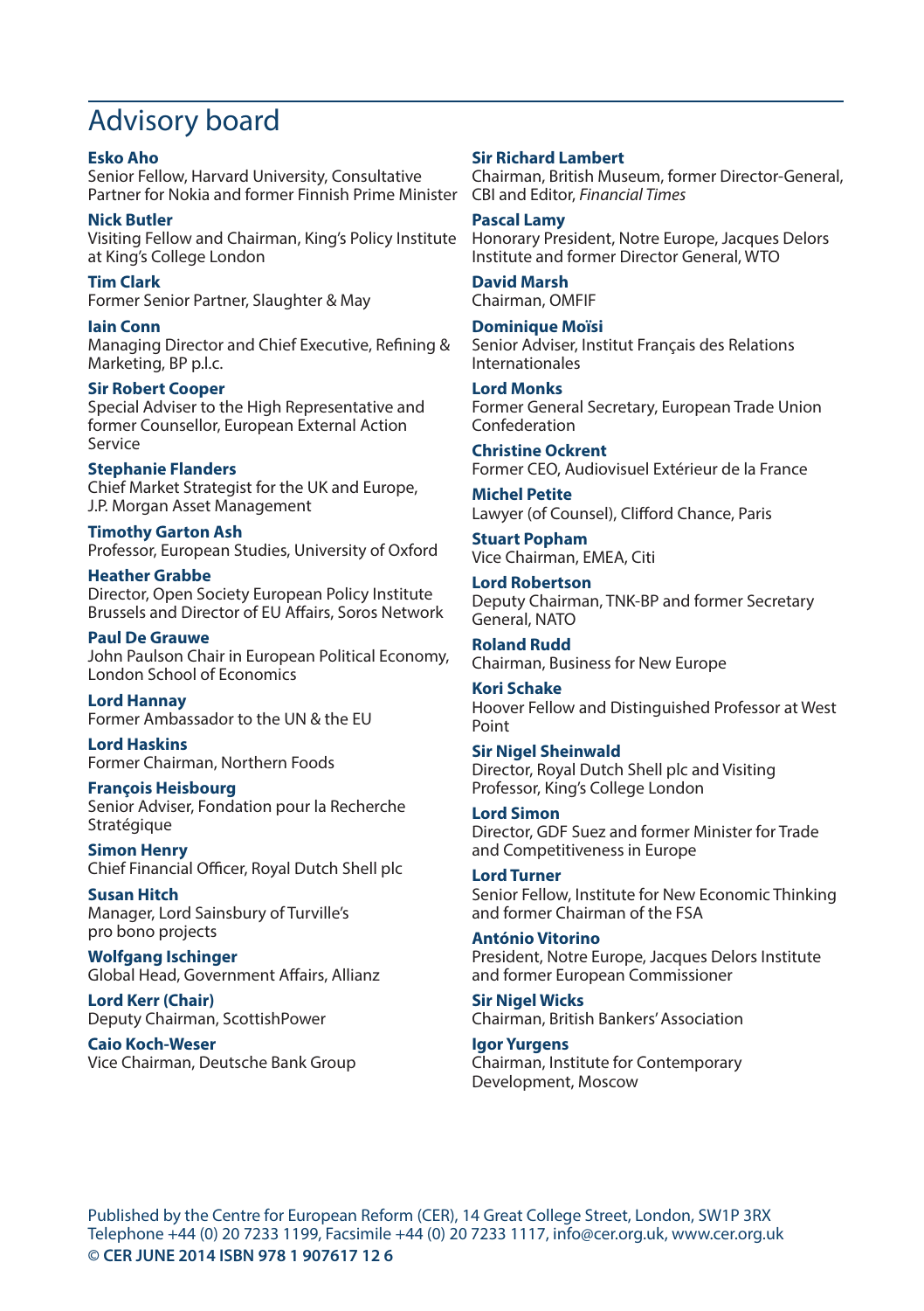# Advisory board

**Esko Aho**
Senior Fellow, Harvard University, Consultative Partner for Nokia and former Finnish Prime Minister

**Nick Butler**
Visiting Fellow and Chairman, King's Policy Institute at King's College London

**Tim Clark**
Former Senior Partner, Slaughter & May

**Iain Conn**
Managing Director and Chief Executive, Refining & Marketing, BP p.l.c.

**Sir Robert Cooper**
Special Adviser to the High Representative and former Counsellor, European External Action Service

**Stephanie Flanders**
Chief Market Strategist for the UK and Europe, J.P. Morgan Asset Management

**Timothy Garton Ash**
Professor, European Studies, University of Oxford

**Heather Grabbe**
Director, Open Society European Policy Institute Brussels and Director of EU Affairs, Soros Network

**Paul De Grauwe**
John Paulson Chair in European Political Economy, London School of Economics

**Lord Hannay**
Former Ambassador to the UN & the EU

**Lord Haskins**
Former Chairman, Northern Foods

**François Heisbourg**
Senior Adviser, Fondation pour la Recherche Stratégique

**Simon Henry**
Chief Financial Officer, Royal Dutch Shell plc

**Susan Hitch**
Manager, Lord Sainsbury of Turville's pro bono projects

**Wolfgang Ischinger**
Global Head, Government Affairs, Allianz

**Lord Kerr (Chair)**
Deputy Chairman, ScottishPower

**Caio Koch-Weser**
Vice Chairman, Deutsche Bank Group

**Sir Richard Lambert**
Chairman, British Museum, former Director-General, CBI and Editor, *Financial Times*

**Pascal Lamy**
Honorary President, Notre Europe, Jacques Delors Institute and former Director General, WTO

**David Marsh**
Chairman, OMFIF

**Dominique Moïsi**
Senior Adviser, Institut Français des Relations Internationales

**Lord Monks**
Former General Secretary, European Trade Union Confederation

**Christine Ockrent**
Former CEO, Audiovisuel Extérieur de la France

**Michel Petite**
Lawyer (of Counsel), Clifford Chance, Paris

**Stuart Popham**
Vice Chairman, EMEA, Citi

**Lord Robertson**
Deputy Chairman, TNK-BP and former Secretary General, NATO

**Roland Rudd**
Chairman, Business for New Europe

**Kori Schake**
Hoover Fellow and Distinguished Professor at West Point

**Sir Nigel Sheinwald**
Director, Royal Dutch Shell plc and Visiting Professor, King's College London

**Lord Simon**
Director, GDF Suez and former Minister for Trade and Competitiveness in Europe

**Lord Turner**
Senior Fellow, Institute for New Economic Thinking and former Chairman of the FSA

**António Vitorino**
President, Notre Europe, Jacques Delors Institute and former European Commissioner

**Sir Nigel Wicks**
Chairman, British Bankers' Association

**Igor Yurgens**
Chairman, Institute for Contemporary Development, Moscow

Published by the Centre for European Reform (CER), 14 Great College Street, London, SW1P 3RX
Telephone +44 (0) 20 7233 1199, Facsimile +44 (0) 20 7233 1117, info@cer.org.uk, www.cer.org.uk
**© CER JUNE 2014 ISBN 978 1 907617 12 6**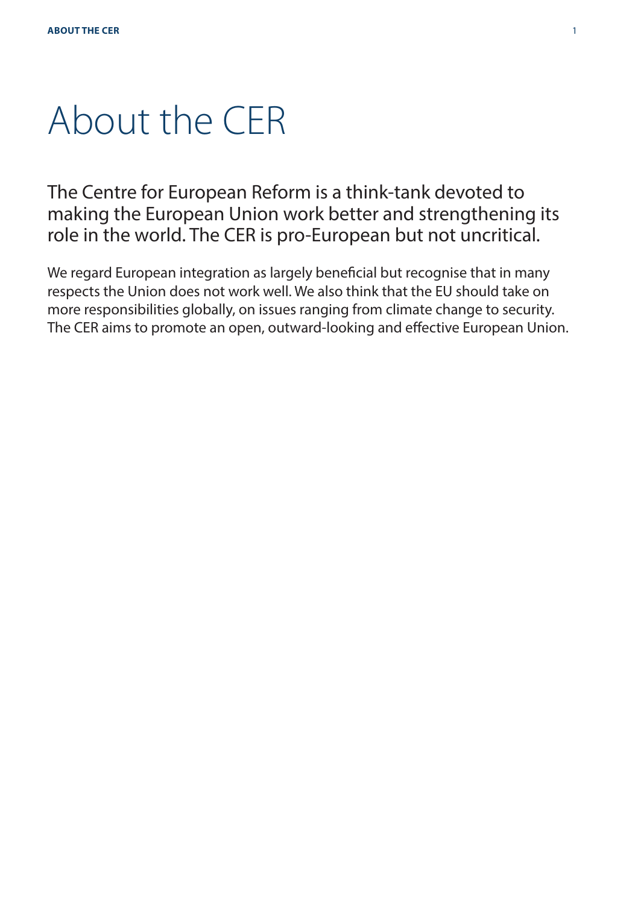# About the CER

The Centre for European Reform is a think-tank devoted to making the European Union work better and strengthening its role in the world. The CER is pro-European but not uncritical.

We regard European integration as largely beneficial but recognise that in many respects the Union does not work well. We also think that the EU should take on more responsibilities globally, on issues ranging from climate change to security. The CER aims to promote an open, outward-looking and effective European Union.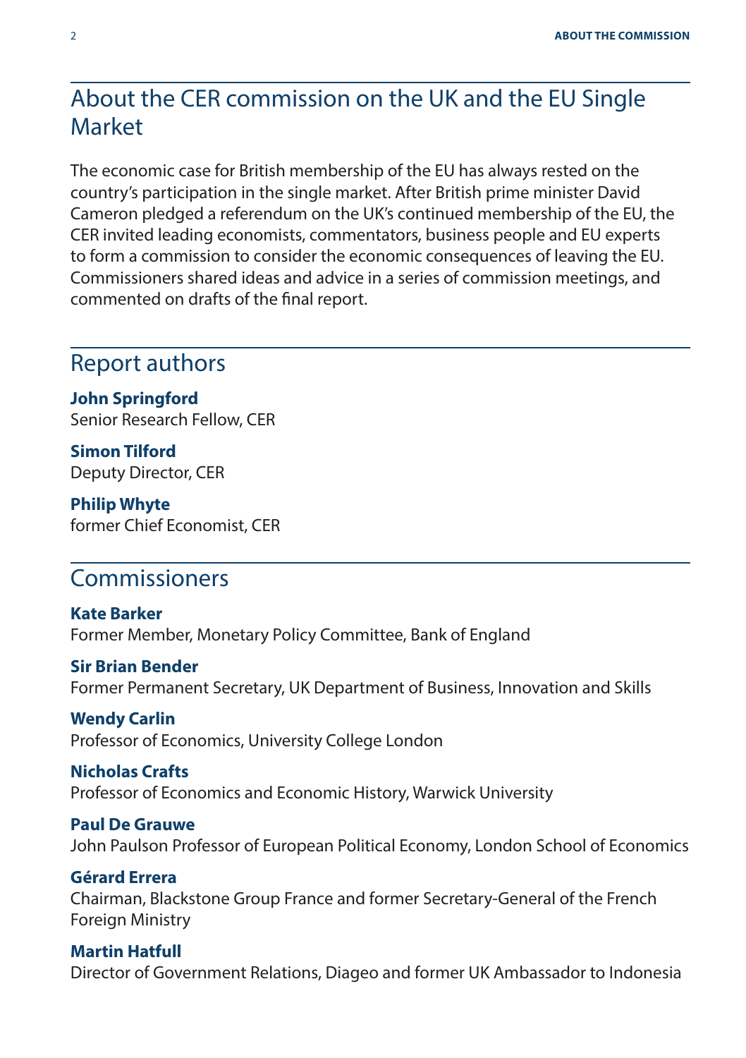## About the CER commission on the UK and the EU Single Market

The economic case for British membership of the EU has always rested on the country's participation in the single market. After British prime minister David Cameron pledged a referendum on the UK's continued membership of the EU, the CER invited leading economists, commentators, business people and EU experts to form a commission to consider the economic consequences of leaving the EU. Commissioners shared ideas and advice in a series of commission meetings, and commented on drafts of the final report.

## Report authors

**John Springford**
Senior Research Fellow, CER

**Simon Tilford**
Deputy Director, CER

**Philip Whyte**
former Chief Economist, CER

## Commissioners

**Kate Barker**
Former Member, Monetary Policy Committee, Bank of England

**Sir Brian Bender**
Former Permanent Secretary, UK Department of Business, Innovation and Skills

**Wendy Carlin**
Professor of Economics, University College London

**Nicholas Crafts**
Professor of Economics and Economic History, Warwick University

**Paul De Grauwe**
John Paulson Professor of European Political Economy, London School of Economics

**Gérard Errera**
Chairman, Blackstone Group France and former Secretary-General of the French Foreign Ministry

**Martin Hatfull**
Director of Government Relations, Diageo and former UK Ambassador to Indonesia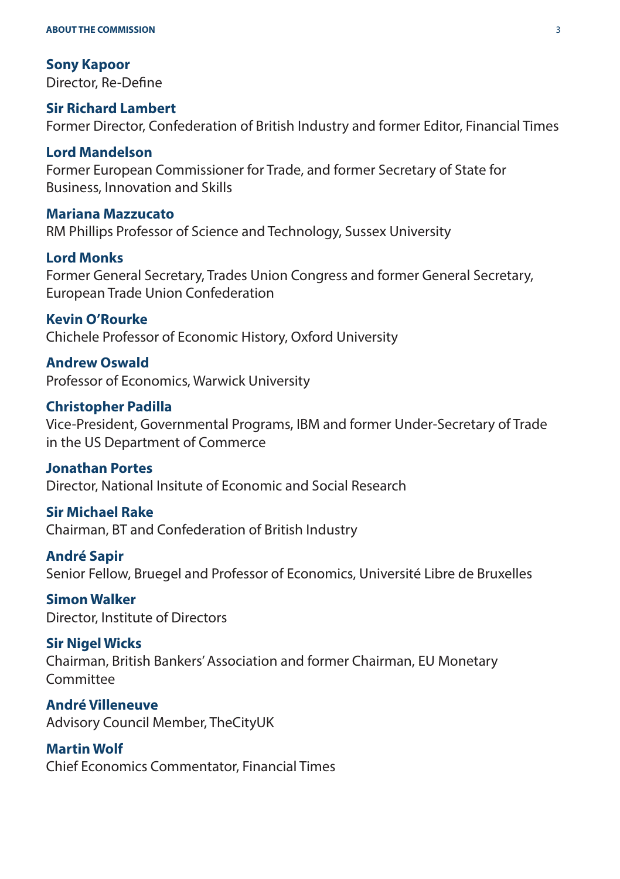**Sony Kapoor**
Director, Re-Define

**Sir Richard Lambert**
Former Director, Confederation of British Industry and former Editor, Financial Times

**Lord Mandelson**
Former European Commissioner for Trade, and former Secretary of State for Business, Innovation and Skills

**Mariana Mazzucato**
RM Phillips Professor of Science and Technology, Sussex University

**Lord Monks**
Former General Secretary, Trades Union Congress and former General Secretary, European Trade Union Confederation

**Kevin O'Rourke**
Chichele Professor of Economic History, Oxford University

**Andrew Oswald**
Professor of Economics, Warwick University

**Christopher Padilla**
Vice-President, Governmental Programs, IBM and former Under-Secretary of Trade in the US Department of Commerce

**Jonathan Portes**
Director, National Insitute of Economic and Social Research

**Sir Michael Rake**
Chairman, BT and Confederation of British Industry

**André Sapir**
Senior Fellow, Bruegel and Professor of Economics, Université Libre de Bruxelles

**Simon Walker**
Director, Institute of Directors

**Sir Nigel Wicks**
Chairman, British Bankers' Association and former Chairman, EU Monetary Committee

**André Villeneuve**
Advisory Council Member, TheCityUK

**Martin Wolf**
Chief Economics Commentator, Financial Times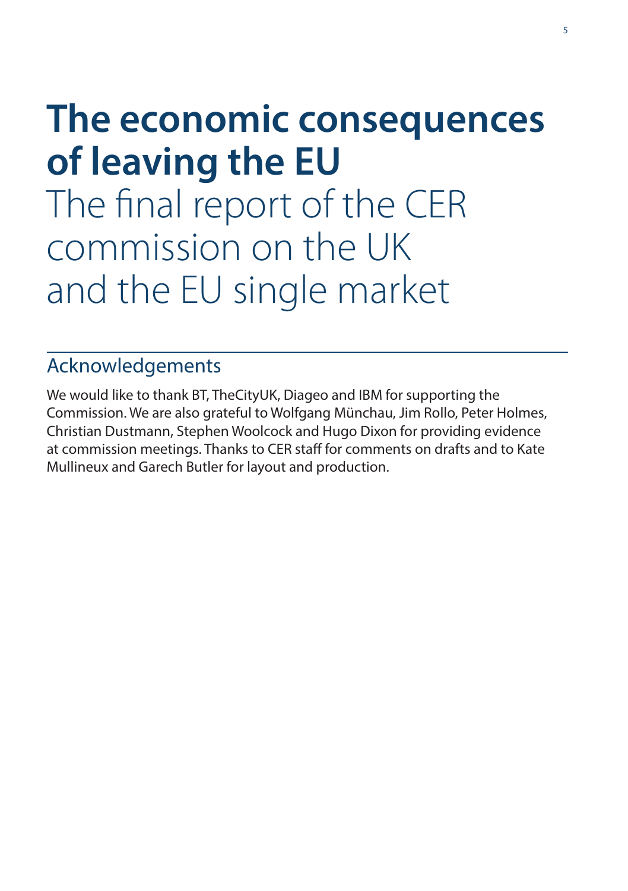# The economic consequences of leaving the EU

The final report of the CER commission on the UK and the EU single market

## Acknowledgements

We would like to thank BT, TheCityUK, Diageo and IBM for supporting the Commission. We are also grateful to Wolfgang Münchau, Jim Rollo, Peter Holmes, Christian Dustmann, Stephen Woolcock and Hugo Dixon for providing evidence at commission meetings. Thanks to CER staff for comments on drafts and to Kate Mullineux and Garech Butler for layout and production.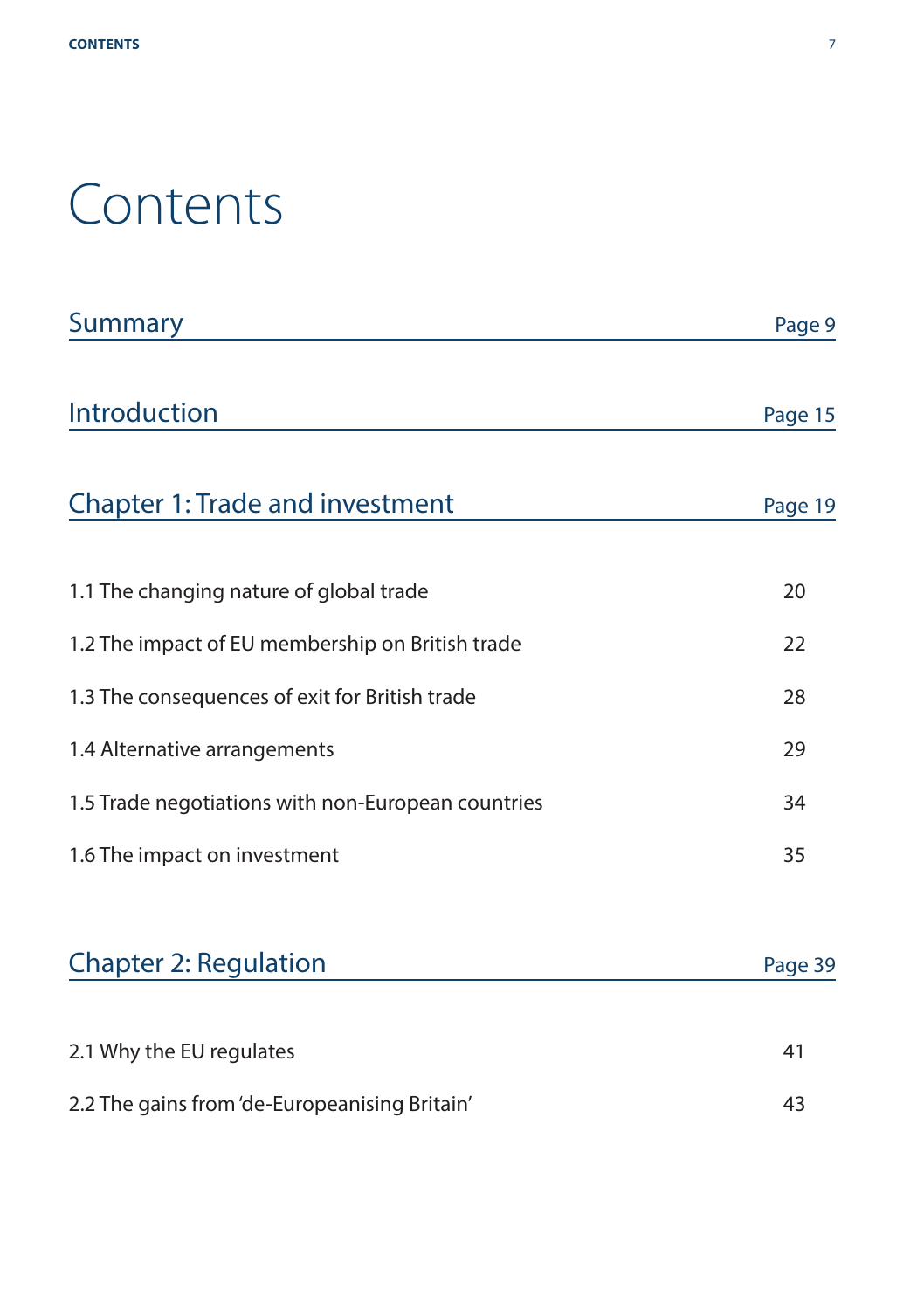# Contents

| | |
|---|---|
| **Summary** | Page 9 |
| **Introduction** | Page 15 |
| **Chapter 1: Trade and investment** | Page 19 |
| 1.1 The changing nature of global trade | 20 |
| 1.2 The impact of EU membership on British trade | 22 |
| 1.3 The consequences of exit for British trade | 28 |
| 1.4 Alternative arrangements | 29 |
| 1.5 Trade negotiations with non-European countries | 34 |
| 1.6 The impact on investment | 35 |
| **Chapter 2: Regulation** | Page 39 |
| 2.1 Why the EU regulates | 41 |
| 2.2 The gains from 'de-Europeanising Britain' | 43 |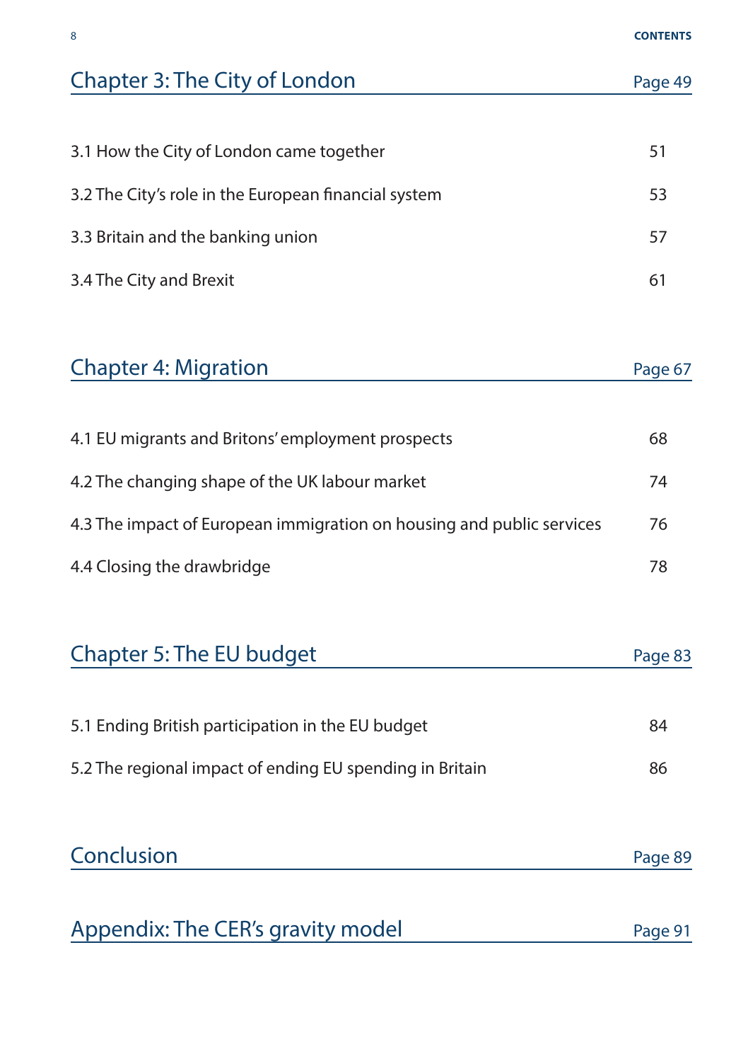## Chapter 3: The City of London — Page 49

| | |
|---|---|
| 3.1 How the City of London came together | 51 |
| 3.2 The City's role in the European financial system | 53 |
| 3.3 Britain and the banking union | 57 |
| 3.4 The City and Brexit | 61 |

## Chapter 4: Migration — Page 67

| | |
|---|---|
| 4.1 EU migrants and Britons' employment prospects | 68 |
| 4.2 The changing shape of the UK labour market | 74 |
| 4.3 The impact of European immigration on housing and public services | 76 |
| 4.4 Closing the drawbridge | 78 |

## Chapter 5: The EU budget — Page 83

| | |
|---|---|
| 5.1 Ending British participation in the EU budget | 84 |
| 5.2 The regional impact of ending EU spending in Britain | 86 |

## Conclusion — Page 89

## Appendix: The CER's gravity model — Page 91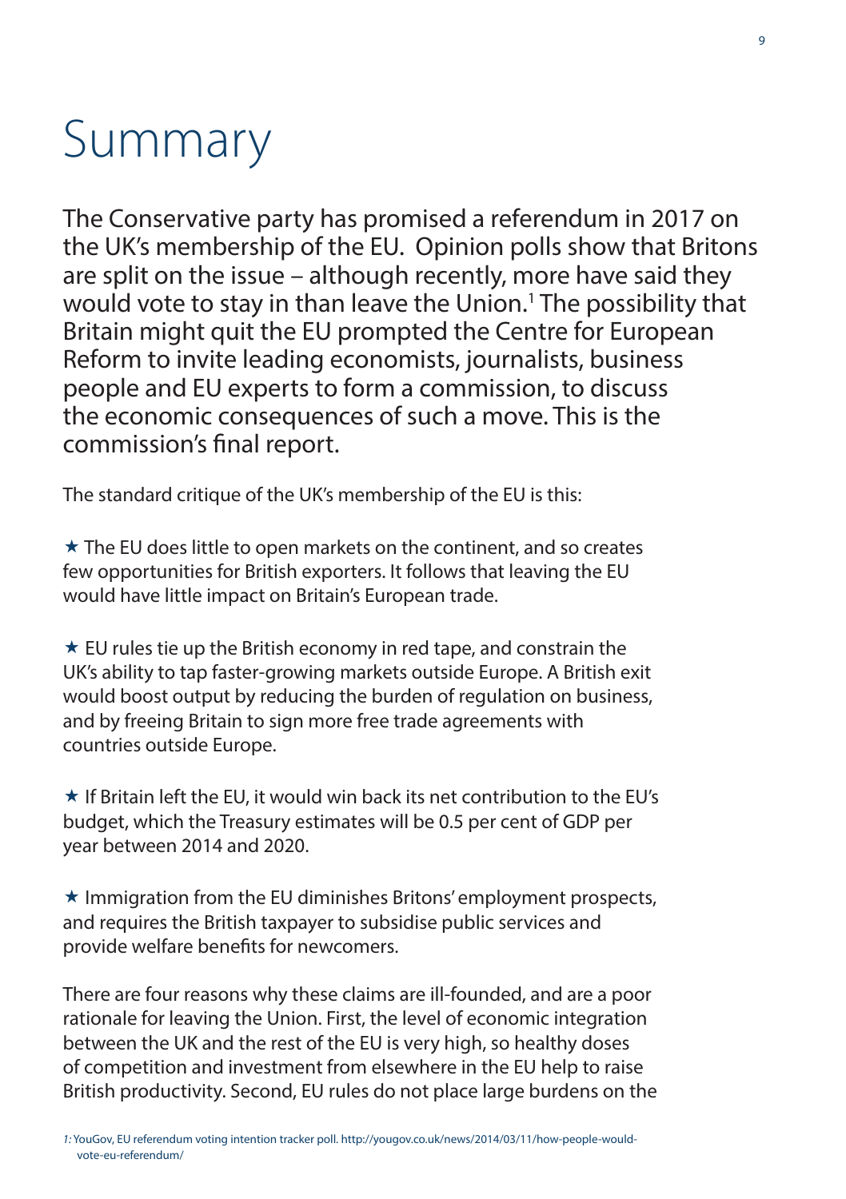# Summary

The Conservative party has promised a referendum in 2017 on the UK's membership of the EU. Opinion polls show that Britons are split on the issue – although recently, more have said they would vote to stay in than leave the Union.[1] The possibility that Britain might quit the EU prompted the Centre for European Reform to invite leading economists, journalists, business people and EU experts to form a commission, to discuss the economic consequences of such a move. This is the commission's final report.

The standard critique of the UK's membership of the EU is this:

★ The EU does little to open markets on the continent, and so creates few opportunities for British exporters. It follows that leaving the EU would have little impact on Britain's European trade.

★ EU rules tie up the British economy in red tape, and constrain the UK's ability to tap faster-growing markets outside Europe. A British exit would boost output by reducing the burden of regulation on business, and by freeing Britain to sign more free trade agreements with countries outside Europe.

★ If Britain left the EU, it would win back its net contribution to the EU's budget, which the Treasury estimates will be 0.5 per cent of GDP per year between 2014 and 2020.

★ Immigration from the EU diminishes Britons' employment prospects, and requires the British taxpayer to subsidise public services and provide welfare benefits for newcomers.

There are four reasons why these claims are ill-founded, and are a poor rationale for leaving the Union. First, the level of economic integration between the UK and the rest of the EU is very high, so healthy doses of competition and investment from elsewhere in the EU help to raise British productivity. Second, EU rules do not place large burdens on the

[1] YouGov, EU referendum voting intention tracker poll. http://yougov.co.uk/news/2014/03/11/how-people-would-vote-eu-referendum/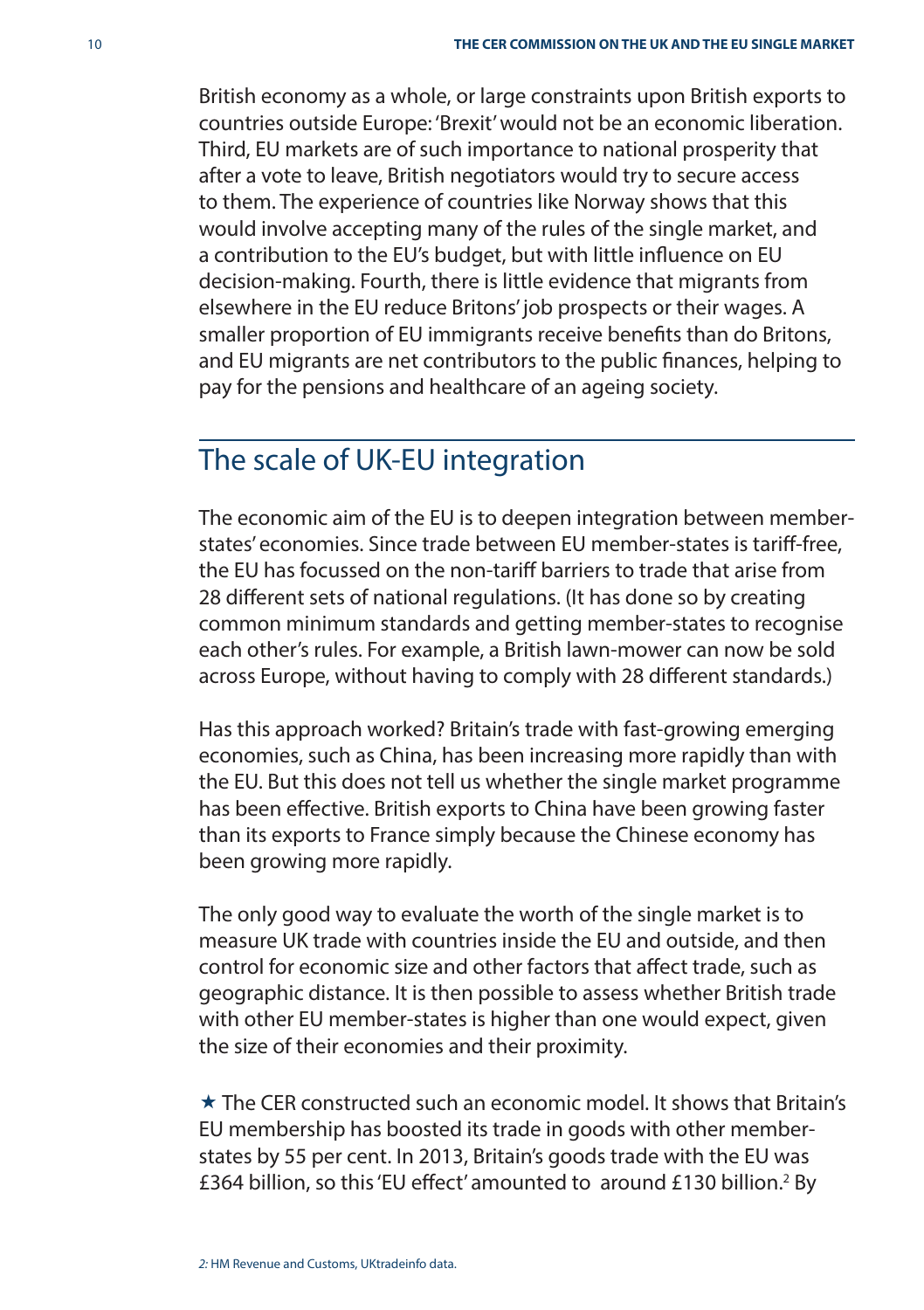British economy as a whole, or large constraints upon British exports to countries outside Europe: 'Brexit' would not be an economic liberation. Third, EU markets are of such importance to national prosperity that after a vote to leave, British negotiators would try to secure access to them. The experience of countries like Norway shows that this would involve accepting many of the rules of the single market, and a contribution to the EU's budget, but with little influence on EU decision-making. Fourth, there is little evidence that migrants from elsewhere in the EU reduce Britons' job prospects or their wages. A smaller proportion of EU immigrants receive benefits than do Britons, and EU migrants are net contributors to the public finances, helping to pay for the pensions and healthcare of an ageing society.

## The scale of UK-EU integration

The economic aim of the EU is to deepen integration between member-states' economies. Since trade between EU member-states is tariff-free, the EU has focussed on the non-tariff barriers to trade that arise from 28 different sets of national regulations. (It has done so by creating common minimum standards and getting member-states to recognise each other's rules. For example, a British lawn-mower can now be sold across Europe, without having to comply with 28 different standards.)

Has this approach worked? Britain's trade with fast-growing emerging economies, such as China, has been increasing more rapidly than with the EU. But this does not tell us whether the single market programme has been effective. British exports to China have been growing faster than its exports to France simply because the Chinese economy has been growing more rapidly.

The only good way to evaluate the worth of the single market is to measure UK trade with countries inside the EU and outside, and then control for economic size and other factors that affect trade, such as geographic distance. It is then possible to assess whether British trade with other EU member-states is higher than one would expect, given the size of their economies and their proximity.

★ The CER constructed such an economic model. It shows that Britain's EU membership has boosted its trade in goods with other member-states by 55 per cent. In 2013, Britain's goods trade with the EU was £364 billion, so this 'EU effect' amounted to around £130 billion.[2] By

*2:* HM Revenue and Customs, UKtradeinfo data.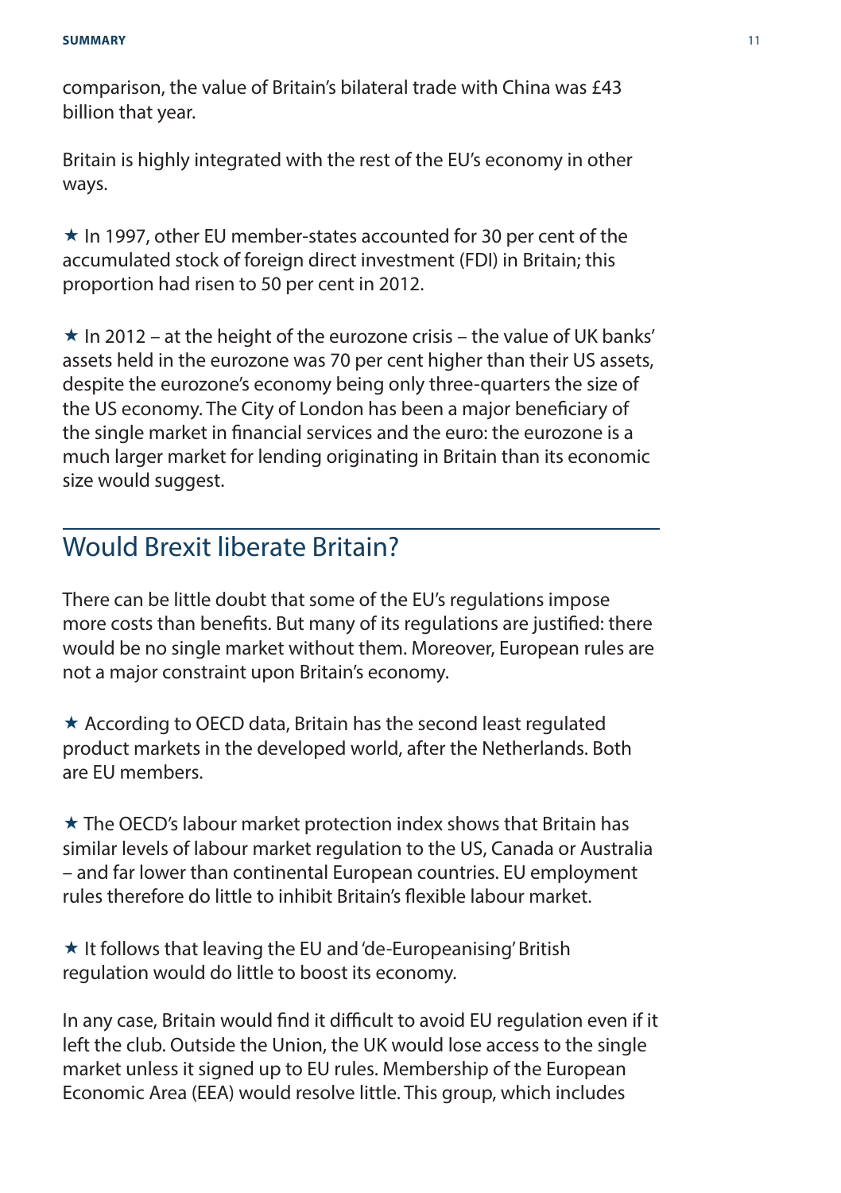comparison, the value of Britain's bilateral trade with China was £43 billion that year.

Britain is highly integrated with the rest of the EU's economy in other ways.

★ In 1997, other EU member-states accounted for 30 per cent of the accumulated stock of foreign direct investment (FDI) in Britain; this proportion had risen to 50 per cent in 2012.

★ In 2012 – at the height of the eurozone crisis – the value of UK banks' assets held in the eurozone was 70 per cent higher than their US assets, despite the eurozone's economy being only three-quarters the size of the US economy. The City of London has been a major beneficiary of the single market in financial services and the euro: the eurozone is a much larger market for lending originating in Britain than its economic size would suggest.

## Would Brexit liberate Britain?

There can be little doubt that some of the EU's regulations impose more costs than benefits. But many of its regulations are justified: there would be no single market without them. Moreover, European rules are not a major constraint upon Britain's economy.

★ According to OECD data, Britain has the second least regulated product markets in the developed world, after the Netherlands. Both are EU members.

★ The OECD's labour market protection index shows that Britain has similar levels of labour market regulation to the US, Canada or Australia – and far lower than continental European countries. EU employment rules therefore do little to inhibit Britain's flexible labour market.

★ It follows that leaving the EU and 'de-Europeanising' British regulation would do little to boost its economy.

In any case, Britain would find it difficult to avoid EU regulation even if it left the club. Outside the Union, the UK would lose access to the single market unless it signed up to EU rules. Membership of the European Economic Area (EEA) would resolve little. This group, which includes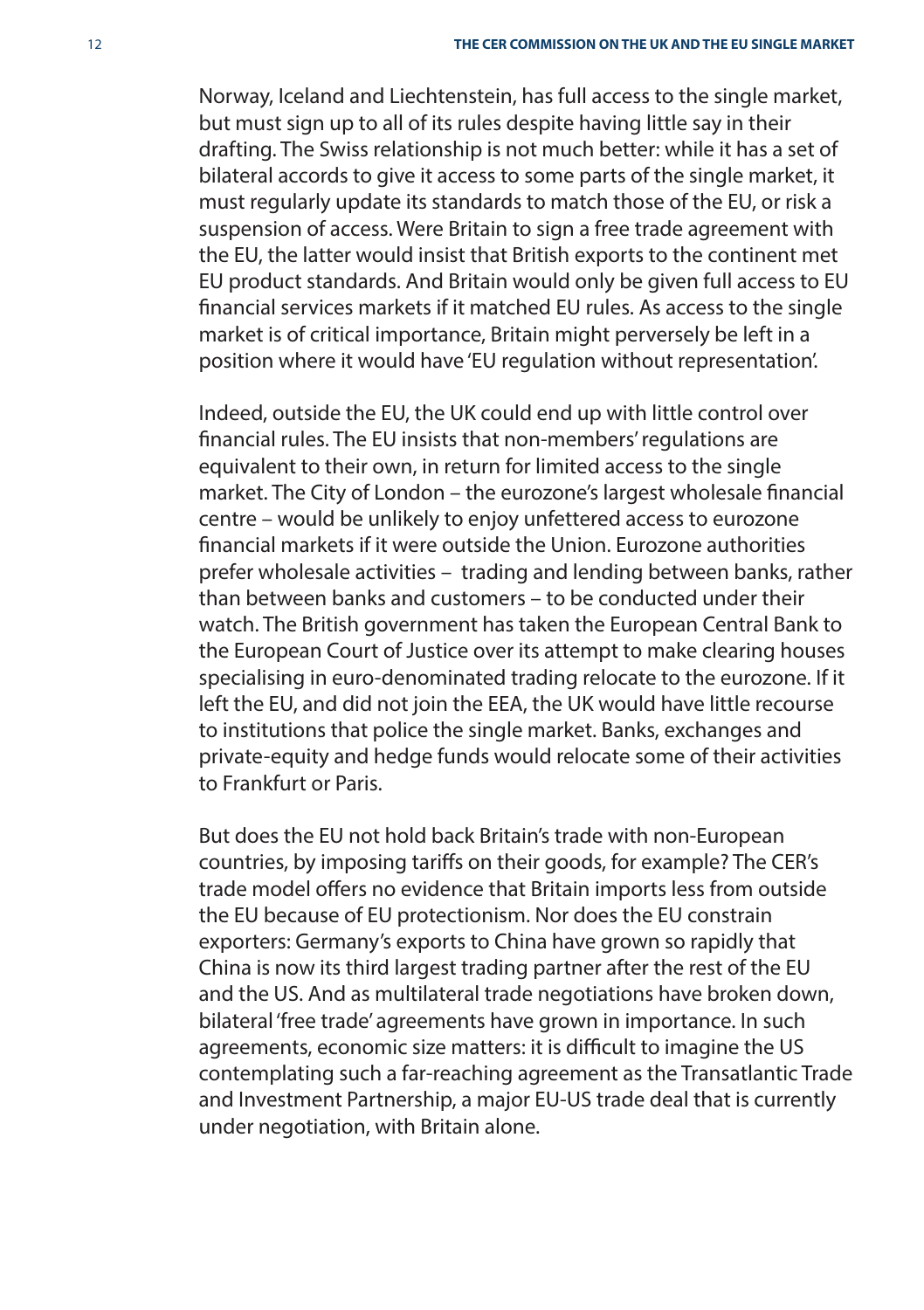Norway, Iceland and Liechtenstein, has full access to the single market, but must sign up to all of its rules despite having little say in their drafting. The Swiss relationship is not much better: while it has a set of bilateral accords to give it access to some parts of the single market, it must regularly update its standards to match those of the EU, or risk a suspension of access. Were Britain to sign a free trade agreement with the EU, the latter would insist that British exports to the continent met EU product standards. And Britain would only be given full access to EU financial services markets if it matched EU rules. As access to the single market is of critical importance, Britain might perversely be left in a position where it would have 'EU regulation without representation'.

Indeed, outside the EU, the UK could end up with little control over financial rules. The EU insists that non-members' regulations are equivalent to their own, in return for limited access to the single market. The City of London – the eurozone's largest wholesale financial centre – would be unlikely to enjoy unfettered access to eurozone financial markets if it were outside the Union. Eurozone authorities prefer wholesale activities – trading and lending between banks, rather than between banks and customers – to be conducted under their watch. The British government has taken the European Central Bank to the European Court of Justice over its attempt to make clearing houses specialising in euro-denominated trading relocate to the eurozone. If it left the EU, and did not join the EEA, the UK would have little recourse to institutions that police the single market. Banks, exchanges and private-equity and hedge funds would relocate some of their activities to Frankfurt or Paris.

But does the EU not hold back Britain's trade with non-European countries, by imposing tariffs on their goods, for example? The CER's trade model offers no evidence that Britain imports less from outside the EU because of EU protectionism. Nor does the EU constrain exporters: Germany's exports to China have grown so rapidly that China is now its third largest trading partner after the rest of the EU and the US. And as multilateral trade negotiations have broken down, bilateral 'free trade' agreements have grown in importance. In such agreements, economic size matters: it is difficult to imagine the US contemplating such a far-reaching agreement as the Transatlantic Trade and Investment Partnership, a major EU-US trade deal that is currently under negotiation, with Britain alone.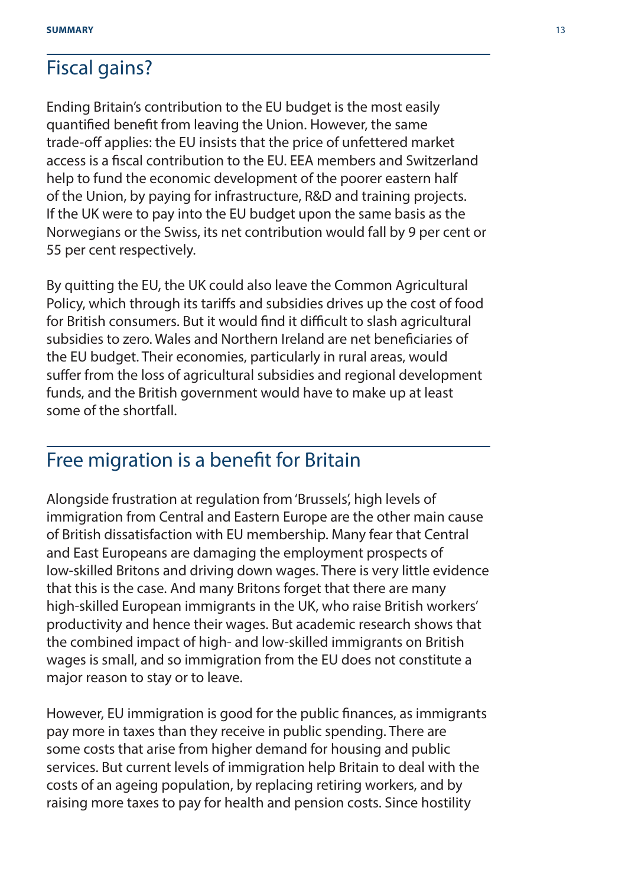## Fiscal gains?

Ending Britain's contribution to the EU budget is the most easily quantified benefit from leaving the Union. However, the same trade-off applies: the EU insists that the price of unfettered market access is a fiscal contribution to the EU. EEA members and Switzerland help to fund the economic development of the poorer eastern half of the Union, by paying for infrastructure, R&D and training projects. If the UK were to pay into the EU budget upon the same basis as the Norwegians or the Swiss, its net contribution would fall by 9 per cent or 55 per cent respectively.

By quitting the EU, the UK could also leave the Common Agricultural Policy, which through its tariffs and subsidies drives up the cost of food for British consumers. But it would find it difficult to slash agricultural subsidies to zero. Wales and Northern Ireland are net beneficiaries of the EU budget. Their economies, particularly in rural areas, would suffer from the loss of agricultural subsidies and regional development funds, and the British government would have to make up at least some of the shortfall.

## Free migration is a benefit for Britain

Alongside frustration at regulation from 'Brussels', high levels of immigration from Central and Eastern Europe are the other main cause of British dissatisfaction with EU membership. Many fear that Central and East Europeans are damaging the employment prospects of low-skilled Britons and driving down wages. There is very little evidence that this is the case. And many Britons forget that there are many high-skilled European immigrants in the UK, who raise British workers' productivity and hence their wages. But academic research shows that the combined impact of high- and low-skilled immigrants on British wages is small, and so immigration from the EU does not constitute a major reason to stay or to leave.

However, EU immigration is good for the public finances, as immigrants pay more in taxes than they receive in public spending. There are some costs that arise from higher demand for housing and public services. But current levels of immigration help Britain to deal with the costs of an ageing population, by replacing retiring workers, and by raising more taxes to pay for health and pension costs. Since hostility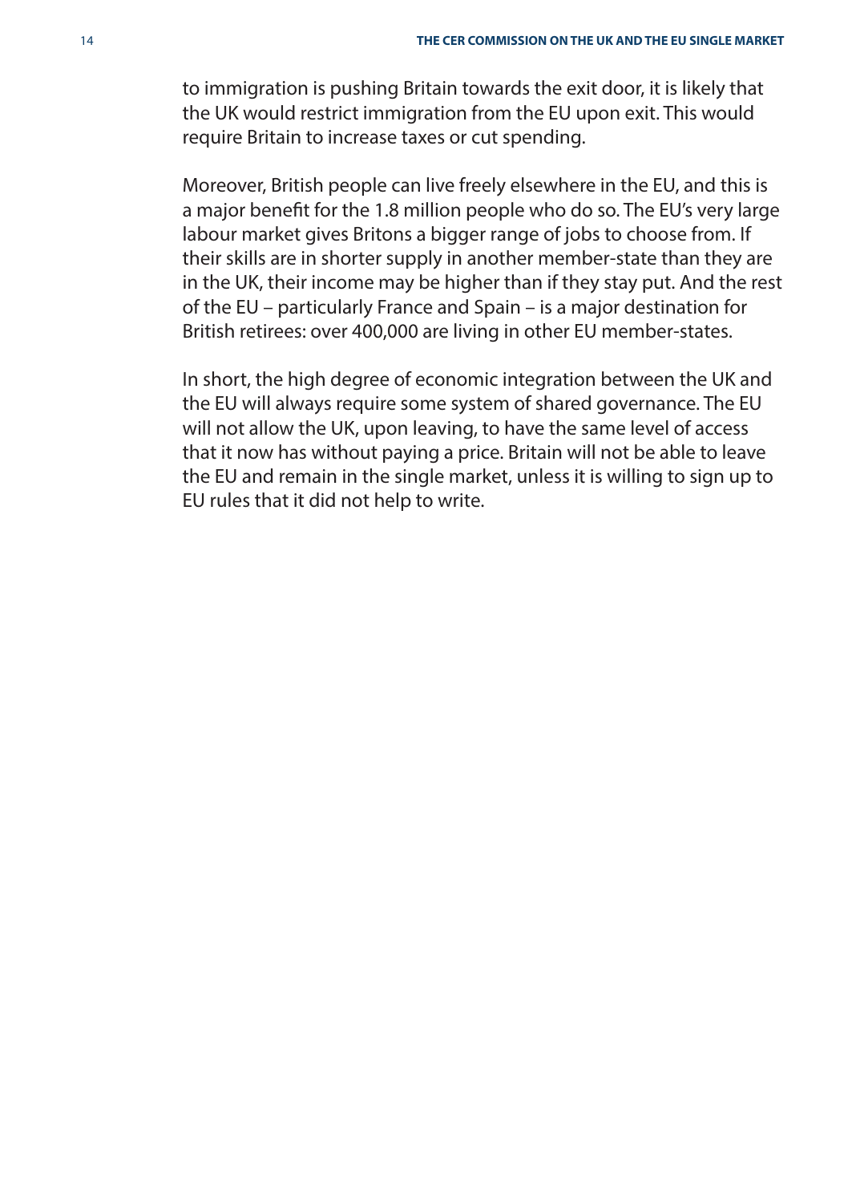to immigration is pushing Britain towards the exit door, it is likely that the UK would restrict immigration from the EU upon exit. This would require Britain to increase taxes or cut spending.

Moreover, British people can live freely elsewhere in the EU, and this is a major benefit for the 1.8 million people who do so. The EU's very large labour market gives Britons a bigger range of jobs to choose from. If their skills are in shorter supply in another member-state than they are in the UK, their income may be higher than if they stay put. And the rest of the EU – particularly France and Spain – is a major destination for British retirees: over 400,000 are living in other EU member-states.

In short, the high degree of economic integration between the UK and the EU will always require some system of shared governance. The EU will not allow the UK, upon leaving, to have the same level of access that it now has without paying a price. Britain will not be able to leave the EU and remain in the single market, unless it is willing to sign up to EU rules that it did not help to write.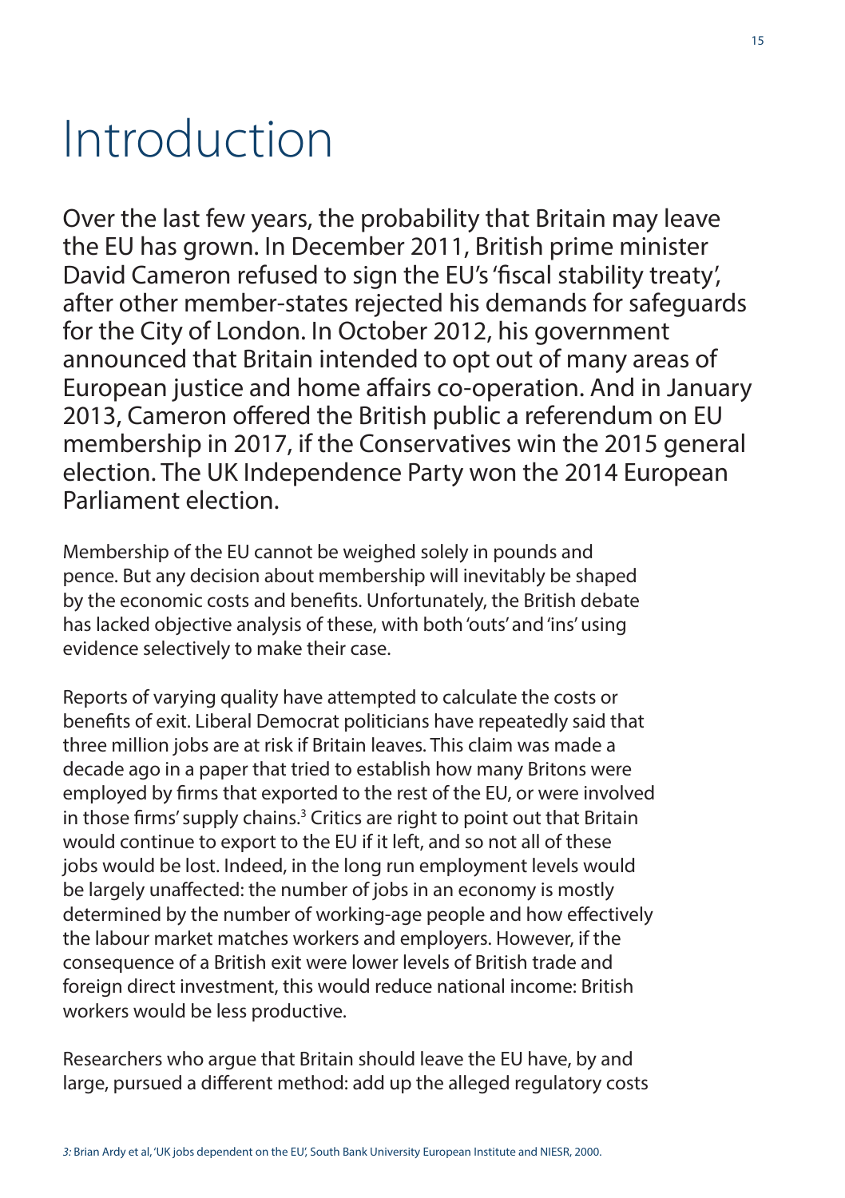# Introduction

Over the last few years, the probability that Britain may leave the EU has grown. In December 2011, British prime minister David Cameron refused to sign the EU's 'fiscal stability treaty', after other member-states rejected his demands for safeguards for the City of London. In October 2012, his government announced that Britain intended to opt out of many areas of European justice and home affairs co-operation. And in January 2013, Cameron offered the British public a referendum on EU membership in 2017, if the Conservatives win the 2015 general election. The UK Independence Party won the 2014 European Parliament election.

Membership of the EU cannot be weighed solely in pounds and pence. But any decision about membership will inevitably be shaped by the economic costs and benefits. Unfortunately, the British debate has lacked objective analysis of these, with both 'outs' and 'ins' using evidence selectively to make their case.

Reports of varying quality have attempted to calculate the costs or benefits of exit. Liberal Democrat politicians have repeatedly said that three million jobs are at risk if Britain leaves. This claim was made a decade ago in a paper that tried to establish how many Britons were employed by firms that exported to the rest of the EU, or were involved in those firms' supply chains.[3] Critics are right to point out that Britain would continue to export to the EU if it left, and so not all of these jobs would be lost. Indeed, in the long run employment levels would be largely unaffected: the number of jobs in an economy is mostly determined by the number of working-age people and how effectively the labour market matches workers and employers. However, if the consequence of a British exit were lower levels of British trade and foreign direct investment, this would reduce national income: British workers would be less productive.

Researchers who argue that Britain should leave the EU have, by and large, pursued a different method: add up the alleged regulatory costs

3: Brian Ardy et al, 'UK jobs dependent on the EU', South Bank University European Institute and NIESR, 2000.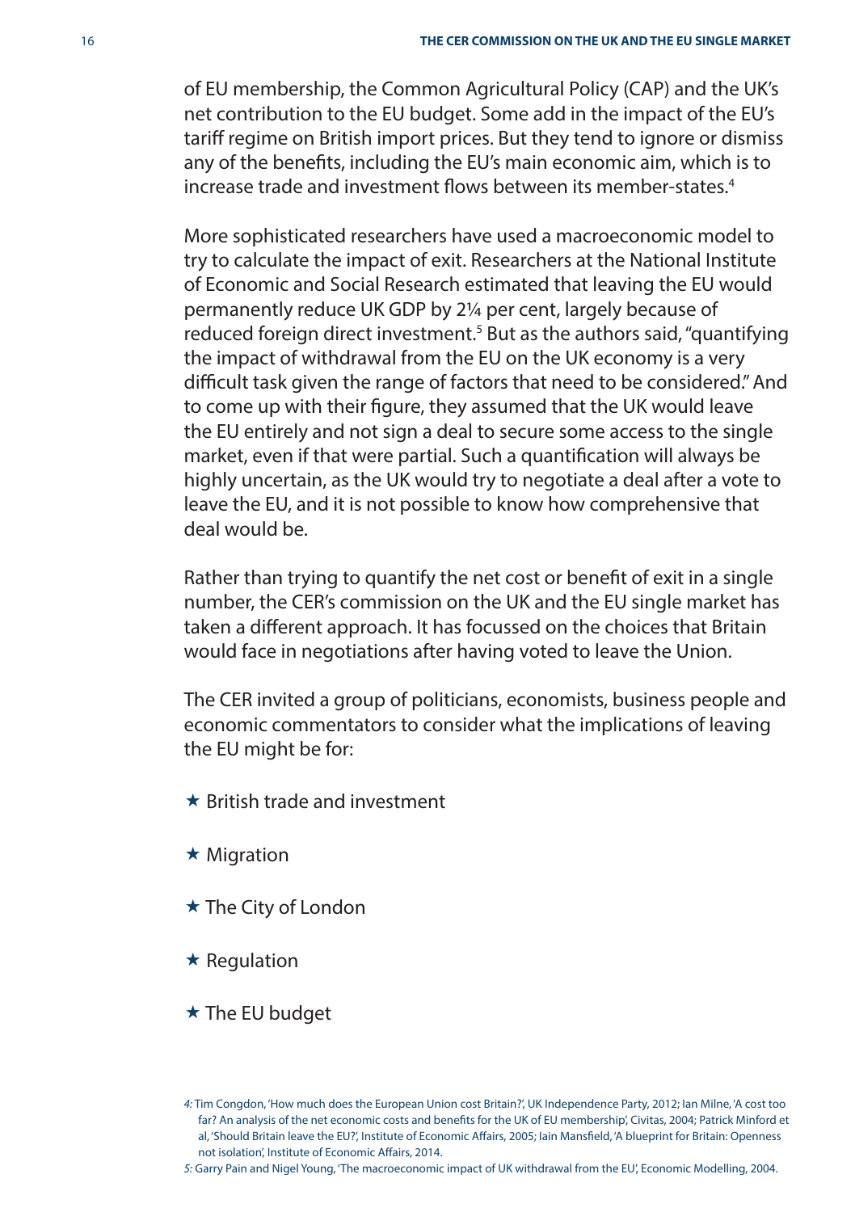of EU membership, the Common Agricultural Policy (CAP) and the UK's net contribution to the EU budget. Some add in the impact of the EU's tariff regime on British import prices. But they tend to ignore or dismiss any of the benefits, including the EU's main economic aim, which is to increase trade and investment flows between its member-states.[4]

More sophisticated researchers have used a macroeconomic model to try to calculate the impact of exit. Researchers at the National Institute of Economic and Social Research estimated that leaving the EU would permanently reduce UK GDP by 2¼ per cent, largely because of reduced foreign direct investment.[5] But as the authors said, "quantifying the impact of withdrawal from the EU on the UK economy is a very difficult task given the range of factors that need to be considered." And to come up with their figure, they assumed that the UK would leave the EU entirely and not sign a deal to secure some access to the single market, even if that were partial. Such a quantification will always be highly uncertain, as the UK would try to negotiate a deal after a vote to leave the EU, and it is not possible to know how comprehensive that deal would be.

Rather than trying to quantify the net cost or benefit of exit in a single number, the CER's commission on the UK and the EU single market has taken a different approach. It has focussed on the choices that Britain would face in negotiations after having voted to leave the Union.

The CER invited a group of politicians, economists, business people and economic commentators to consider what the implications of leaving the EU might be for:

- ★ British trade and investment
- ★ Migration
- ★ The City of London
- ★ Regulation
- ★ The EU budget

*4:* Tim Congdon, 'How much does the European Union cost Britain?', UK Independence Party, 2012; Ian Milne, 'A cost too far? An analysis of the net economic costs and benefits for the UK of EU membership', Civitas, 2004; Patrick Minford et al, 'Should Britain leave the EU?', Institute of Economic Affairs, 2005; Iain Mansfield, 'A blueprint for Britain: Openness not isolation', Institute of Economic Affairs, 2014.

*5:* Garry Pain and Nigel Young, 'The macroeconomic impact of UK withdrawal from the EU', Economic Modelling, 2004.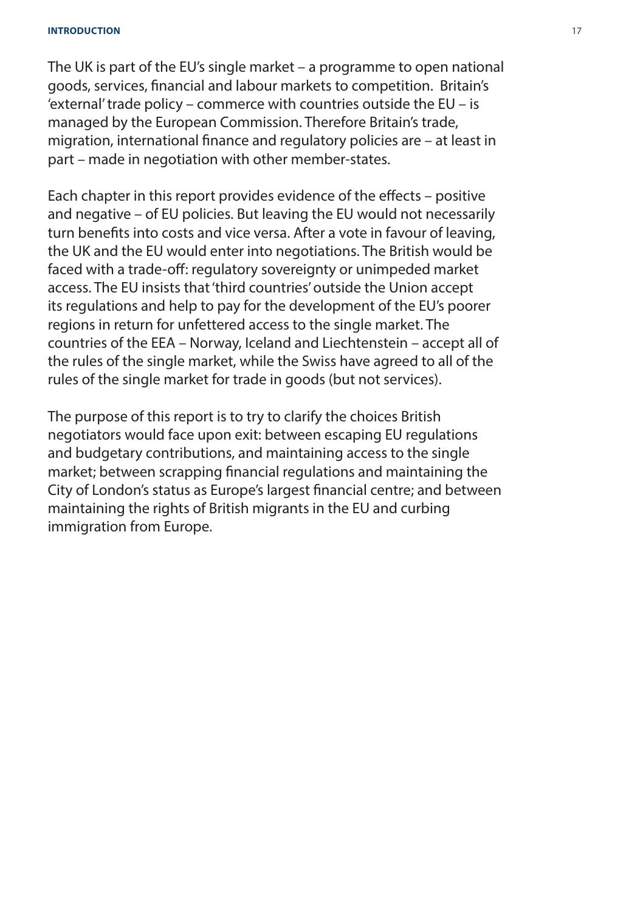The UK is part of the EU's single market – a programme to open national goods, services, financial and labour markets to competition. Britain's 'external' trade policy – commerce with countries outside the EU – is managed by the European Commission. Therefore Britain's trade, migration, international finance and regulatory policies are – at least in part – made in negotiation with other member-states.

Each chapter in this report provides evidence of the effects – positive and negative – of EU policies. But leaving the EU would not necessarily turn benefits into costs and vice versa. After a vote in favour of leaving, the UK and the EU would enter into negotiations. The British would be faced with a trade-off: regulatory sovereignty or unimpeded market access. The EU insists that 'third countries' outside the Union accept its regulations and help to pay for the development of the EU's poorer regions in return for unfettered access to the single market. The countries of the EEA – Norway, Iceland and Liechtenstein – accept all of the rules of the single market, while the Swiss have agreed to all of the rules of the single market for trade in goods (but not services).

The purpose of this report is to try to clarify the choices British negotiators would face upon exit: between escaping EU regulations and budgetary contributions, and maintaining access to the single market; between scrapping financial regulations and maintaining the City of London's status as Europe's largest financial centre; and between maintaining the rights of British migrants in the EU and curbing immigration from Europe.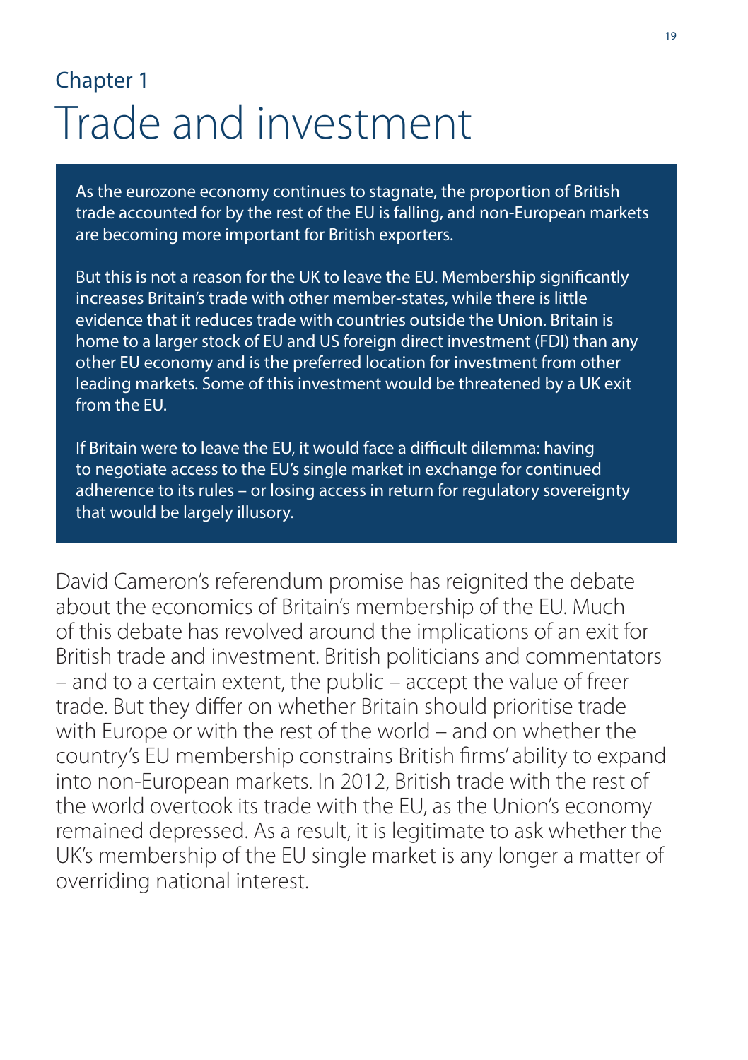Chapter 1

# Trade and investment

As the eurozone economy continues to stagnate, the proportion of British trade accounted for by the rest of the EU is falling, and non-European markets are becoming more important for British exporters.

But this is not a reason for the UK to leave the EU. Membership significantly increases Britain's trade with other member-states, while there is little evidence that it reduces trade with countries outside the Union. Britain is home to a larger stock of EU and US foreign direct investment (FDI) than any other EU economy and is the preferred location for investment from other leading markets. Some of this investment would be threatened by a UK exit from the EU.

If Britain were to leave the EU, it would face a difficult dilemma: having to negotiate access to the EU's single market in exchange for continued adherence to its rules – or losing access in return for regulatory sovereignty that would be largely illusory.

David Cameron's referendum promise has reignited the debate about the economics of Britain's membership of the EU. Much of this debate has revolved around the implications of an exit for British trade and investment. British politicians and commentators – and to a certain extent, the public – accept the value of freer trade. But they differ on whether Britain should prioritise trade with Europe or with the rest of the world – and on whether the country's EU membership constrains British firms' ability to expand into non-European markets. In 2012, British trade with the rest of the world overtook its trade with the EU, as the Union's economy remained depressed. As a result, it is legitimate to ask whether the UK's membership of the EU single market is any longer a matter of overriding national interest.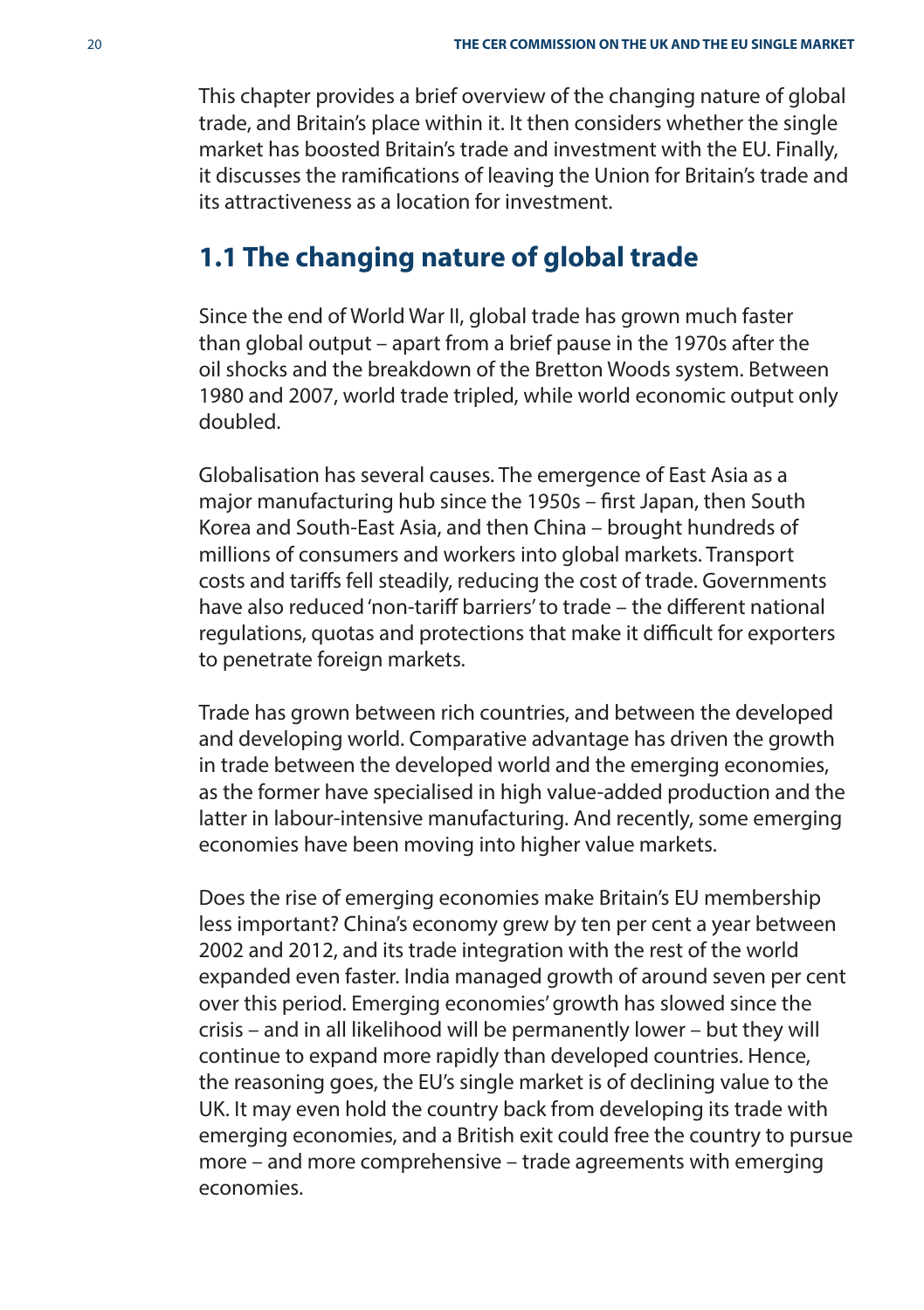This chapter provides a brief overview of the changing nature of global trade, and Britain's place within it. It then considers whether the single market has boosted Britain's trade and investment with the EU. Finally, it discusses the ramifications of leaving the Union for Britain's trade and its attractiveness as a location for investment.

## 1.1 The changing nature of global trade

Since the end of World War II, global trade has grown much faster than global output – apart from a brief pause in the 1970s after the oil shocks and the breakdown of the Bretton Woods system. Between 1980 and 2007, world trade tripled, while world economic output only doubled.

Globalisation has several causes. The emergence of East Asia as a major manufacturing hub since the 1950s – first Japan, then South Korea and South-East Asia, and then China – brought hundreds of millions of consumers and workers into global markets. Transport costs and tariffs fell steadily, reducing the cost of trade. Governments have also reduced 'non-tariff barriers' to trade – the different national regulations, quotas and protections that make it difficult for exporters to penetrate foreign markets.

Trade has grown between rich countries, and between the developed and developing world. Comparative advantage has driven the growth in trade between the developed world and the emerging economies, as the former have specialised in high value-added production and the latter in labour-intensive manufacturing. And recently, some emerging economies have been moving into higher value markets.

Does the rise of emerging economies make Britain's EU membership less important? China's economy grew by ten per cent a year between 2002 and 2012, and its trade integration with the rest of the world expanded even faster. India managed growth of around seven per cent over this period. Emerging economies' growth has slowed since the crisis – and in all likelihood will be permanently lower – but they will continue to expand more rapidly than developed countries. Hence, the reasoning goes, the EU's single market is of declining value to the UK. It may even hold the country back from developing its trade with emerging economies, and a British exit could free the country to pursue more – and more comprehensive – trade agreements with emerging economies.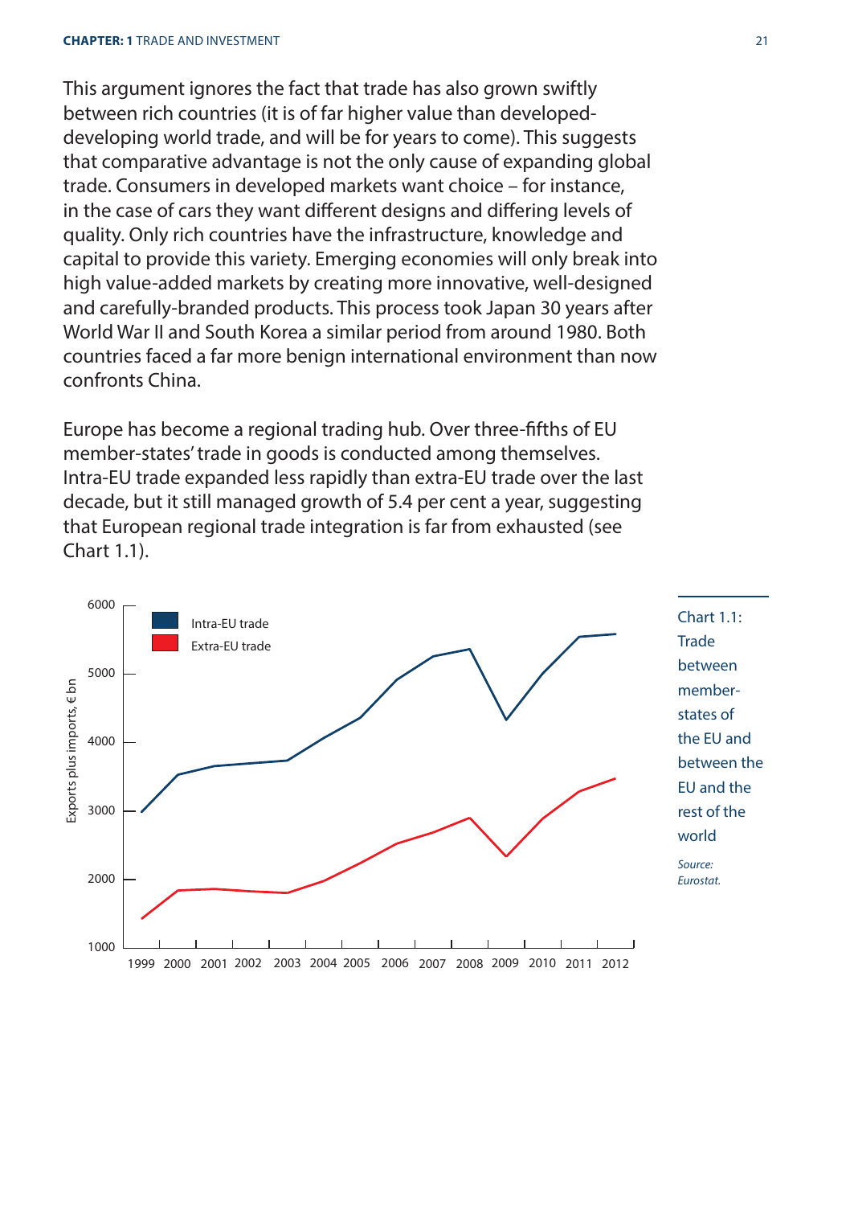This argument ignores the fact that trade has also grown swiftly between rich countries (it is of far higher value than developed-developing world trade, and will be for years to come). This suggests that comparative advantage is not the only cause of expanding global trade. Consumers in developed markets want choice – for instance, in the case of cars they want different designs and differing levels of quality. Only rich countries have the infrastructure, knowledge and capital to provide this variety. Emerging economies will only break into high value-added markets by creating more innovative, well-designed and carefully-branded products. This process took Japan 30 years after World War II and South Korea a similar period from around 1980. Both countries faced a far more benign international environment than now confronts China.

Europe has become a regional trading hub. Over three-fifths of EU member-states' trade in goods is conducted among themselves. Intra-EU trade expanded less rapidly than extra-EU trade over the last decade, but it still managed growth of 5.4 per cent a year, suggesting that European regional trade integration is far from exhausted (see Chart 1.1).

Chart 1.1: Trade between member-states of the EU and between the EU and the rest of the world

*Source: Eurostat.*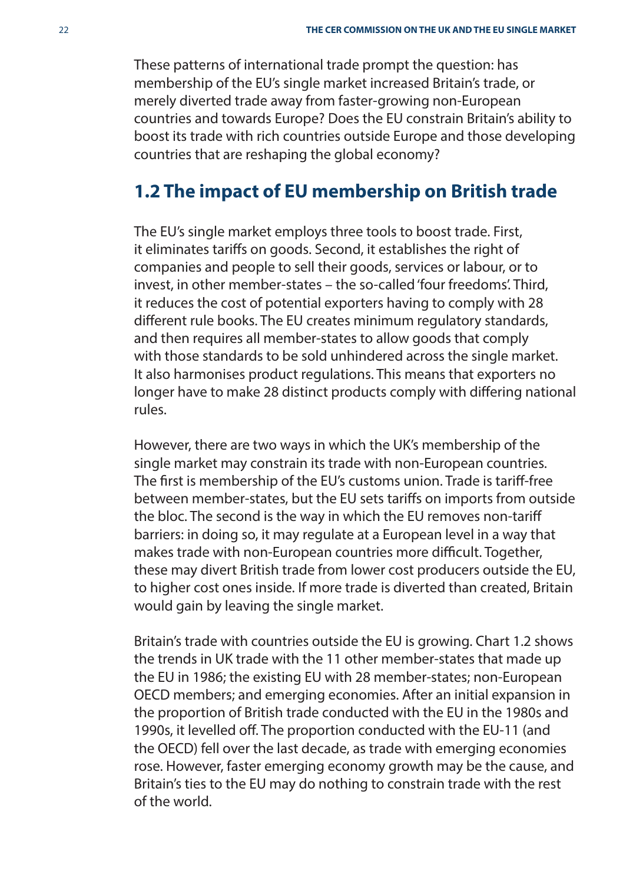These patterns of international trade prompt the question: has membership of the EU's single market increased Britain's trade, or merely diverted trade away from faster-growing non-European countries and towards Europe? Does the EU constrain Britain's ability to boost its trade with rich countries outside Europe and those developing countries that are reshaping the global economy?

## 1.2 The impact of EU membership on British trade

The EU's single market employs three tools to boost trade. First, it eliminates tariffs on goods. Second, it establishes the right of companies and people to sell their goods, services or labour, or to invest, in other member-states – the so-called 'four freedoms'. Third, it reduces the cost of potential exporters having to comply with 28 different rule books. The EU creates minimum regulatory standards, and then requires all member-states to allow goods that comply with those standards to be sold unhindered across the single market. It also harmonises product regulations. This means that exporters no longer have to make 28 distinct products comply with differing national rules.

However, there are two ways in which the UK's membership of the single market may constrain its trade with non-European countries. The first is membership of the EU's customs union. Trade is tariff-free between member-states, but the EU sets tariffs on imports from outside the bloc. The second is the way in which the EU removes non-tariff barriers: in doing so, it may regulate at a European level in a way that makes trade with non-European countries more difficult. Together, these may divert British trade from lower cost producers outside the EU, to higher cost ones inside. If more trade is diverted than created, Britain would gain by leaving the single market.

Britain's trade with countries outside the EU is growing. Chart 1.2 shows the trends in UK trade with the 11 other member-states that made up the EU in 1986; the existing EU with 28 member-states; non-European OECD members; and emerging economies. After an initial expansion in the proportion of British trade conducted with the EU in the 1980s and 1990s, it levelled off. The proportion conducted with the EU-11 (and the OECD) fell over the last decade, as trade with emerging economies rose. However, faster emerging economy growth may be the cause, and Britain's ties to the EU may do nothing to constrain trade with the rest of the world.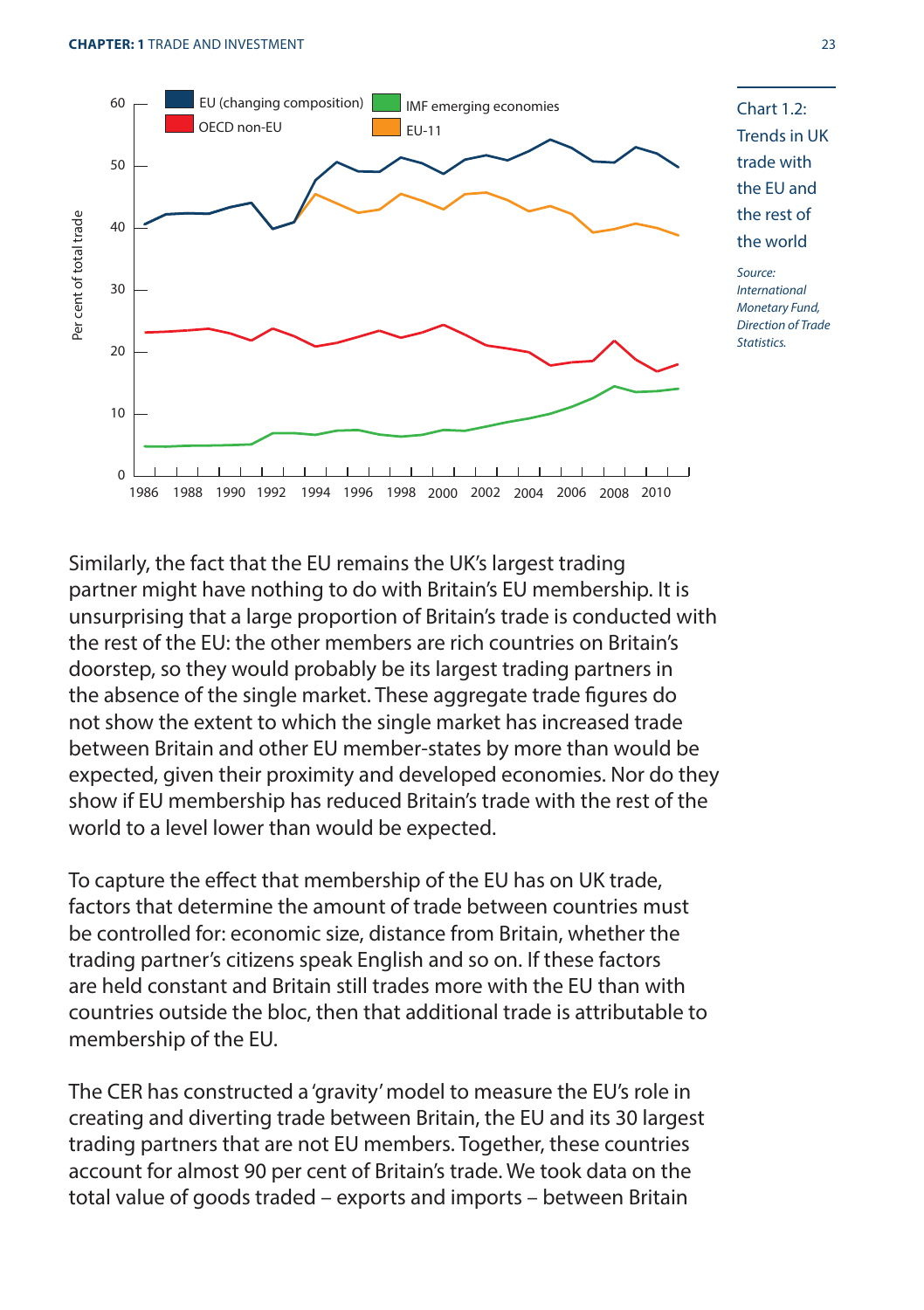Chart 1.2: Trends in UK trade with the EU and the rest of the world

*Source: International Monetary Fund, Direction of Trade Statistics.*

Similarly, the fact that the EU remains the UK's largest trading partner might have nothing to do with Britain's EU membership. It is unsurprising that a large proportion of Britain's trade is conducted with the rest of the EU: the other members are rich countries on Britain's doorstep, so they would probably be its largest trading partners in the absence of the single market. These aggregate trade figures do not show the extent to which the single market has increased trade between Britain and other EU member-states by more than would be expected, given their proximity and developed economies. Nor do they show if EU membership has reduced Britain's trade with the rest of the world to a level lower than would be expected.

To capture the effect that membership of the EU has on UK trade, factors that determine the amount of trade between countries must be controlled for: economic size, distance from Britain, whether the trading partner's citizens speak English and so on. If these factors are held constant and Britain still trades more with the EU than with countries outside the bloc, then that additional trade is attributable to membership of the EU.

The CER has constructed a 'gravity' model to measure the EU's role in creating and diverting trade between Britain, the EU and its 30 largest trading partners that are not EU members. Together, these countries account for almost 90 per cent of Britain's trade. We took data on the total value of goods traded – exports and imports – between Britain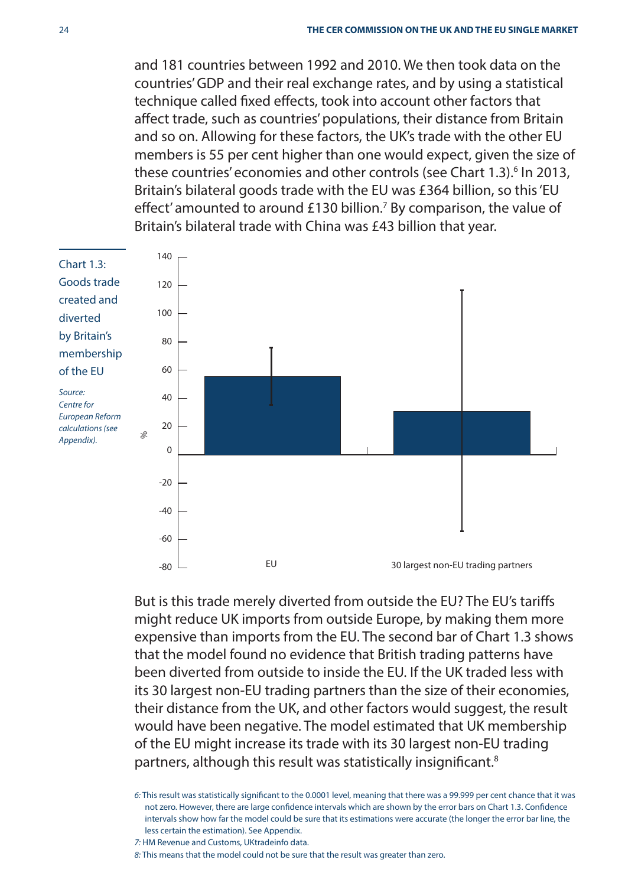and 181 countries between 1992 and 2010. We then took data on the countries' GDP and their real exchange rates, and by using a statistical technique called fixed effects, took into account other factors that affect trade, such as countries' populations, their distance from Britain and so on. Allowing for these factors, the UK's trade with the other EU members is 55 per cent higher than one would expect, given the size of these countries' economies and other controls (see Chart 1.3).[6] In 2013, Britain's bilateral goods trade with the EU was £364 billion, so this 'EU effect' amounted to around £130 billion.[7] By comparison, the value of Britain's bilateral trade with China was £43 billion that year.

Chart 1.3: Goods trade created and diverted by Britain's membership of the EU

*Source: Centre for European Reform calculations (see Appendix).*

But is this trade merely diverted from outside the EU? The EU's tariffs might reduce UK imports from outside Europe, by making them more expensive than imports from the EU. The second bar of Chart 1.3 shows that the model found no evidence that British trading patterns have been diverted from outside to inside the EU. If the UK traded less with its 30 largest non-EU trading partners than the size of their economies, their distance from the UK, and other factors would suggest, the result would have been negative. The model estimated that UK membership of the EU might increase its trade with its 30 largest non-EU trading partners, although this result was statistically insignificant.[8]

*6:* This result was statistically significant to the 0.0001 level, meaning that there was a 99.999 per cent chance that it was not zero. However, there are large confidence intervals which are shown by the error bars on Chart 1.3. Confidence intervals show how far the model could be sure that its estimations were accurate (the longer the error bar line, the less certain the estimation). See Appendix.

*7:* HM Revenue and Customs, UKtradeinfo data.

*8:* This means that the model could not be sure that the result was greater than zero.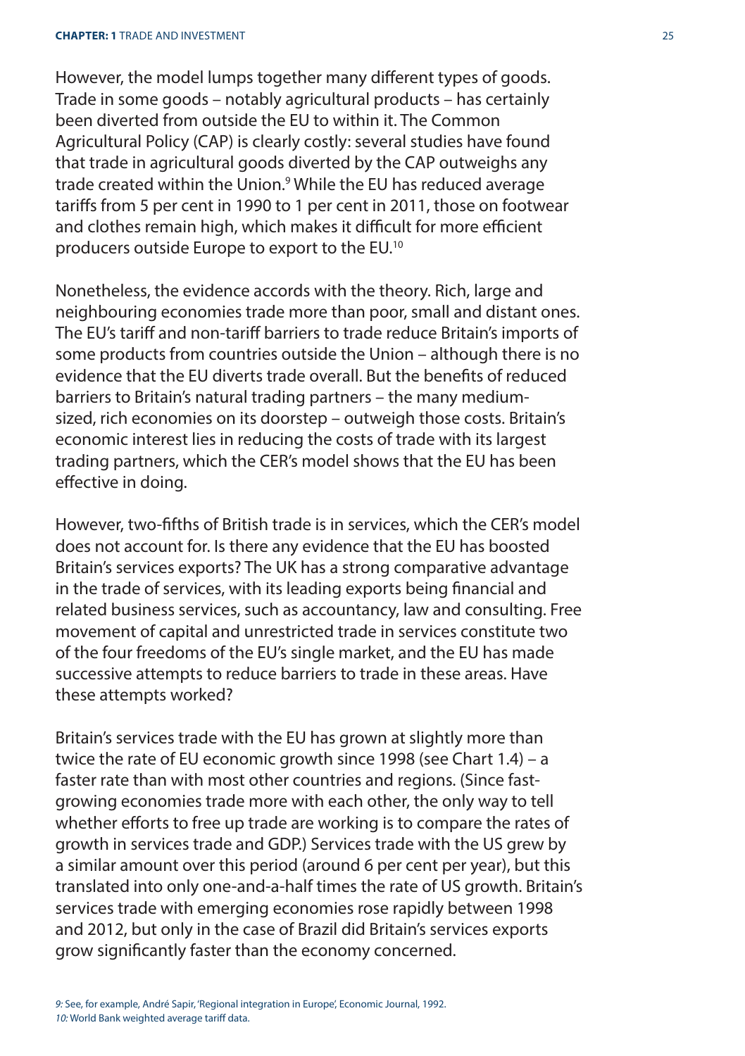However, the model lumps together many different types of goods. Trade in some goods – notably agricultural products – has certainly been diverted from outside the EU to within it. The Common Agricultural Policy (CAP) is clearly costly: several studies have found that trade in agricultural goods diverted by the CAP outweighs any trade created within the Union.[9] While the EU has reduced average tariffs from 5 per cent in 1990 to 1 per cent in 2011, those on footwear and clothes remain high, which makes it difficult for more efficient producers outside Europe to export to the EU.[10]

Nonetheless, the evidence accords with the theory. Rich, large and neighbouring economies trade more than poor, small and distant ones. The EU's tariff and non-tariff barriers to trade reduce Britain's imports of some products from countries outside the Union – although there is no evidence that the EU diverts trade overall. But the benefits of reduced barriers to Britain's natural trading partners – the many medium-sized, rich economies on its doorstep – outweigh those costs. Britain's economic interest lies in reducing the costs of trade with its largest trading partners, which the CER's model shows that the EU has been effective in doing.

However, two-fifths of British trade is in services, which the CER's model does not account for. Is there any evidence that the EU has boosted Britain's services exports? The UK has a strong comparative advantage in the trade of services, with its leading exports being financial and related business services, such as accountancy, law and consulting. Free movement of capital and unrestricted trade in services constitute two of the four freedoms of the EU's single market, and the EU has made successive attempts to reduce barriers to trade in these areas. Have these attempts worked?

Britain's services trade with the EU has grown at slightly more than twice the rate of EU economic growth since 1998 (see Chart 1.4) – a faster rate than with most other countries and regions. (Since fast-growing economies trade more with each other, the only way to tell whether efforts to free up trade are working is to compare the rates of growth in services trade and GDP.) Services trade with the US grew by a similar amount over this period (around 6 per cent per year), but this translated into only one-and-a-half times the rate of US growth. Britain's services trade with emerging economies rose rapidly between 1998 and 2012, but only in the case of Brazil did Britain's services exports grow significantly faster than the economy concerned.

*9:* See, for example, André Sapir, 'Regional integration in Europe', Economic Journal, 1992.
*10:* World Bank weighted average tariff data.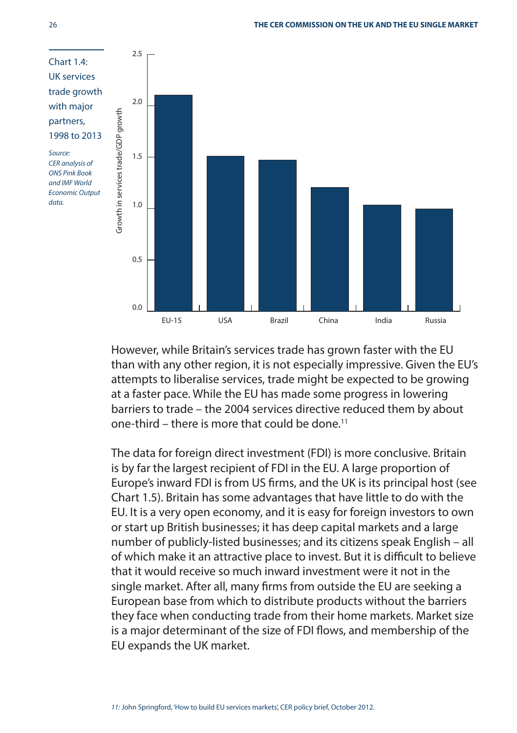Chart 1.4: UK services trade growth with major partners, 1998 to 2013

*Source: CER analysis of ONS Pink Book and IMF World Economic Output data.*

However, while Britain's services trade has grown faster with the EU than with any other region, it is not especially impressive. Given the EU's attempts to liberalise services, trade might be expected to be growing at a faster pace. While the EU has made some progress in lowering barriers to trade – the 2004 services directive reduced them by about one-third – there is more that could be done.[11]

The data for foreign direct investment (FDI) is more conclusive. Britain is by far the largest recipient of FDI in the EU. A large proportion of Europe's inward FDI is from US firms, and the UK is its principal host (see Chart 1.5). Britain has some advantages that have little to do with the EU. It is a very open economy, and it is easy for foreign investors to own or start up British businesses; it has deep capital markets and a large number of publicly-listed businesses; and its citizens speak English – all of which make it an attractive place to invest. But it is difficult to believe that it would receive so much inward investment were it not in the single market. After all, many firms from outside the EU are seeking a European base from which to distribute products without the barriers they face when conducting trade from their home markets. Market size is a major determinant of the size of FDI flows, and membership of the EU expands the UK market.

*11:* John Springford, 'How to build EU services markets', CER policy brief, October 2012.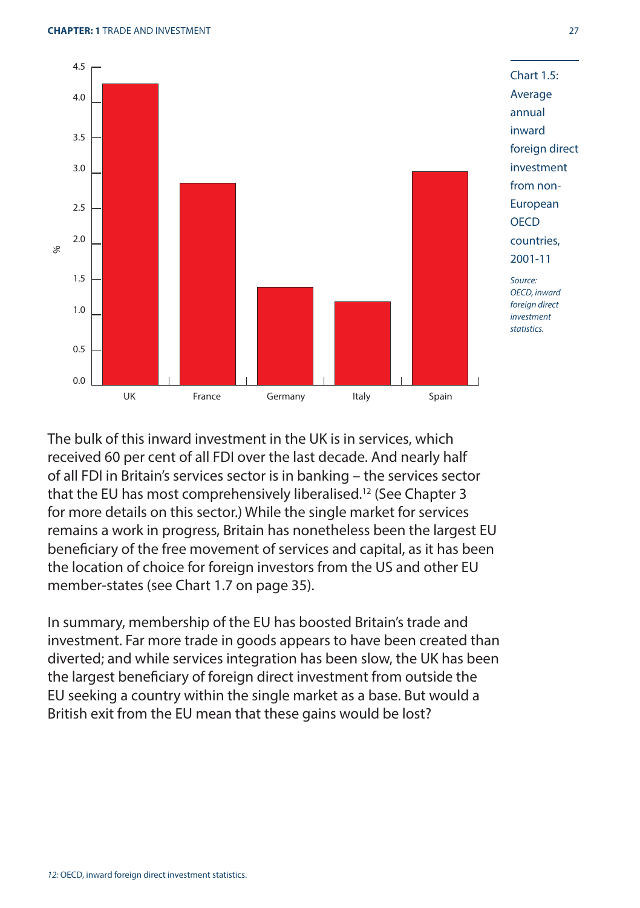Chart 1.5: Average annual inward foreign direct investment from non-European OECD countries, 2001-11

*Source: OECD, inward foreign direct investment statistics.*

The bulk of this inward investment in the UK is in services, which received 60 per cent of all FDI over the last decade. And nearly half of all FDI in Britain's services sector is in banking – the services sector that the EU has most comprehensively liberalised.[12] (See Chapter 3 for more details on this sector.) While the single market for services remains a work in progress, Britain has nonetheless been the largest EU beneficiary of the free movement of services and capital, as it has been the location of choice for foreign investors from the US and other EU member-states (see Chart 1.7 on page 35).

In summary, membership of the EU has boosted Britain's trade and investment. Far more trade in goods appears to have been created than diverted; and while services integration has been slow, the UK has been the largest beneficiary of foreign direct investment from outside the EU seeking a country within the single market as a base. But would a British exit from the EU mean that these gains would be lost?

*12:* OECD, inward foreign direct investment statistics.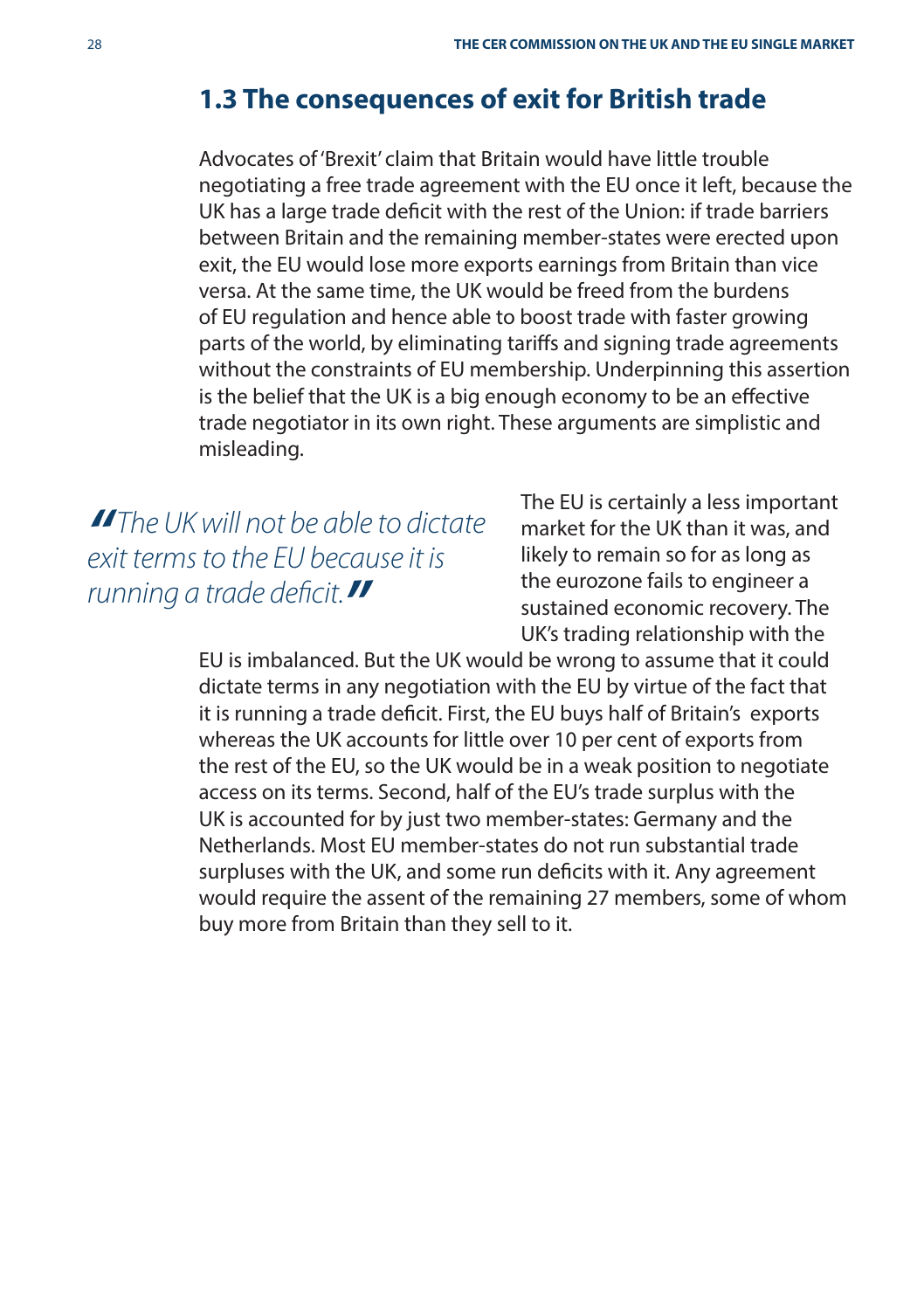## 1.3 The consequences of exit for British trade

Advocates of 'Brexit' claim that Britain would have little trouble negotiating a free trade agreement with the EU once it left, because the UK has a large trade deficit with the rest of the Union: if trade barriers between Britain and the remaining member-states were erected upon exit, the EU would lose more exports earnings from Britain than vice versa. At the same time, the UK would be freed from the burdens of EU regulation and hence able to boost trade with faster growing parts of the world, by eliminating tariffs and signing trade agreements without the constraints of EU membership. Underpinning this assertion is the belief that the UK is a big enough economy to be an effective trade negotiator in its own right. These arguments are simplistic and misleading.

*"The UK will not be able to dictate exit terms to the EU because it is running a trade deficit."*

The EU is certainly a less important market for the UK than it was, and likely to remain so for as long as the eurozone fails to engineer a sustained economic recovery. The UK's trading relationship with the EU is imbalanced. But the UK would be wrong to assume that it could dictate terms in any negotiation with the EU by virtue of the fact that it is running a trade deficit. First, the EU buys half of Britain's exports whereas the UK accounts for little over 10 per cent of exports from the rest of the EU, so the UK would be in a weak position to negotiate access on its terms. Second, half of the EU's trade surplus with the UK is accounted for by just two member-states: Germany and the Netherlands. Most EU member-states do not run substantial trade surpluses with the UK, and some run deficits with it. Any agreement would require the assent of the remaining 27 members, some of whom buy more from Britain than they sell to it.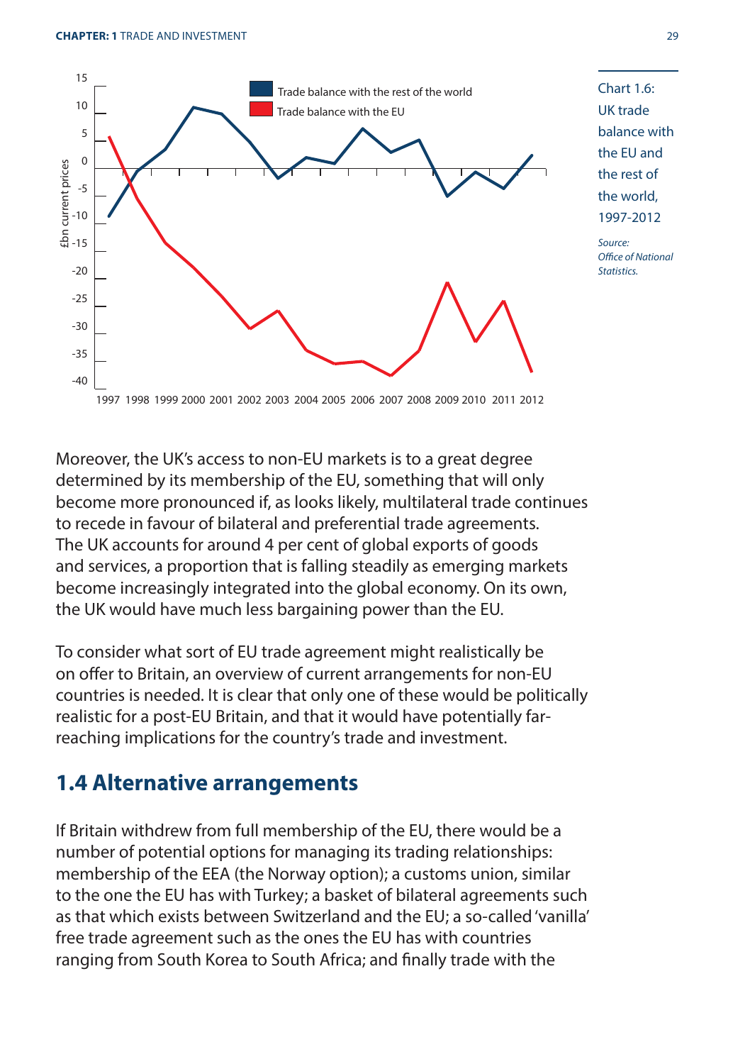Chart 1.6: UK trade balance with the EU and the rest of the world, 1997-2012

*Source: Office of National Statistics.*

Moreover, the UK's access to non-EU markets is to a great degree determined by its membership of the EU, something that will only become more pronounced if, as looks likely, multilateral trade continues to recede in favour of bilateral and preferential trade agreements. The UK accounts for around 4 per cent of global exports of goods and services, a proportion that is falling steadily as emerging markets become increasingly integrated into the global economy. On its own, the UK would have much less bargaining power than the EU.

To consider what sort of EU trade agreement might realistically be on offer to Britain, an overview of current arrangements for non-EU countries is needed. It is clear that only one of these would be politically realistic for a post-EU Britain, and that it would have potentially far-reaching implications for the country's trade and investment.

## 1.4 Alternative arrangements

If Britain withdrew from full membership of the EU, there would be a number of potential options for managing its trading relationships: membership of the EEA (the Norway option); a customs union, similar to the one the EU has with Turkey; a basket of bilateral agreements such as that which exists between Switzerland and the EU; a so-called 'vanilla' free trade agreement such as the ones the EU has with countries ranging from South Korea to South Africa; and finally trade with the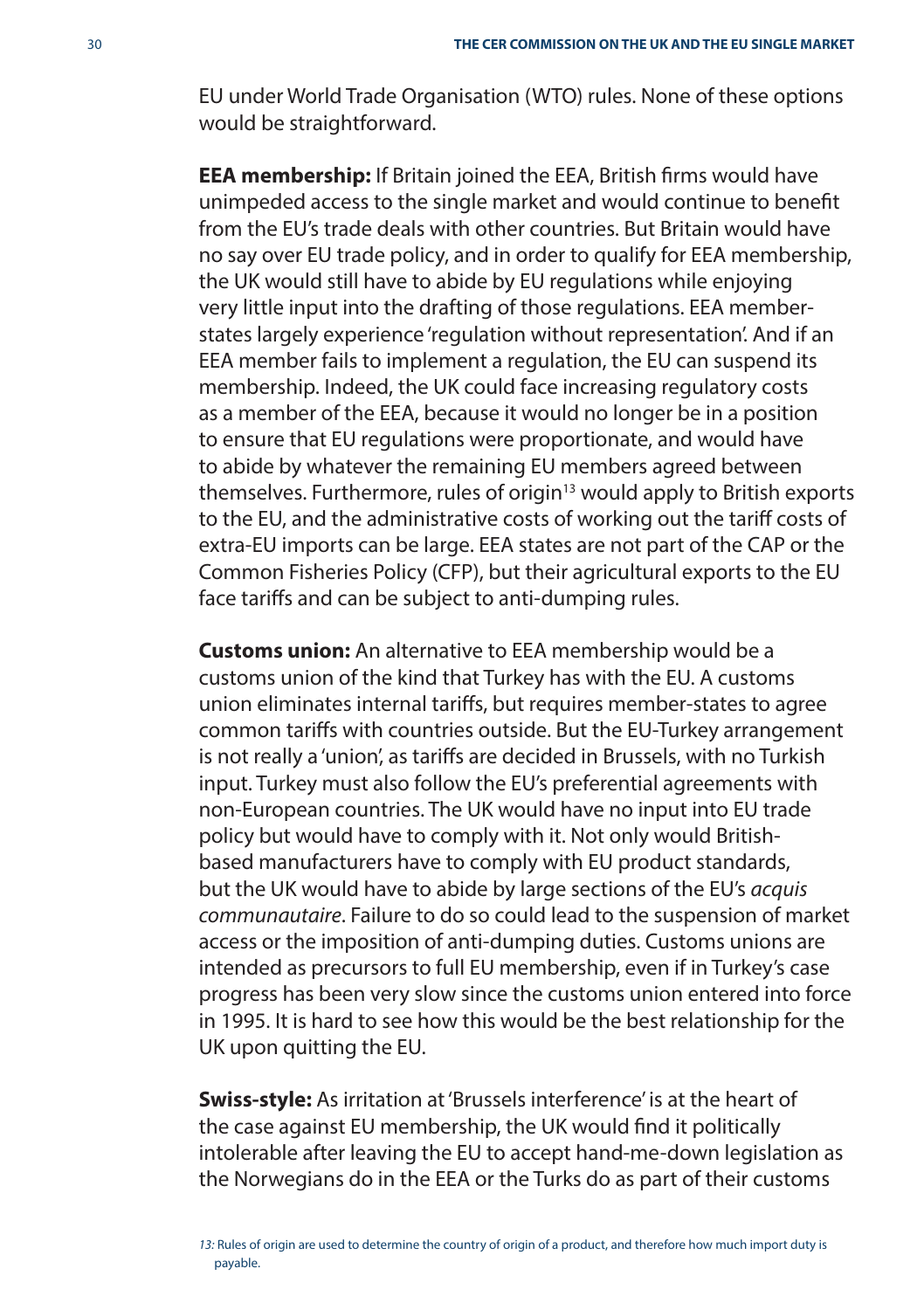EU under World Trade Organisation (WTO) rules. None of these options would be straightforward.

**EEA membership:** If Britain joined the EEA, British firms would have unimpeded access to the single market and would continue to benefit from the EU's trade deals with other countries. But Britain would have no say over EU trade policy, and in order to qualify for EEA membership, the UK would still have to abide by EU regulations while enjoying very little input into the drafting of those regulations. EEA member-states largely experience 'regulation without representation'. And if an EEA member fails to implement a regulation, the EU can suspend its membership. Indeed, the UK could face increasing regulatory costs as a member of the EEA, because it would no longer be in a position to ensure that EU regulations were proportionate, and would have to abide by whatever the remaining EU members agreed between themselves. Furthermore, rules of origin[13] would apply to British exports to the EU, and the administrative costs of working out the tariff costs of extra-EU imports can be large. EEA states are not part of the CAP or the Common Fisheries Policy (CFP), but their agricultural exports to the EU face tariffs and can be subject to anti-dumping rules.

**Customs union:** An alternative to EEA membership would be a customs union of the kind that Turkey has with the EU. A customs union eliminates internal tariffs, but requires member-states to agree common tariffs with countries outside. But the EU-Turkey arrangement is not really a 'union', as tariffs are decided in Brussels, with no Turkish input. Turkey must also follow the EU's preferential agreements with non-European countries. The UK would have no input into EU trade policy but would have to comply with it. Not only would British-based manufacturers have to comply with EU product standards, but the UK would have to abide by large sections of the EU's *acquis communautaire*. Failure to do so could lead to the suspension of market access or the imposition of anti-dumping duties. Customs unions are intended as precursors to full EU membership, even if in Turkey's case progress has been very slow since the customs union entered into force in 1995. It is hard to see how this would be the best relationship for the UK upon quitting the EU.

**Swiss-style:** As irritation at 'Brussels interference' is at the heart of the case against EU membership, the UK would find it politically intolerable after leaving the EU to accept hand-me-down legislation as the Norwegians do in the EEA or the Turks do as part of their customs

*13:* Rules of origin are used to determine the country of origin of a product, and therefore how much import duty is payable.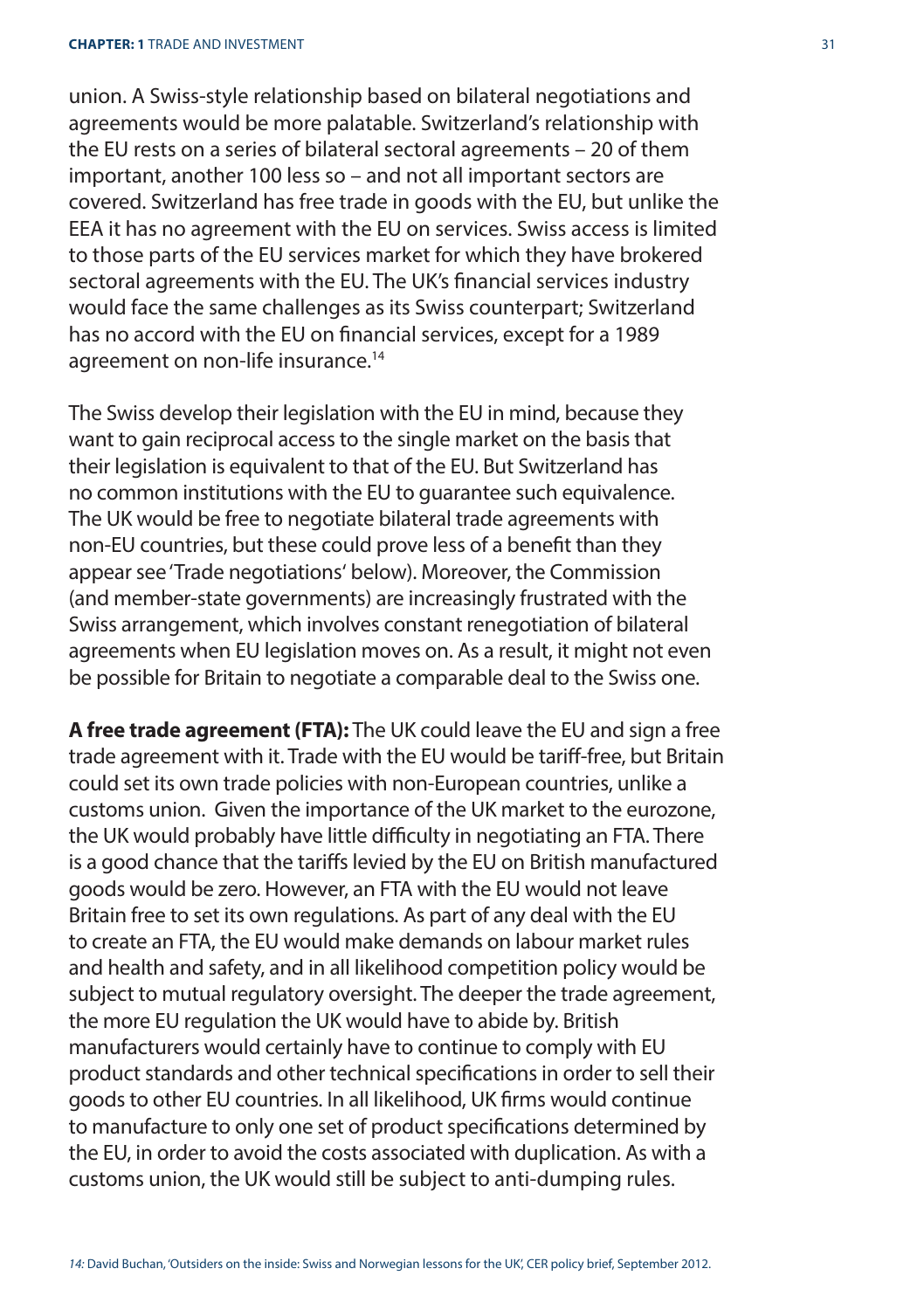union. A Swiss-style relationship based on bilateral negotiations and agreements would be more palatable. Switzerland's relationship with the EU rests on a series of bilateral sectoral agreements – 20 of them important, another 100 less so – and not all important sectors are covered. Switzerland has free trade in goods with the EU, but unlike the EEA it has no agreement with the EU on services. Swiss access is limited to those parts of the EU services market for which they have brokered sectoral agreements with the EU. The UK's financial services industry would face the same challenges as its Swiss counterpart; Switzerland has no accord with the EU on financial services, except for a 1989 agreement on non-life insurance.[14]

The Swiss develop their legislation with the EU in mind, because they want to gain reciprocal access to the single market on the basis that their legislation is equivalent to that of the EU. But Switzerland has no common institutions with the EU to guarantee such equivalence. The UK would be free to negotiate bilateral trade agreements with non-EU countries, but these could prove less of a benefit than they appear see 'Trade negotiations' below). Moreover, the Commission (and member-state governments) are increasingly frustrated with the Swiss arrangement, which involves constant renegotiation of bilateral agreements when EU legislation moves on. As a result, it might not even be possible for Britain to negotiate a comparable deal to the Swiss one.

**A free trade agreement (FTA):** The UK could leave the EU and sign a free trade agreement with it. Trade with the EU would be tariff-free, but Britain could set its own trade policies with non-European countries, unlike a customs union. Given the importance of the UK market to the eurozone, the UK would probably have little difficulty in negotiating an FTA. There is a good chance that the tariffs levied by the EU on British manufactured goods would be zero. However, an FTA with the EU would not leave Britain free to set its own regulations. As part of any deal with the EU to create an FTA, the EU would make demands on labour market rules and health and safety, and in all likelihood competition policy would be subject to mutual regulatory oversight. The deeper the trade agreement, the more EU regulation the UK would have to abide by. British manufacturers would certainly have to continue to comply with EU product standards and other technical specifications in order to sell their goods to other EU countries. In all likelihood, UK firms would continue to manufacture to only one set of product specifications determined by the EU, in order to avoid the costs associated with duplication. As with a customs union, the UK would still be subject to anti-dumping rules.

*14: David Buchan, 'Outsiders on the inside: Swiss and Norwegian lessons for the UK', CER policy brief, September 2012.*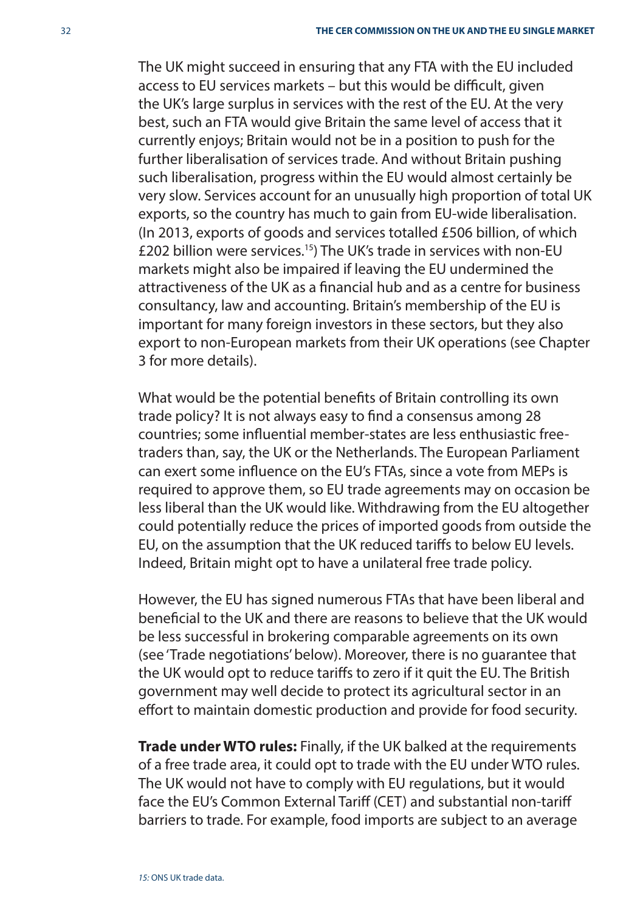The UK might succeed in ensuring that any FTA with the EU included access to EU services markets – but this would be difficult, given the UK's large surplus in services with the rest of the EU. At the very best, such an FTA would give Britain the same level of access that it currently enjoys; Britain would not be in a position to push for the further liberalisation of services trade. And without Britain pushing such liberalisation, progress within the EU would almost certainly be very slow. Services account for an unusually high proportion of total UK exports, so the country has much to gain from EU-wide liberalisation. (In 2013, exports of goods and services totalled £506 billion, of which £202 billion were services.[15]) The UK's trade in services with non-EU markets might also be impaired if leaving the EU undermined the attractiveness of the UK as a financial hub and as a centre for business consultancy, law and accounting. Britain's membership of the EU is important for many foreign investors in these sectors, but they also export to non-European markets from their UK operations (see Chapter 3 for more details).

What would be the potential benefits of Britain controlling its own trade policy? It is not always easy to find a consensus among 28 countries; some influential member-states are less enthusiastic free-traders than, say, the UK or the Netherlands. The European Parliament can exert some influence on the EU's FTAs, since a vote from MEPs is required to approve them, so EU trade agreements may on occasion be less liberal than the UK would like. Withdrawing from the EU altogether could potentially reduce the prices of imported goods from outside the EU, on the assumption that the UK reduced tariffs to below EU levels. Indeed, Britain might opt to have a unilateral free trade policy.

However, the EU has signed numerous FTAs that have been liberal and beneficial to the UK and there are reasons to believe that the UK would be less successful in brokering comparable agreements on its own (see 'Trade negotiations' below). Moreover, there is no guarantee that the UK would opt to reduce tariffs to zero if it quit the EU. The British government may well decide to protect its agricultural sector in an effort to maintain domestic production and provide for food security.

**Trade under WTO rules:** Finally, if the UK balked at the requirements of a free trade area, it could opt to trade with the EU under WTO rules. The UK would not have to comply with EU regulations, but it would face the EU's Common External Tariff (CET) and substantial non-tariff barriers to trade. For example, food imports are subject to an average

*15:* ONS UK trade data.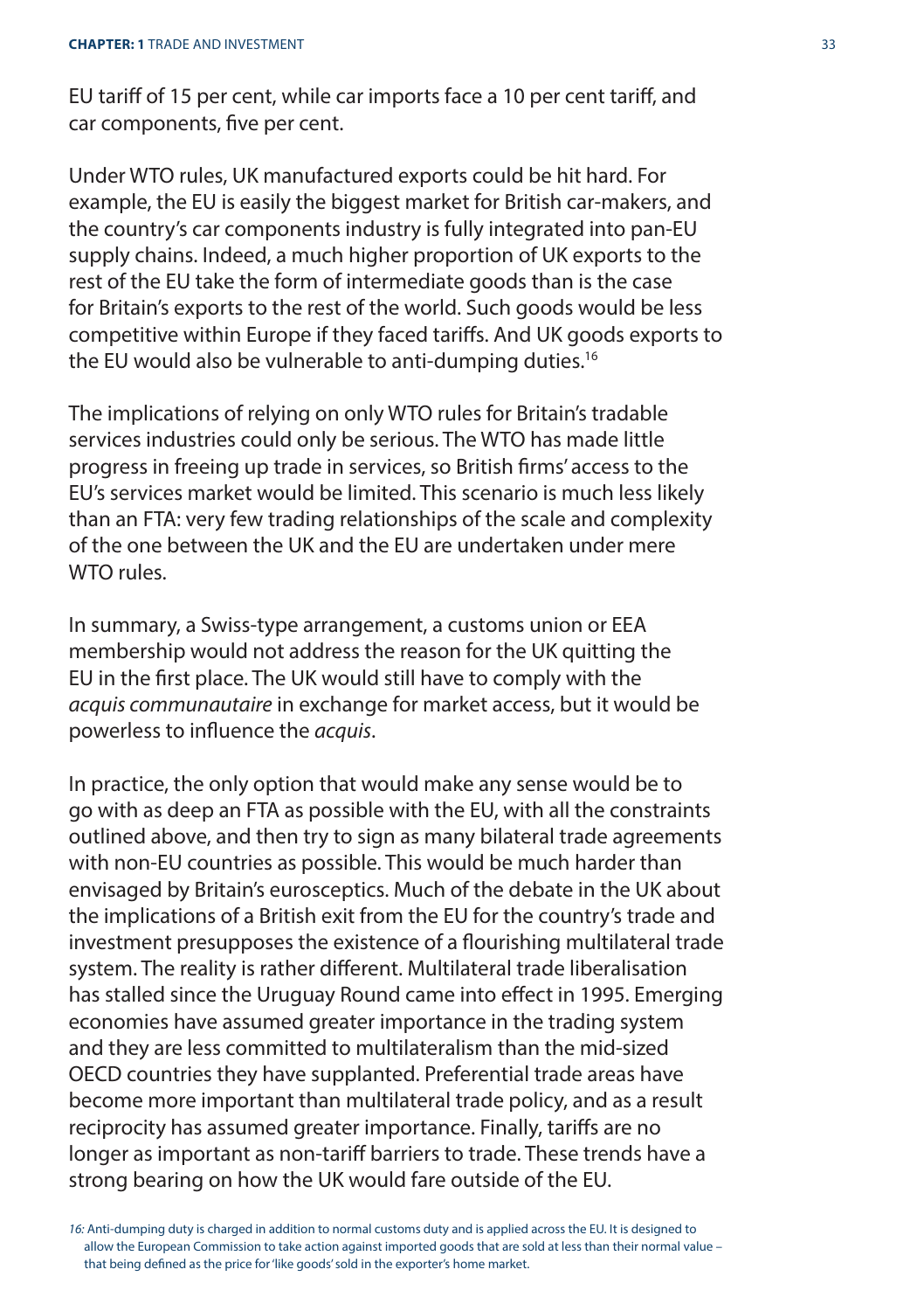EU tariff of 15 per cent, while car imports face a 10 per cent tariff, and car components, five per cent.

Under WTO rules, UK manufactured exports could be hit hard. For example, the EU is easily the biggest market for British car-makers, and the country's car components industry is fully integrated into pan-EU supply chains. Indeed, a much higher proportion of UK exports to the rest of the EU take the form of intermediate goods than is the case for Britain's exports to the rest of the world. Such goods would be less competitive within Europe if they faced tariffs. And UK goods exports to the EU would also be vulnerable to anti-dumping duties.[16]

The implications of relying on only WTO rules for Britain's tradable services industries could only be serious. The WTO has made little progress in freeing up trade in services, so British firms' access to the EU's services market would be limited. This scenario is much less likely than an FTA: very few trading relationships of the scale and complexity of the one between the UK and the EU are undertaken under mere WTO rules.

In summary, a Swiss-type arrangement, a customs union or EEA membership would not address the reason for the UK quitting the EU in the first place. The UK would still have to comply with the *acquis communautaire* in exchange for market access, but it would be powerless to influence the *acquis*.

In practice, the only option that would make any sense would be to go with as deep an FTA as possible with the EU, with all the constraints outlined above, and then try to sign as many bilateral trade agreements with non-EU countries as possible. This would be much harder than envisaged by Britain's eurosceptics. Much of the debate in the UK about the implications of a British exit from the EU for the country's trade and investment presupposes the existence of a flourishing multilateral trade system. The reality is rather different. Multilateral trade liberalisation has stalled since the Uruguay Round came into effect in 1995. Emerging economies have assumed greater importance in the trading system and they are less committed to multilateralism than the mid-sized OECD countries they have supplanted. Preferential trade areas have become more important than multilateral trade policy, and as a result reciprocity has assumed greater importance. Finally, tariffs are no longer as important as non-tariff barriers to trade. These trends have a strong bearing on how the UK would fare outside of the EU.

*16:* Anti-dumping duty is charged in addition to normal customs duty and is applied across the EU. It is designed to allow the European Commission to take action against imported goods that are sold at less than their normal value – that being defined as the price for 'like goods' sold in the exporter's home market.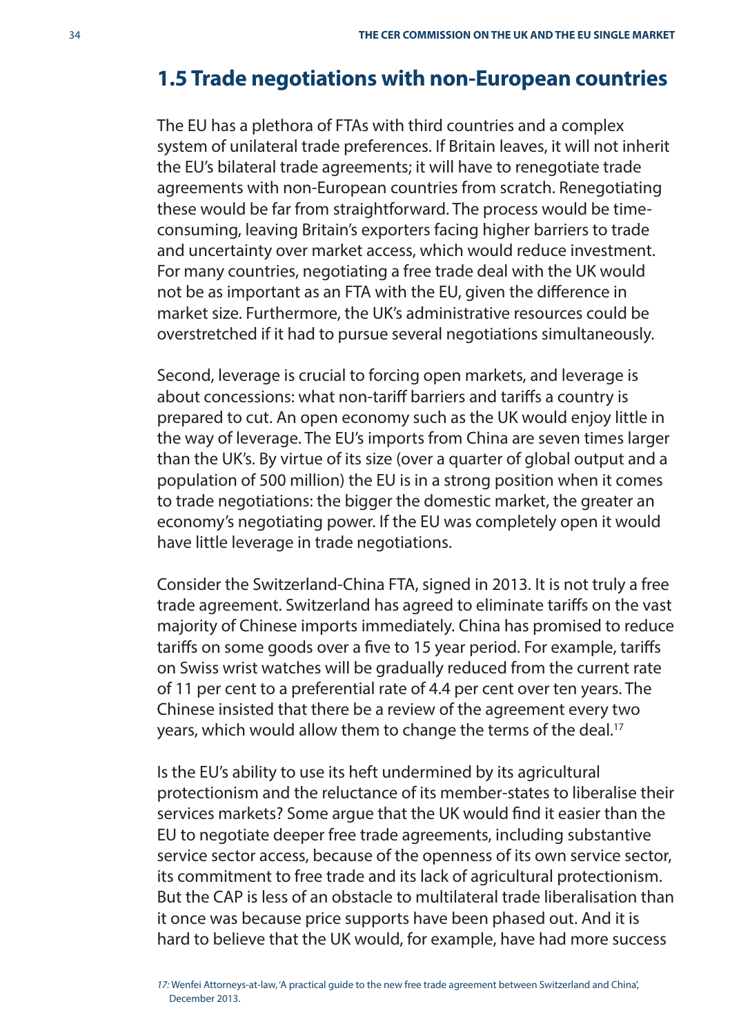## 1.5 Trade negotiations with non-European countries

The EU has a plethora of FTAs with third countries and a complex system of unilateral trade preferences. If Britain leaves, it will not inherit the EU's bilateral trade agreements; it will have to renegotiate trade agreements with non-European countries from scratch. Renegotiating these would be far from straightforward. The process would be time-consuming, leaving Britain's exporters facing higher barriers to trade and uncertainty over market access, which would reduce investment. For many countries, negotiating a free trade deal with the UK would not be as important as an FTA with the EU, given the difference in market size. Furthermore, the UK's administrative resources could be overstretched if it had to pursue several negotiations simultaneously.

Second, leverage is crucial to forcing open markets, and leverage is about concessions: what non-tariff barriers and tariffs a country is prepared to cut. An open economy such as the UK would enjoy little in the way of leverage. The EU's imports from China are seven times larger than the UK's. By virtue of its size (over a quarter of global output and a population of 500 million) the EU is in a strong position when it comes to trade negotiations: the bigger the domestic market, the greater an economy's negotiating power. If the EU was completely open it would have little leverage in trade negotiations.

Consider the Switzerland-China FTA, signed in 2013. It is not truly a free trade agreement. Switzerland has agreed to eliminate tariffs on the vast majority of Chinese imports immediately. China has promised to reduce tariffs on some goods over a five to 15 year period. For example, tariffs on Swiss wrist watches will be gradually reduced from the current rate of 11 per cent to a preferential rate of 4.4 per cent over ten years. The Chinese insisted that there be a review of the agreement every two years, which would allow them to change the terms of the deal.[17]

Is the EU's ability to use its heft undermined by its agricultural protectionism and the reluctance of its member-states to liberalise their services markets? Some argue that the UK would find it easier than the EU to negotiate deeper free trade agreements, including substantive service sector access, because of the openness of its own service sector, its commitment to free trade and its lack of agricultural protectionism. But the CAP is less of an obstacle to multilateral trade liberalisation than it once was because price supports have been phased out. And it is hard to believe that the UK would, for example, have had more success

[17] Wenfei Attorneys-at-law, 'A practical guide to the new free trade agreement between Switzerland and China', December 2013.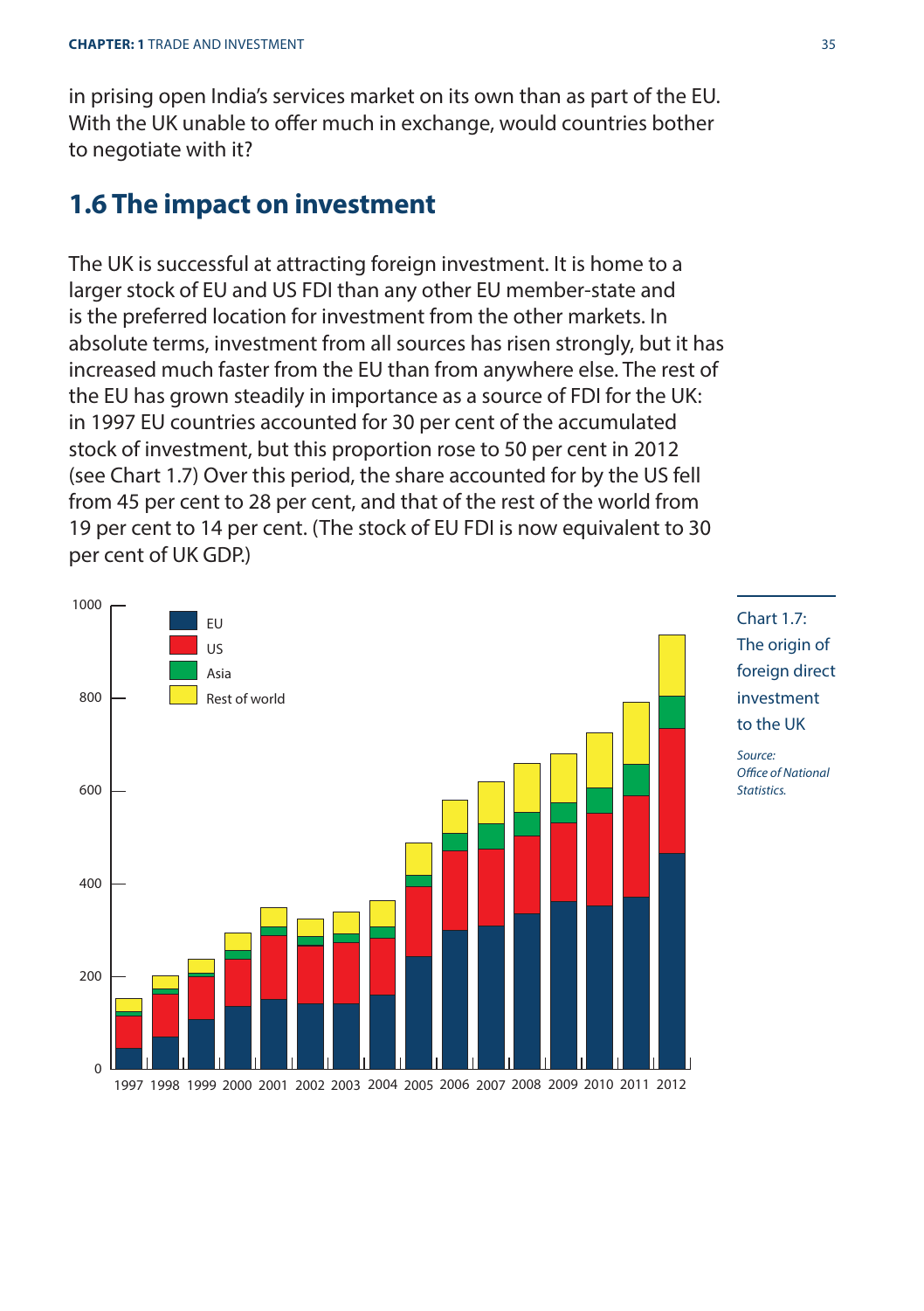in prising open India's services market on its own than as part of the EU. With the UK unable to offer much in exchange, would countries bother to negotiate with it?

## 1.6 The impact on investment

The UK is successful at attracting foreign investment. It is home to a larger stock of EU and US FDI than any other EU member-state and is the preferred location for investment from the other markets. In absolute terms, investment from all sources has risen strongly, but it has increased much faster from the EU than from anywhere else. The rest of the EU has grown steadily in importance as a source of FDI for the UK: in 1997 EU countries accounted for 30 per cent of the accumulated stock of investment, but this proportion rose to 50 per cent in 2012 (see Chart 1.7) Over this period, the share accounted for by the US fell from 45 per cent to 28 per cent, and that of the rest of the world from 19 per cent to 14 per cent. (The stock of EU FDI is now equivalent to 30 per cent of UK GDP.)

Chart 1.7: The origin of foreign direct investment to the UK

*Source: Office of National Statistics.*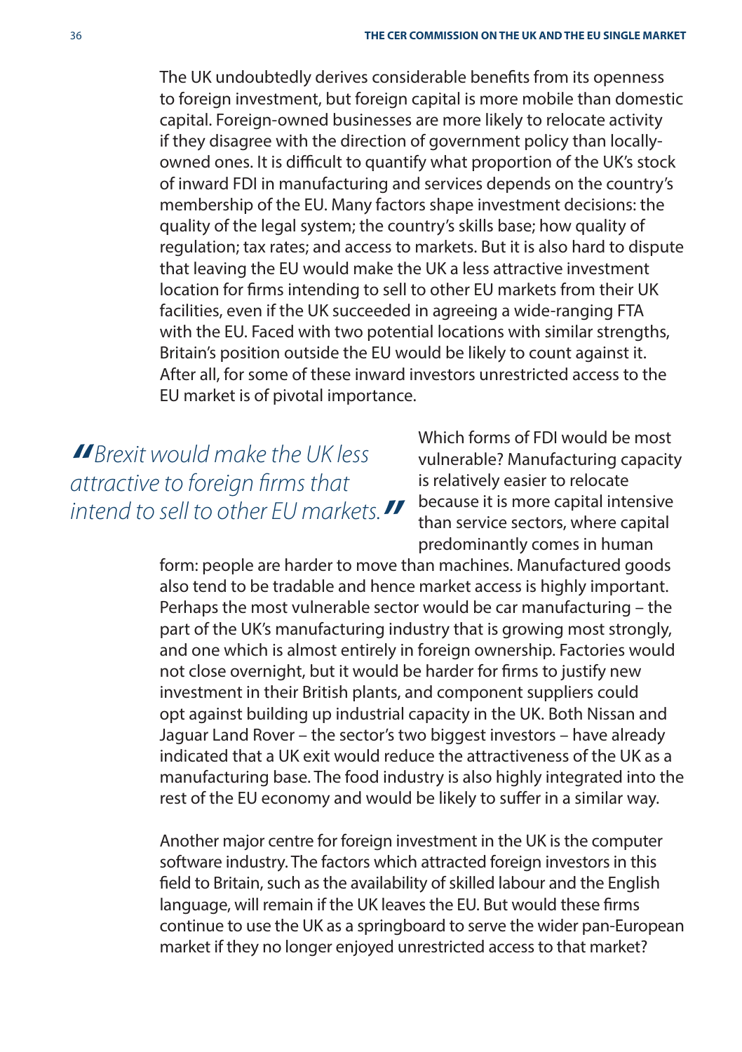The UK undoubtedly derives considerable benefits from its openness to foreign investment, but foreign capital is more mobile than domestic capital. Foreign-owned businesses are more likely to relocate activity if they disagree with the direction of government policy than locally-owned ones. It is difficult to quantify what proportion of the UK's stock of inward FDI in manufacturing and services depends on the country's membership of the EU. Many factors shape investment decisions: the quality of the legal system; the country's skills base; how quality of regulation; tax rates; and access to markets. But it is also hard to dispute that leaving the EU would make the UK a less attractive investment location for firms intending to sell to other EU markets from their UK facilities, even if the UK succeeded in agreeing a wide-ranging FTA with the EU. Faced with two potential locations with similar strengths, Britain's position outside the EU would be likely to count against it. After all, for some of these inward investors unrestricted access to the EU market is of pivotal importance.

> *"Brexit would make the UK less attractive to foreign firms that intend to sell to other EU markets."*

Which forms of FDI would be most vulnerable? Manufacturing capacity is relatively easier to relocate because it is more capital intensive than service sectors, where capital predominantly comes in human form: people are harder to move than machines. Manufactured goods also tend to be tradable and hence market access is highly important. Perhaps the most vulnerable sector would be car manufacturing – the part of the UK's manufacturing industry that is growing most strongly, and one which is almost entirely in foreign ownership. Factories would not close overnight, but it would be harder for firms to justify new investment in their British plants, and component suppliers could opt against building up industrial capacity in the UK. Both Nissan and Jaguar Land Rover – the sector's two biggest investors – have already indicated that a UK exit would reduce the attractiveness of the UK as a manufacturing base. The food industry is also highly integrated into the rest of the EU economy and would be likely to suffer in a similar way.

Another major centre for foreign investment in the UK is the computer software industry. The factors which attracted foreign investors in this field to Britain, such as the availability of skilled labour and the English language, will remain if the UK leaves the EU. But would these firms continue to use the UK as a springboard to serve the wider pan-European market if they no longer enjoyed unrestricted access to that market?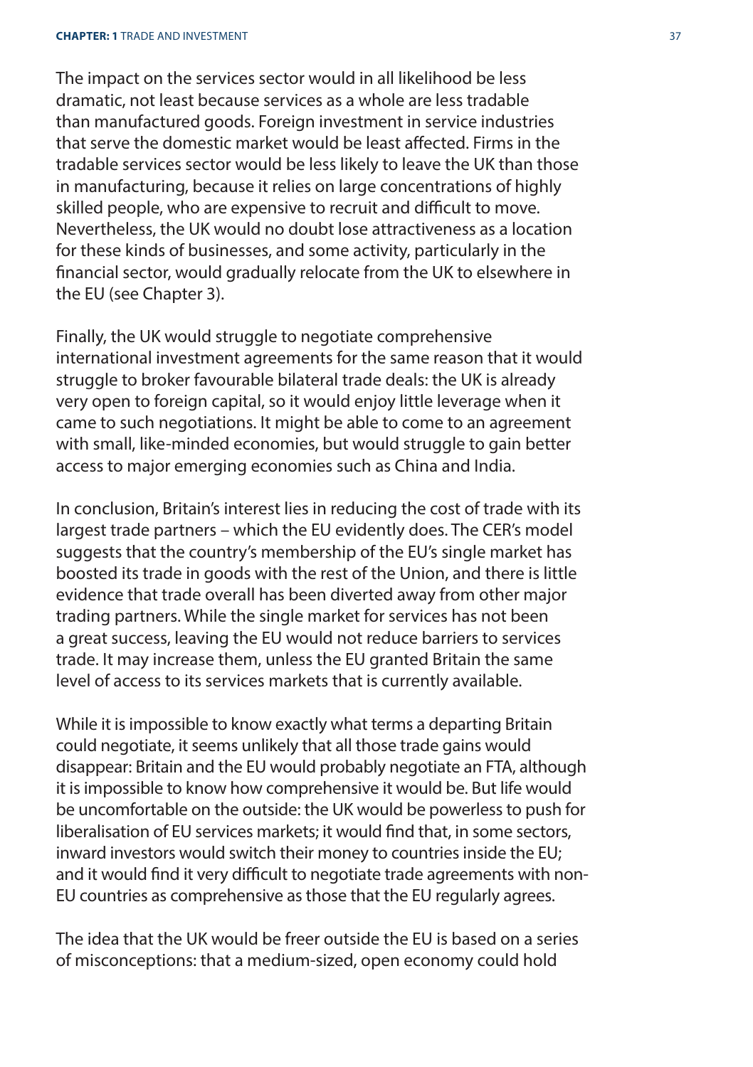The impact on the services sector would in all likelihood be less dramatic, not least because services as a whole are less tradable than manufactured goods. Foreign investment in service industries that serve the domestic market would be least affected. Firms in the tradable services sector would be less likely to leave the UK than those in manufacturing, because it relies on large concentrations of highly skilled people, who are expensive to recruit and difficult to move. Nevertheless, the UK would no doubt lose attractiveness as a location for these kinds of businesses, and some activity, particularly in the financial sector, would gradually relocate from the UK to elsewhere in the EU (see Chapter 3).

Finally, the UK would struggle to negotiate comprehensive international investment agreements for the same reason that it would struggle to broker favourable bilateral trade deals: the UK is already very open to foreign capital, so it would enjoy little leverage when it came to such negotiations. It might be able to come to an agreement with small, like-minded economies, but would struggle to gain better access to major emerging economies such as China and India.

In conclusion, Britain's interest lies in reducing the cost of trade with its largest trade partners – which the EU evidently does. The CER's model suggests that the country's membership of the EU's single market has boosted its trade in goods with the rest of the Union, and there is little evidence that trade overall has been diverted away from other major trading partners. While the single market for services has not been a great success, leaving the EU would not reduce barriers to services trade. It may increase them, unless the EU granted Britain the same level of access to its services markets that is currently available.

While it is impossible to know exactly what terms a departing Britain could negotiate, it seems unlikely that all those trade gains would disappear: Britain and the EU would probably negotiate an FTA, although it is impossible to know how comprehensive it would be. But life would be uncomfortable on the outside: the UK would be powerless to push for liberalisation of EU services markets; it would find that, in some sectors, inward investors would switch their money to countries inside the EU; and it would find it very difficult to negotiate trade agreements with non-EU countries as comprehensive as those that the EU regularly agrees.

The idea that the UK would be freer outside the EU is based on a series of misconceptions: that a medium-sized, open economy could hold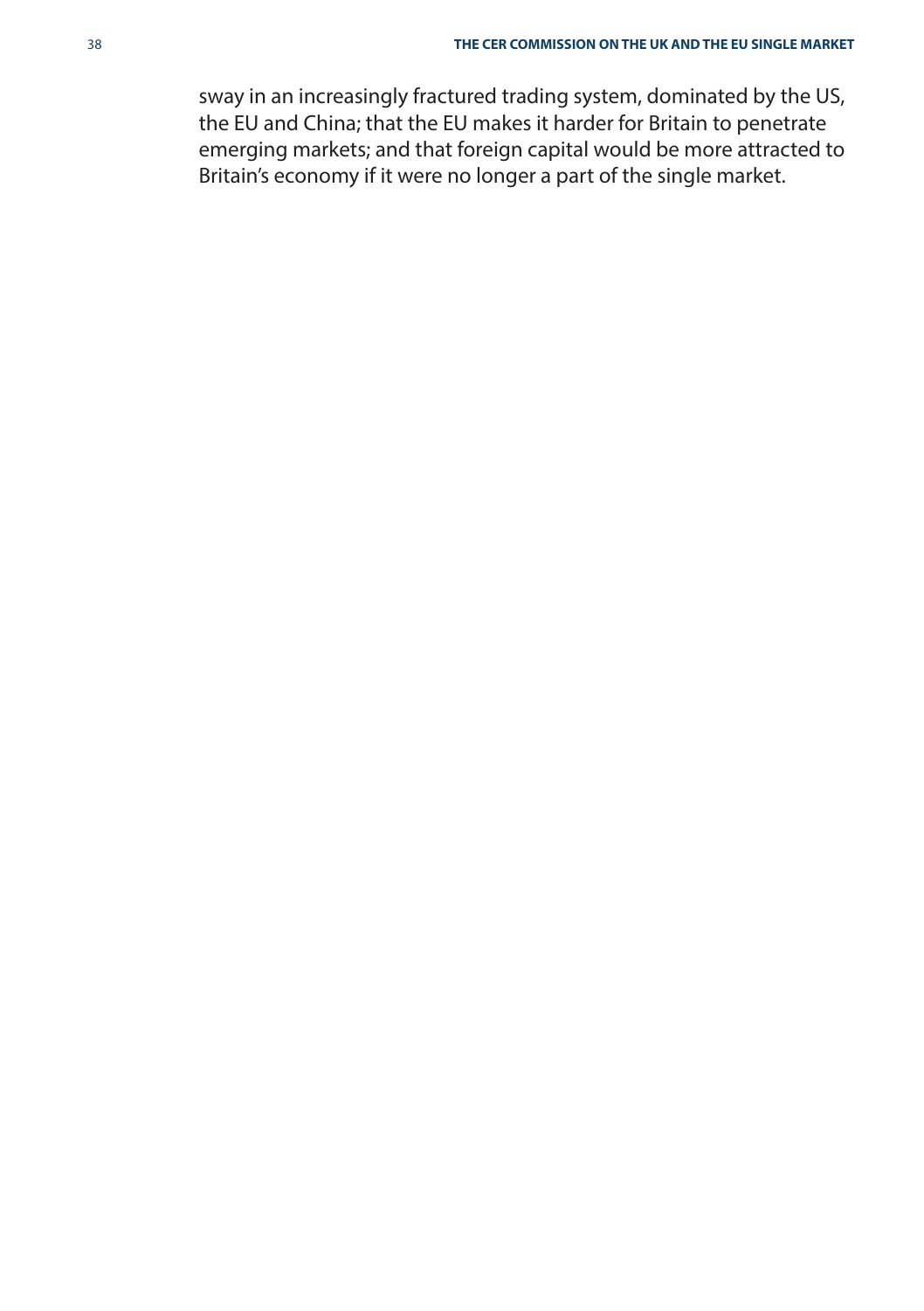sway in an increasingly fractured trading system, dominated by the US, the EU and China; that the EU makes it harder for Britain to penetrate emerging markets; and that foreign capital would be more attracted to Britain's economy if it were no longer a part of the single market.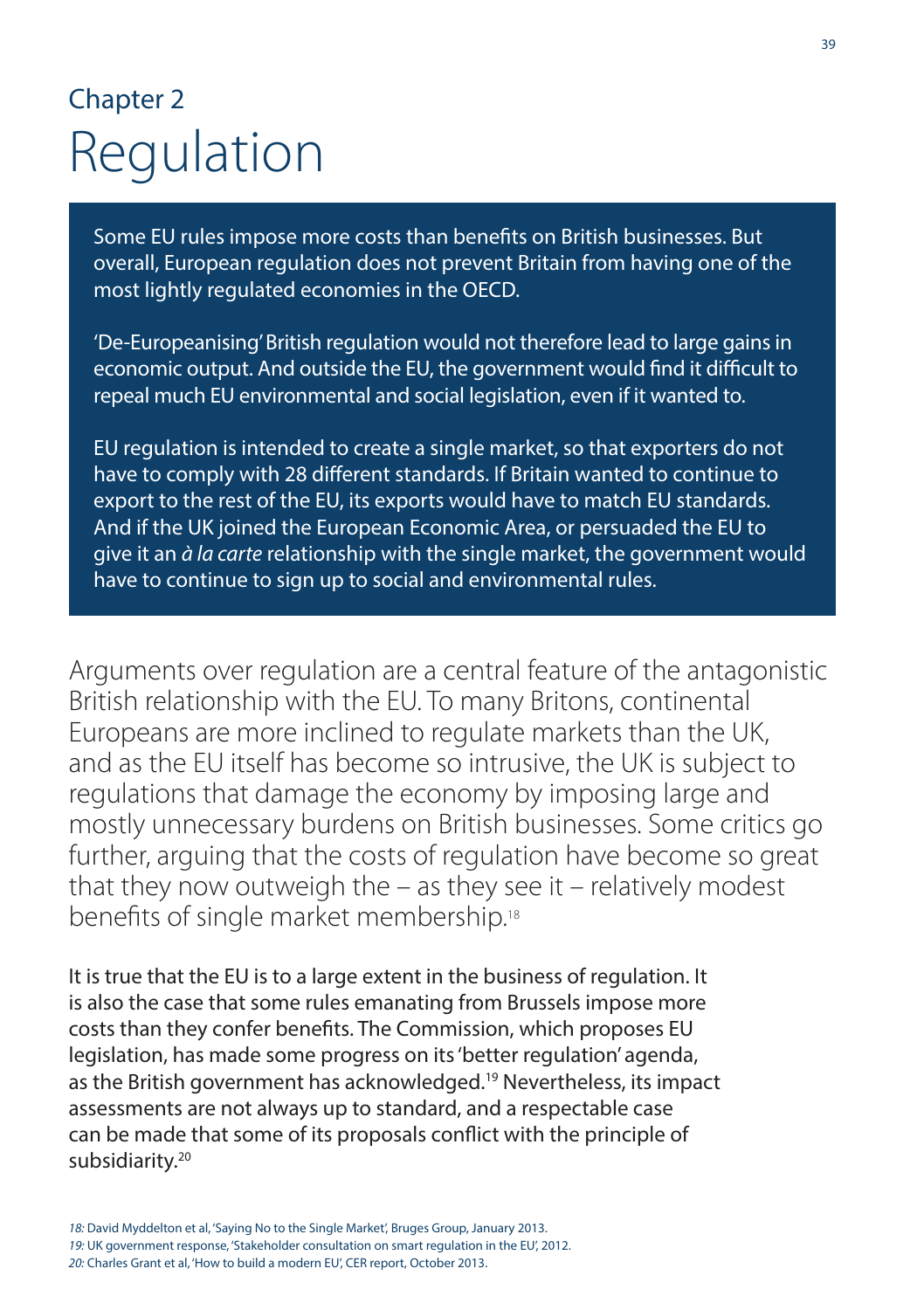Chapter 2

# Regulation

> Some EU rules impose more costs than benefits on British businesses. But overall, European regulation does not prevent Britain from having one of the most lightly regulated economies in the OECD.
>
> 'De-Europeanising' British regulation would not therefore lead to large gains in economic output. And outside the EU, the government would find it difficult to repeal much EU environmental and social legislation, even if it wanted to.
>
> EU regulation is intended to create a single market, so that exporters do not have to comply with 28 different standards. If Britain wanted to continue to export to the rest of the EU, its exports would have to match EU standards. And if the UK joined the European Economic Area, or persuaded the EU to give it an *à la carte* relationship with the single market, the government would have to continue to sign up to social and environmental rules.

Arguments over regulation are a central feature of the antagonistic British relationship with the EU. To many Britons, continental Europeans are more inclined to regulate markets than the UK, and as the EU itself has become so intrusive, the UK is subject to regulations that damage the economy by imposing large and mostly unnecessary burdens on British businesses. Some critics go further, arguing that the costs of regulation have become so great that they now outweigh the – as they see it – relatively modest benefits of single market membership.[18]

It is true that the EU is to a large extent in the business of regulation. It is also the case that some rules emanating from Brussels impose more costs than they confer benefits. The Commission, which proposes EU legislation, has made some progress on its 'better regulation' agenda, as the British government has acknowledged.[19] Nevertheless, its impact assessments are not always up to standard, and a respectable case can be made that some of its proposals conflict with the principle of subsidiarity.[20]

*18:* David Myddelton et al, 'Saying No to the Single Market', Bruges Group, January 2013.
*19:* UK government response, 'Stakeholder consultation on smart regulation in the EU', 2012.
*20:* Charles Grant et al, 'How to build a modern EU', CER report, October 2013.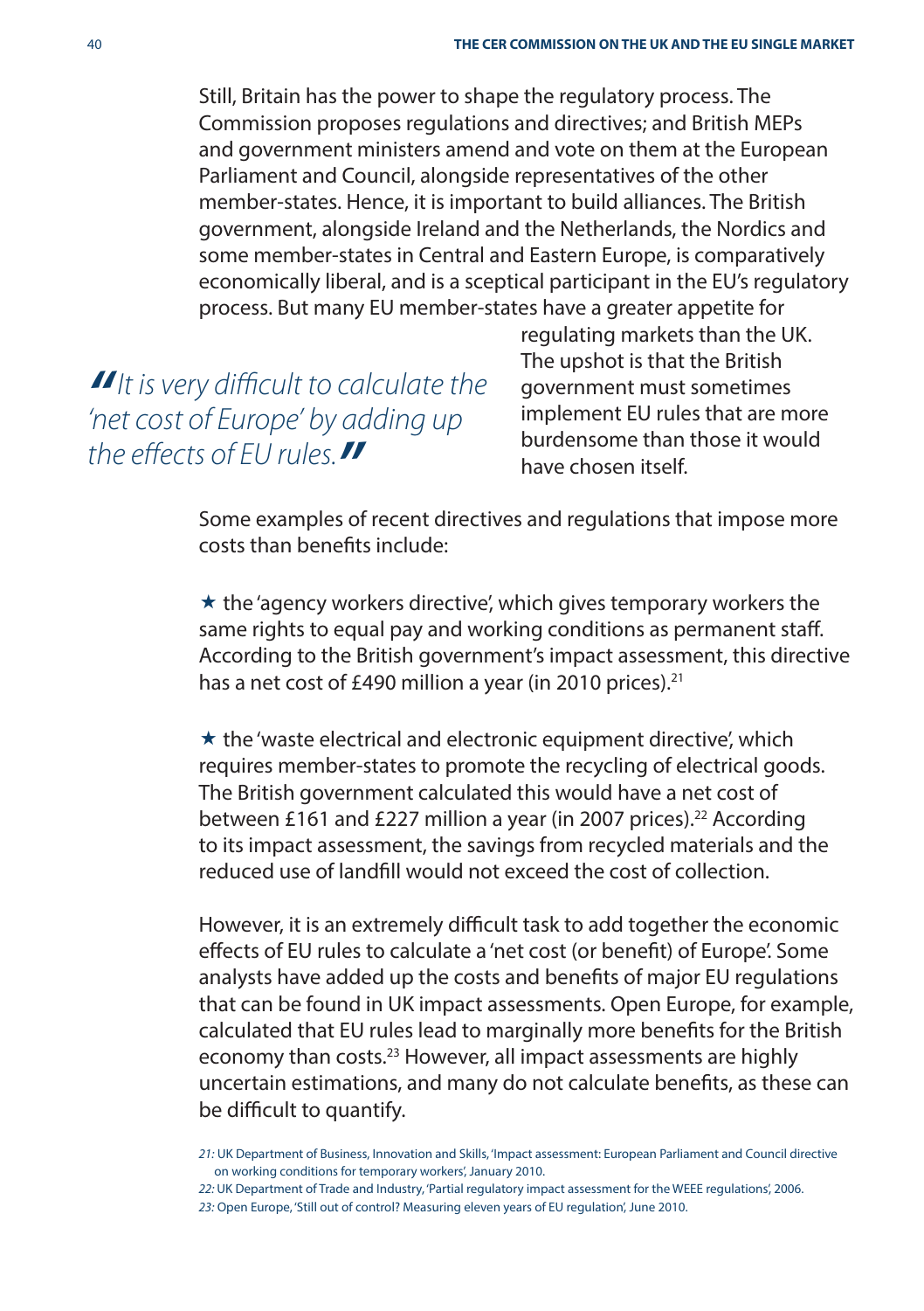Still, Britain has the power to shape the regulatory process. The Commission proposes regulations and directives; and British MEPs and government ministers amend and vote on them at the European Parliament and Council, alongside representatives of the other member-states. Hence, it is important to build alliances. The British government, alongside Ireland and the Netherlands, the Nordics and some member-states in Central and Eastern Europe, is comparatively economically liberal, and is a sceptical participant in the EU's regulatory process. But many EU member-states have a greater appetite for regulating markets than the UK. The upshot is that the British government must sometimes implement EU rules that are more burdensome than those it would have chosen itself.

> *"It is very difficult to calculate the 'net cost of Europe' by adding up the effects of EU rules."*

Some examples of recent directives and regulations that impose more costs than benefits include:

★ the 'agency workers directive', which gives temporary workers the same rights to equal pay and working conditions as permanent staff. According to the British government's impact assessment, this directive has a net cost of £490 million a year (in 2010 prices).[21]

★ the 'waste electrical and electronic equipment directive', which requires member-states to promote the recycling of electrical goods. The British government calculated this would have a net cost of between £161 and £227 million a year (in 2007 prices).[22] According to its impact assessment, the savings from recycled materials and the reduced use of landfill would not exceed the cost of collection.

However, it is an extremely difficult task to add together the economic effects of EU rules to calculate a 'net cost (or benefit) of Europe'. Some analysts have added up the costs and benefits of major EU regulations that can be found in UK impact assessments. Open Europe, for example, calculated that EU rules lead to marginally more benefits for the British economy than costs.[23] However, all impact assessments are highly uncertain estimations, and many do not calculate benefits, as these can be difficult to quantify.

21: UK Department of Business, Innovation and Skills, 'Impact assessment: European Parliament and Council directive on working conditions for temporary workers', January 2010.

22: UK Department of Trade and Industry, 'Partial regulatory impact assessment for the WEEE regulations', 2006.

23: Open Europe, 'Still out of control? Measuring eleven years of EU regulation', June 2010.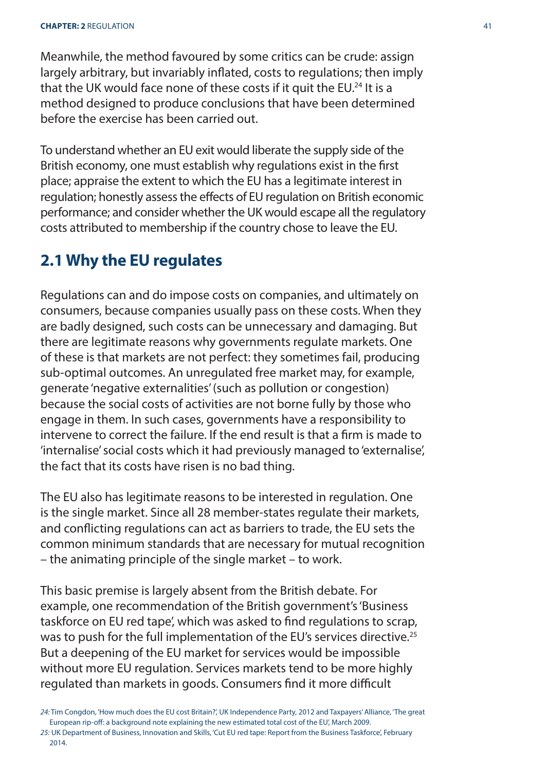Meanwhile, the method favoured by some critics can be crude: assign largely arbitrary, but invariably inflated, costs to regulations; then imply that the UK would face none of these costs if it quit the EU.[24] It is a method designed to produce conclusions that have been determined before the exercise has been carried out.

To understand whether an EU exit would liberate the supply side of the British economy, one must establish why regulations exist in the first place; appraise the extent to which the EU has a legitimate interest in regulation; honestly assess the effects of EU regulation on British economic performance; and consider whether the UK would escape all the regulatory costs attributed to membership if the country chose to leave the EU.

## 2.1 Why the EU regulates

Regulations can and do impose costs on companies, and ultimately on consumers, because companies usually pass on these costs. When they are badly designed, such costs can be unnecessary and damaging. But there are legitimate reasons why governments regulate markets. One of these is that markets are not perfect: they sometimes fail, producing sub-optimal outcomes. An unregulated free market may, for example, generate 'negative externalities' (such as pollution or congestion) because the social costs of activities are not borne fully by those who engage in them. In such cases, governments have a responsibility to intervene to correct the failure. If the end result is that a firm is made to 'internalise' social costs which it had previously managed to 'externalise', the fact that its costs have risen is no bad thing.

The EU also has legitimate reasons to be interested in regulation. One is the single market. Since all 28 member-states regulate their markets, and conflicting regulations can act as barriers to trade, the EU sets the common minimum standards that are necessary for mutual recognition – the animating principle of the single market – to work.

This basic premise is largely absent from the British debate. For example, one recommendation of the British government's 'Business taskforce on EU red tape', which was asked to find regulations to scrap, was to push for the full implementation of the EU's services directive.[25] But a deepening of the EU market for services would be impossible without more EU regulation. Services markets tend to be more highly regulated than markets in goods. Consumers find it more difficult

*24:* Tim Congdon, 'How much does the EU cost Britain?', UK Independence Party, 2012 and Taxpayers' Alliance, 'The great European rip-off: a background note explaining the new estimated total cost of the EU', March 2009.

*25:* UK Department of Business, Innovation and Skills, 'Cut EU red tape: Report from the Business Taskforce', February 2014.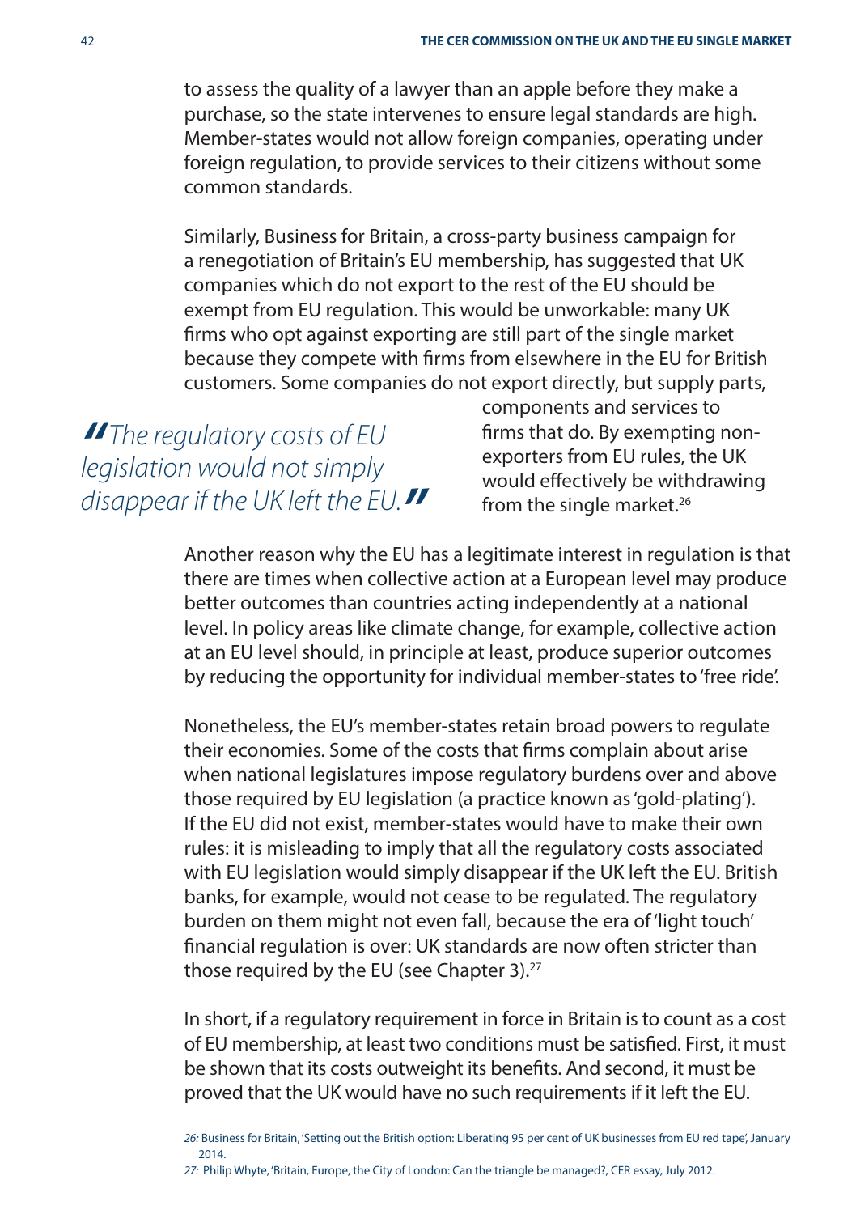to assess the quality of a lawyer than an apple before they make a purchase, so the state intervenes to ensure legal standards are high. Member-states would not allow foreign companies, operating under foreign regulation, to provide services to their citizens without some common standards.

Similarly, Business for Britain, a cross-party business campaign for a renegotiation of Britain's EU membership, has suggested that UK companies which do not export to the rest of the EU should be exempt from EU regulation. This would be unworkable: many UK firms who opt against exporting are still part of the single market because they compete with firms from elsewhere in the EU for British customers. Some companies do not export directly, but supply parts, components and services to firms that do. By exempting non-exporters from EU rules, the UK would effectively be withdrawing from the single market.[26]

> *"The regulatory costs of EU legislation would not simply disappear if the UK left the EU."*

Another reason why the EU has a legitimate interest in regulation is that there are times when collective action at a European level may produce better outcomes than countries acting independently at a national level. In policy areas like climate change, for example, collective action at an EU level should, in principle at least, produce superior outcomes by reducing the opportunity for individual member-states to 'free ride'.

Nonetheless, the EU's member-states retain broad powers to regulate their economies. Some of the costs that firms complain about arise when national legislatures impose regulatory burdens over and above those required by EU legislation (a practice known as 'gold-plating'). If the EU did not exist, member-states would have to make their own rules: it is misleading to imply that all the regulatory costs associated with EU legislation would simply disappear if the UK left the EU. British banks, for example, would not cease to be regulated. The regulatory burden on them might not even fall, because the era of 'light touch' financial regulation is over: UK standards are now often stricter than those required by the EU (see Chapter 3).[27]

In short, if a regulatory requirement in force in Britain is to count as a cost of EU membership, at least two conditions must be satisfied. First, it must be shown that its costs outweight its benefits. And second, it must be proved that the UK would have no such requirements if it left the EU.

*26:* Business for Britain, 'Setting out the British option: Liberating 95 per cent of UK businesses from EU red tape', January 2014.

*27:* Philip Whyte, 'Britain, Europe, the City of London: Can the triangle be managed?, CER essay, July 2012.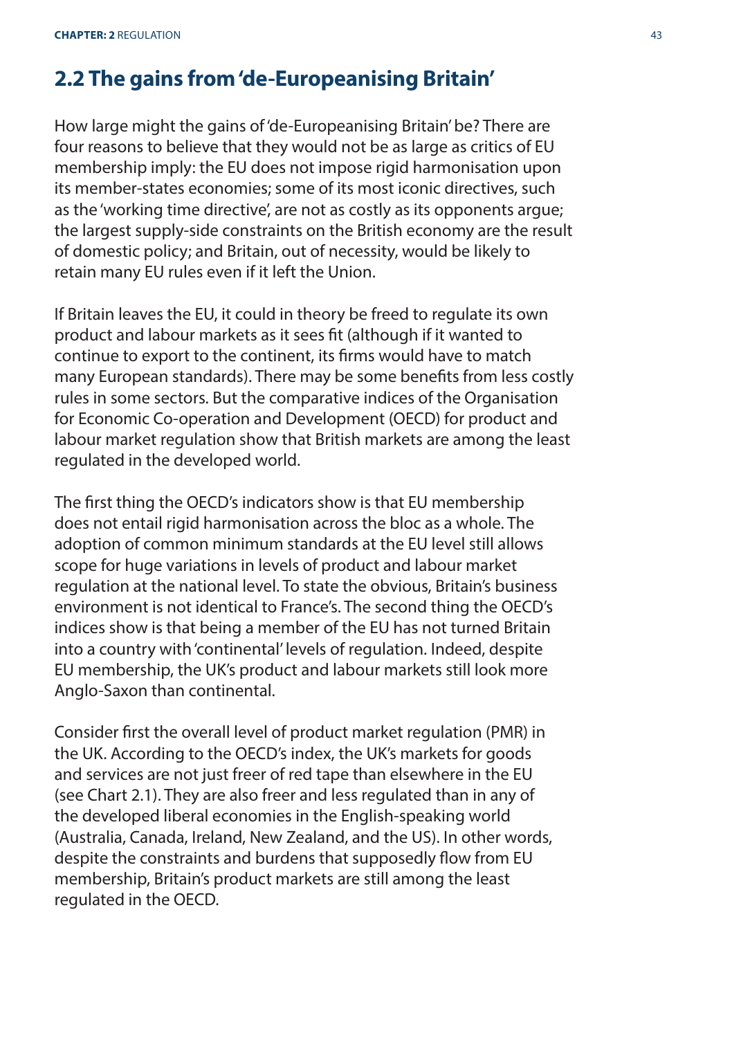## 2.2 The gains from 'de-Europeanising Britain'

How large might the gains of 'de-Europeanising Britain' be? There are four reasons to believe that they would not be as large as critics of EU membership imply: the EU does not impose rigid harmonisation upon its member-states economies; some of its most iconic directives, such as the 'working time directive', are not as costly as its opponents argue; the largest supply-side constraints on the British economy are the result of domestic policy; and Britain, out of necessity, would be likely to retain many EU rules even if it left the Union.

If Britain leaves the EU, it could in theory be freed to regulate its own product and labour markets as it sees fit (although if it wanted to continue to export to the continent, its firms would have to match many European standards). There may be some benefits from less costly rules in some sectors. But the comparative indices of the Organisation for Economic Co-operation and Development (OECD) for product and labour market regulation show that British markets are among the least regulated in the developed world.

The first thing the OECD's indicators show is that EU membership does not entail rigid harmonisation across the bloc as a whole. The adoption of common minimum standards at the EU level still allows scope for huge variations in levels of product and labour market regulation at the national level. To state the obvious, Britain's business environment is not identical to France's. The second thing the OECD's indices show is that being a member of the EU has not turned Britain into a country with 'continental' levels of regulation. Indeed, despite EU membership, the UK's product and labour markets still look more Anglo-Saxon than continental.

Consider first the overall level of product market regulation (PMR) in the UK. According to the OECD's index, the UK's markets for goods and services are not just freer of red tape than elsewhere in the EU (see Chart 2.1). They are also freer and less regulated than in any of the developed liberal economies in the English-speaking world (Australia, Canada, Ireland, New Zealand, and the US). In other words, despite the constraints and burdens that supposedly flow from EU membership, Britain's product markets are still among the least regulated in the OECD.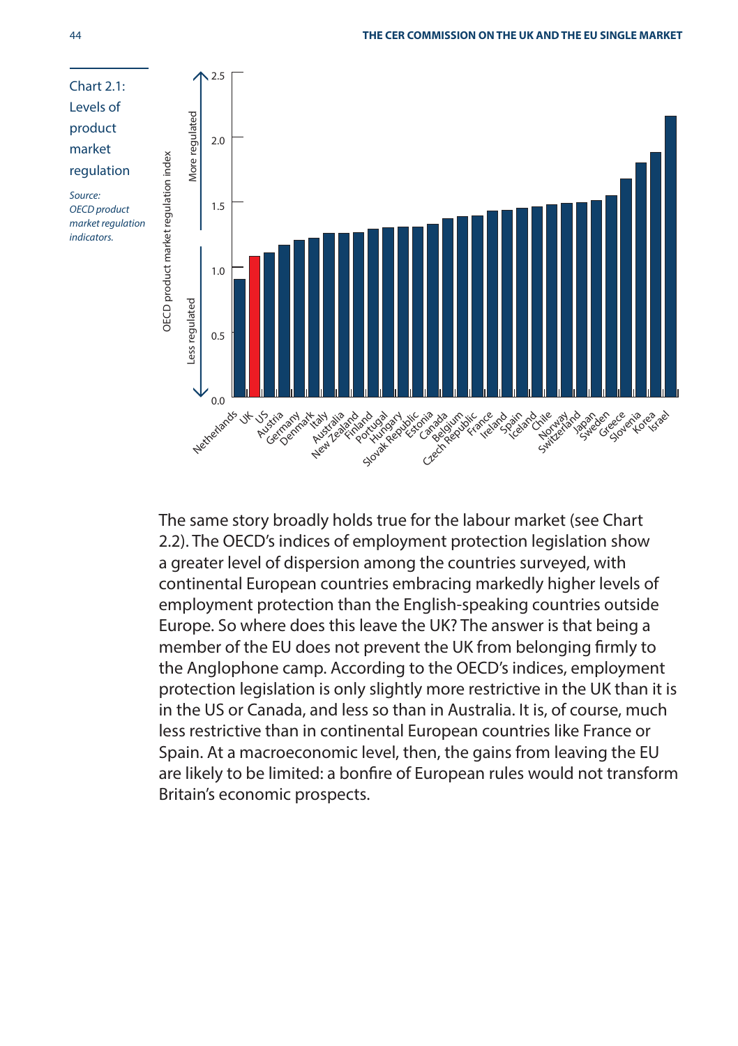Chart 2.1: Levels of product market regulation

*Source: OECD product market regulation indicators.*

The same story broadly holds true for the labour market (see Chart 2.2). The OECD's indices of employment protection legislation show a greater level of dispersion among the countries surveyed, with continental European countries embracing markedly higher levels of employment protection than the English-speaking countries outside Europe. So where does this leave the UK? The answer is that being a member of the EU does not prevent the UK from belonging firmly to the Anglophone camp. According to the OECD's indices, employment protection legislation is only slightly more restrictive in the UK than it is in the US or Canada, and less so than in Australia. It is, of course, much less restrictive than in continental European countries like France or Spain. At a macroeconomic level, then, the gains from leaving the EU are likely to be limited: a bonfire of European rules would not transform Britain's economic prospects.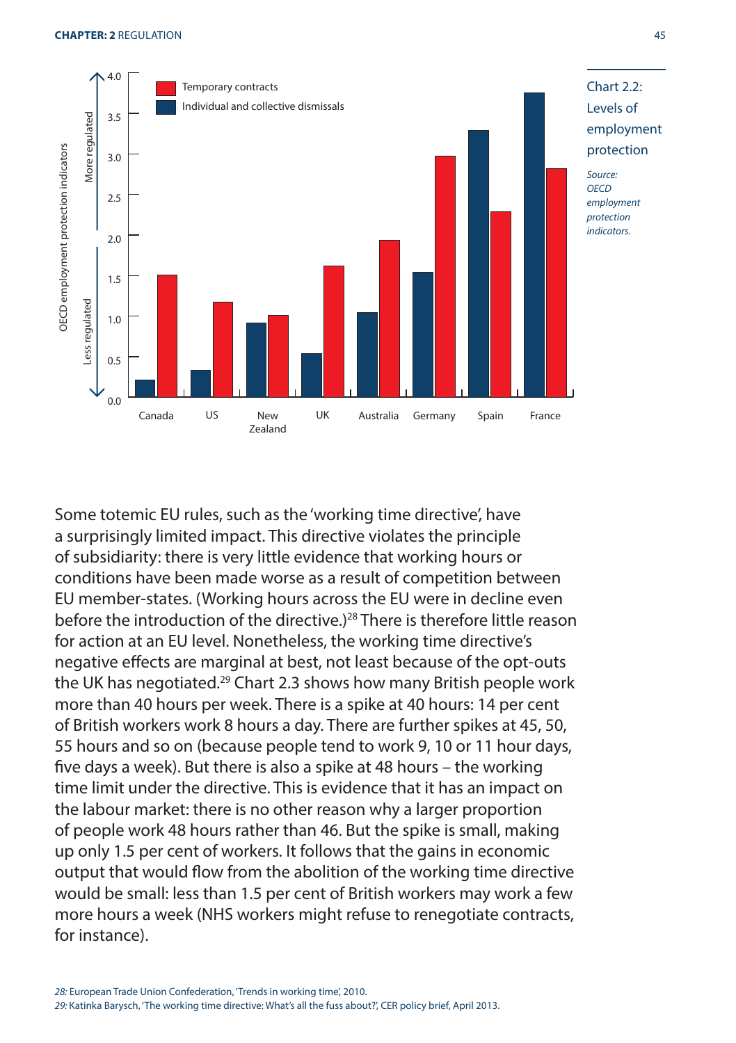Chart 2.2: Levels of employment protection

*Source: OECD employment protection indicators.*

Some totemic EU rules, such as the 'working time directive', have a surprisingly limited impact. This directive violates the principle of subsidiarity: there is very little evidence that working hours or conditions have been made worse as a result of competition between EU member-states. (Working hours across the EU were in decline even before the introduction of the directive.)[28] There is therefore little reason for action at an EU level. Nonetheless, the working time directive's negative effects are marginal at best, not least because of the opt-outs the UK has negotiated.[29] Chart 2.3 shows how many British people work more than 40 hours per week. There is a spike at 40 hours: 14 per cent of British workers work 8 hours a day. There are further spikes at 45, 50, 55 hours and so on (because people tend to work 9, 10 or 11 hour days, five days a week). But there is also a spike at 48 hours – the working time limit under the directive. This is evidence that it has an impact on the labour market: there is no other reason why a larger proportion of people work 48 hours rather than 46. But the spike is small, making up only 1.5 per cent of workers. It follows that the gains in economic output that would flow from the abolition of the working time directive would be small: less than 1.5 per cent of British workers may work a few more hours a week (NHS workers might refuse to renegotiate contracts, for instance).

*28:* European Trade Union Confederation, 'Trends in working time', 2010.

*29:* Katinka Barysch, 'The working time directive: What's all the fuss about?', CER policy brief, April 2013.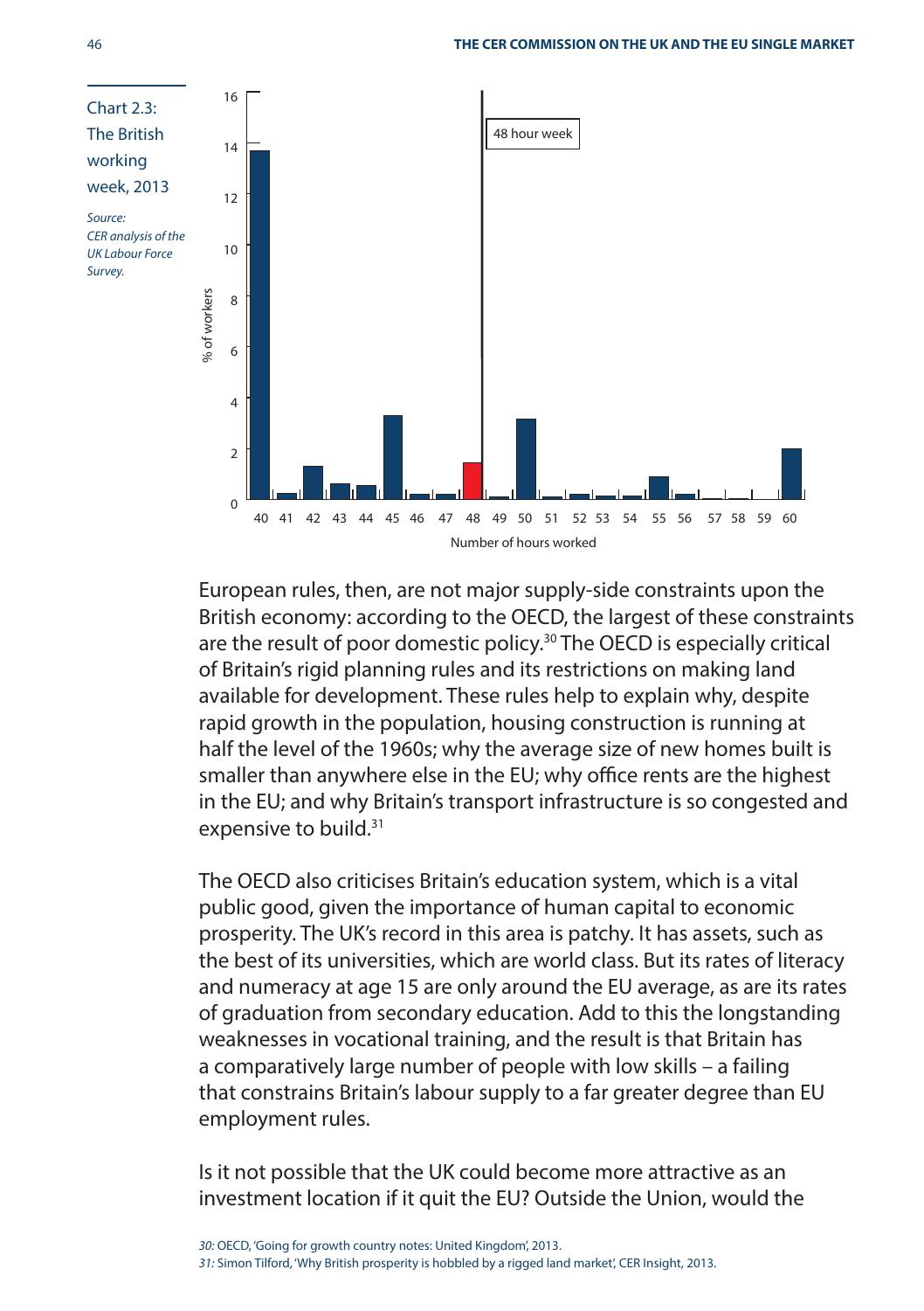Chart 2.3: The British working week, 2013

*Source: CER analysis of the UK Labour Force Survey.*

European rules, then, are not major supply-side constraints upon the British economy: according to the OECD, the largest of these constraints are the result of poor domestic policy.[30] The OECD is especially critical of Britain's rigid planning rules and its restrictions on making land available for development. These rules help to explain why, despite rapid growth in the population, housing construction is running at half the level of the 1960s; why the average size of new homes built is smaller than anywhere else in the EU; why office rents are the highest in the EU; and why Britain's transport infrastructure is so congested and expensive to build.[31]

The OECD also criticises Britain's education system, which is a vital public good, given the importance of human capital to economic prosperity. The UK's record in this area is patchy. It has assets, such as the best of its universities, which are world class. But its rates of literacy and numeracy at age 15 are only around the EU average, as are its rates of graduation from secondary education. Add to this the longstanding weaknesses in vocational training, and the result is that Britain has a comparatively large number of people with low skills – a failing that constrains Britain's labour supply to a far greater degree than EU employment rules.

Is it not possible that the UK could become more attractive as an investment location if it quit the EU? Outside the Union, would the

*30:* OECD, 'Going for growth country notes: United Kingdom', 2013.
*31:* Simon Tilford, 'Why British prosperity is hobbled by a rigged land market', CER Insight, 2013.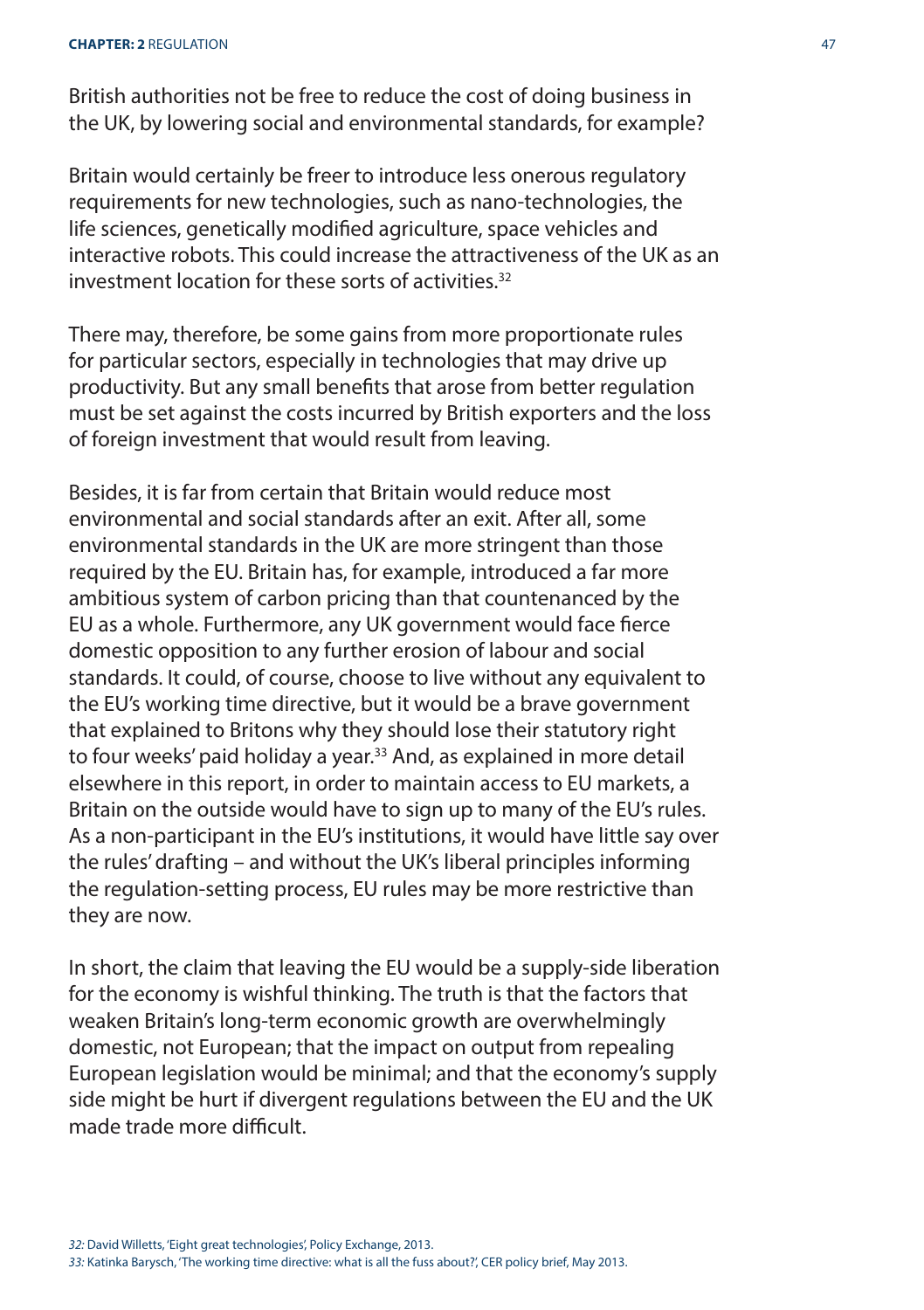British authorities not be free to reduce the cost of doing business in the UK, by lowering social and environmental standards, for example?

Britain would certainly be freer to introduce less onerous regulatory requirements for new technologies, such as nano-technologies, the life sciences, genetically modified agriculture, space vehicles and interactive robots. This could increase the attractiveness of the UK as an investment location for these sorts of activities.[32]

There may, therefore, be some gains from more proportionate rules for particular sectors, especially in technologies that may drive up productivity. But any small benefits that arose from better regulation must be set against the costs incurred by British exporters and the loss of foreign investment that would result from leaving.

Besides, it is far from certain that Britain would reduce most environmental and social standards after an exit. After all, some environmental standards in the UK are more stringent than those required by the EU. Britain has, for example, introduced a far more ambitious system of carbon pricing than that countenanced by the EU as a whole. Furthermore, any UK government would face fierce domestic opposition to any further erosion of labour and social standards. It could, of course, choose to live without any equivalent to the EU's working time directive, but it would be a brave government that explained to Britons why they should lose their statutory right to four weeks' paid holiday a year.[33] And, as explained in more detail elsewhere in this report, in order to maintain access to EU markets, a Britain on the outside would have to sign up to many of the EU's rules. As a non-participant in the EU's institutions, it would have little say over the rules' drafting – and without the UK's liberal principles informing the regulation-setting process, EU rules may be more restrictive than they are now.

In short, the claim that leaving the EU would be a supply-side liberation for the economy is wishful thinking. The truth is that the factors that weaken Britain's long-term economic growth are overwhelmingly domestic, not European; that the impact on output from repealing European legislation would be minimal; and that the economy's supply side might be hurt if divergent regulations between the EU and the UK made trade more difficult.

*32:* David Willetts, 'Eight great technologies', Policy Exchange, 2013.
*33:* Katinka Barysch, 'The working time directive: what is all the fuss about?', CER policy brief, May 2013.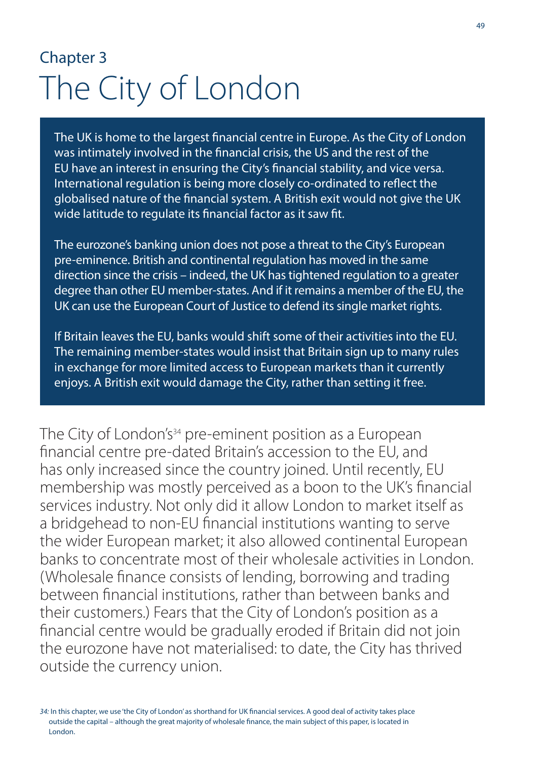Chapter 3

# The City of London

> The UK is home to the largest financial centre in Europe. As the City of London was intimately involved in the financial crisis, the US and the rest of the EU have an interest in ensuring the City's financial stability, and vice versa. International regulation is being more closely co-ordinated to reflect the globalised nature of the financial system. A British exit would not give the UK wide latitude to regulate its financial factor as it saw fit.
>
> The eurozone's banking union does not pose a threat to the City's European pre-eminence. British and continental regulation has moved in the same direction since the crisis – indeed, the UK has tightened regulation to a greater degree than other EU member-states. And if it remains a member of the EU, the UK can use the European Court of Justice to defend its single market rights.
>
> If Britain leaves the EU, banks would shift some of their activities into the EU. The remaining member-states would insist that Britain sign up to many rules in exchange for more limited access to European markets than it currently enjoys. A British exit would damage the City, rather than setting it free.

The City of London's[34] pre-eminent position as a European financial centre pre-dated Britain's accession to the EU, and has only increased since the country joined. Until recently, EU membership was mostly perceived as a boon to the UK's financial services industry. Not only did it allow London to market itself as a bridgehead to non-EU financial institutions wanting to serve the wider European market; it also allowed continental European banks to concentrate most of their wholesale activities in London. (Wholesale finance consists of lending, borrowing and trading between financial institutions, rather than between banks and their customers.) Fears that the City of London's position as a financial centre would be gradually eroded if Britain did not join the eurozone have not materialised: to date, the City has thrived outside the currency union.

*34:* In this chapter, we use 'the City of London' as shorthand for UK financial services. A good deal of activity takes place outside the capital – although the great majority of wholesale finance, the main subject of this paper, is located in London.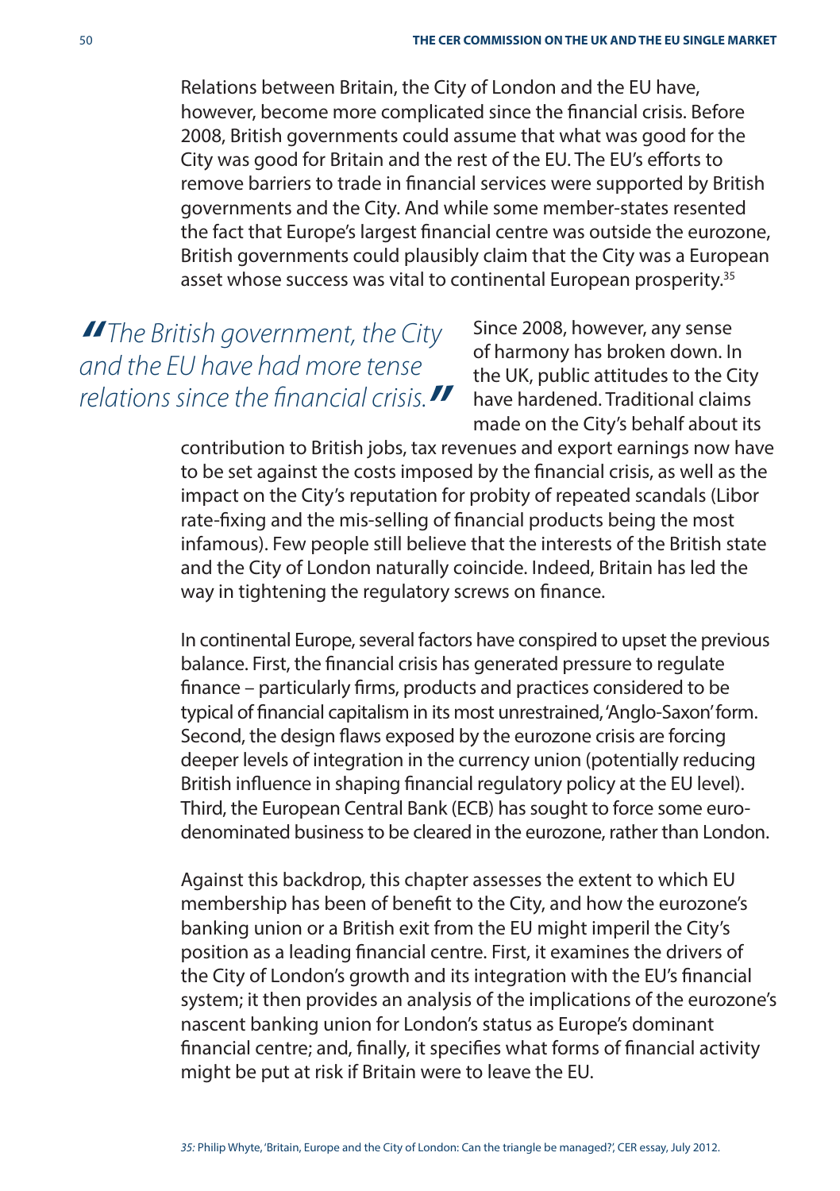Relations between Britain, the City of London and the EU have, however, become more complicated since the financial crisis. Before 2008, British governments could assume that what was good for the City was good for Britain and the rest of the EU. The EU's efforts to remove barriers to trade in financial services were supported by British governments and the City. And while some member-states resented the fact that Europe's largest financial centre was outside the eurozone, British governments could plausibly claim that the City was a European asset whose success was vital to continental European prosperity.[35]

> *"The British government, the City and the EU have had more tense relations since the financial crisis."*

Since 2008, however, any sense of harmony has broken down. In the UK, public attitudes to the City have hardened. Traditional claims made on the City's behalf about its contribution to British jobs, tax revenues and export earnings now have to be set against the costs imposed by the financial crisis, as well as the impact on the City's reputation for probity of repeated scandals (Libor rate-fixing and the mis-selling of financial products being the most infamous). Few people still believe that the interests of the British state and the City of London naturally coincide. Indeed, Britain has led the way in tightening the regulatory screws on finance.

In continental Europe, several factors have conspired to upset the previous balance. First, the financial crisis has generated pressure to regulate finance – particularly firms, products and practices considered to be typical of financial capitalism in its most unrestrained, 'Anglo-Saxon' form. Second, the design flaws exposed by the eurozone crisis are forcing deeper levels of integration in the currency union (potentially reducing British influence in shaping financial regulatory policy at the EU level). Third, the European Central Bank (ECB) has sought to force some euro-denominated business to be cleared in the eurozone, rather than London.

Against this backdrop, this chapter assesses the extent to which EU membership has been of benefit to the City, and how the eurozone's banking union or a British exit from the EU might imperil the City's position as a leading financial centre. First, it examines the drivers of the City of London's growth and its integration with the EU's financial system; it then provides an analysis of the implications of the eurozone's nascent banking union for London's status as Europe's dominant financial centre; and, finally, it specifies what forms of financial activity might be put at risk if Britain were to leave the EU.

35: Philip Whyte, 'Britain, Europe and the City of London: Can the triangle be managed?', CER essay, July 2012.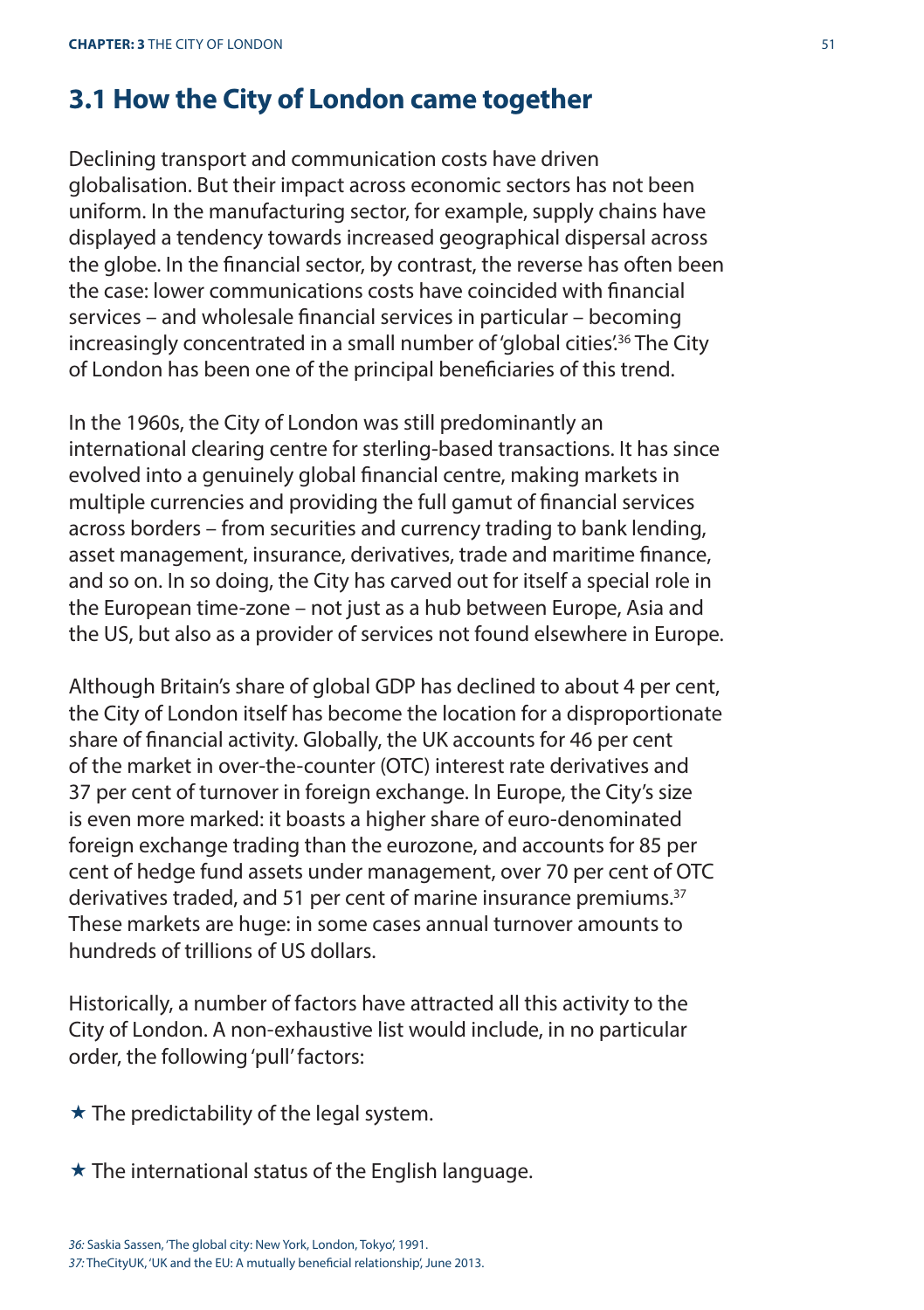## 3.1 How the City of London came together

Declining transport and communication costs have driven globalisation. But their impact across economic sectors has not been uniform. In the manufacturing sector, for example, supply chains have displayed a tendency towards increased geographical dispersal across the globe. In the financial sector, by contrast, the reverse has often been the case: lower communications costs have coincided with financial services – and wholesale financial services in particular – becoming increasingly concentrated in a small number of 'global cities'.[36] The City of London has been one of the principal beneficiaries of this trend.

In the 1960s, the City of London was still predominantly an international clearing centre for sterling-based transactions. It has since evolved into a genuinely global financial centre, making markets in multiple currencies and providing the full gamut of financial services across borders – from securities and currency trading to bank lending, asset management, insurance, derivatives, trade and maritime finance, and so on. In so doing, the City has carved out for itself a special role in the European time-zone – not just as a hub between Europe, Asia and the US, but also as a provider of services not found elsewhere in Europe.

Although Britain's share of global GDP has declined to about 4 per cent, the City of London itself has become the location for a disproportionate share of financial activity. Globally, the UK accounts for 46 per cent of the market in over-the-counter (OTC) interest rate derivatives and 37 per cent of turnover in foreign exchange. In Europe, the City's size is even more marked: it boasts a higher share of euro-denominated foreign exchange trading than the eurozone, and accounts for 85 per cent of hedge fund assets under management, over 70 per cent of OTC derivatives traded, and 51 per cent of marine insurance premiums.[37] These markets are huge: in some cases annual turnover amounts to hundreds of trillions of US dollars.

Historically, a number of factors have attracted all this activity to the City of London. A non-exhaustive list would include, in no particular order, the following 'pull' factors:

★ The predictability of the legal system.

★ The international status of the English language.

*36:* Saskia Sassen, 'The global city: New York, London, Tokyo', 1991.
*37:* TheCityUK, 'UK and the EU: A mutually beneficial relationship', June 2013.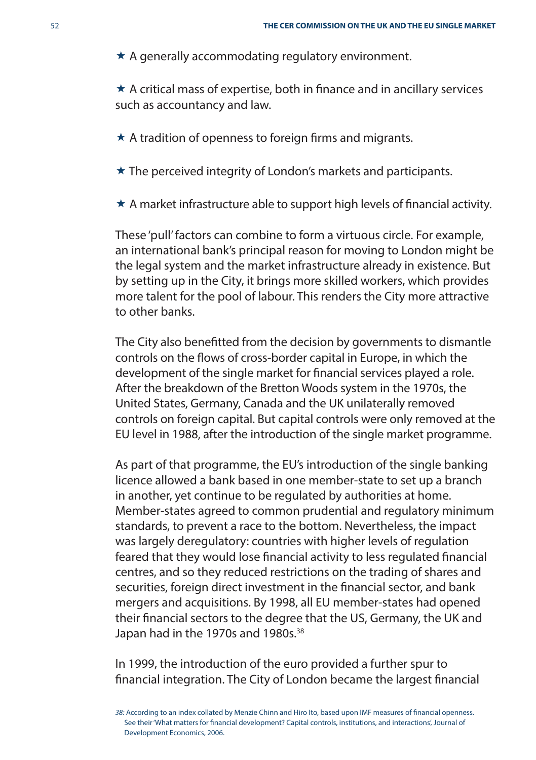★ A generally accommodating regulatory environment.

★ A critical mass of expertise, both in finance and in ancillary services such as accountancy and law.

★ A tradition of openness to foreign firms and migrants.

★ The perceived integrity of London's markets and participants.

★ A market infrastructure able to support high levels of financial activity.

These 'pull' factors can combine to form a virtuous circle. For example, an international bank's principal reason for moving to London might be the legal system and the market infrastructure already in existence. But by setting up in the City, it brings more skilled workers, which provides more talent for the pool of labour. This renders the City more attractive to other banks.

The City also benefitted from the decision by governments to dismantle controls on the flows of cross-border capital in Europe, in which the development of the single market for financial services played a role. After the breakdown of the Bretton Woods system in the 1970s, the United States, Germany, Canada and the UK unilaterally removed controls on foreign capital. But capital controls were only removed at the EU level in 1988, after the introduction of the single market programme.

As part of that programme, the EU's introduction of the single banking licence allowed a bank based in one member-state to set up a branch in another, yet continue to be regulated by authorities at home. Member-states agreed to common prudential and regulatory minimum standards, to prevent a race to the bottom. Nevertheless, the impact was largely deregulatory: countries with higher levels of regulation feared that they would lose financial activity to less regulated financial centres, and so they reduced restrictions on the trading of shares and securities, foreign direct investment in the financial sector, and bank mergers and acquisitions. By 1998, all EU member-states had opened their financial sectors to the degree that the US, Germany, the UK and Japan had in the 1970s and 1980s.[38]

In 1999, the introduction of the euro provided a further spur to financial integration. The City of London became the largest financial

*38: According to an index collated by Menzie Chinn and Hiro Ito, based upon IMF measures of financial openness. See their 'What matters for financial development? Capital controls, institutions, and interactions', Journal of Development Economics, 2006.*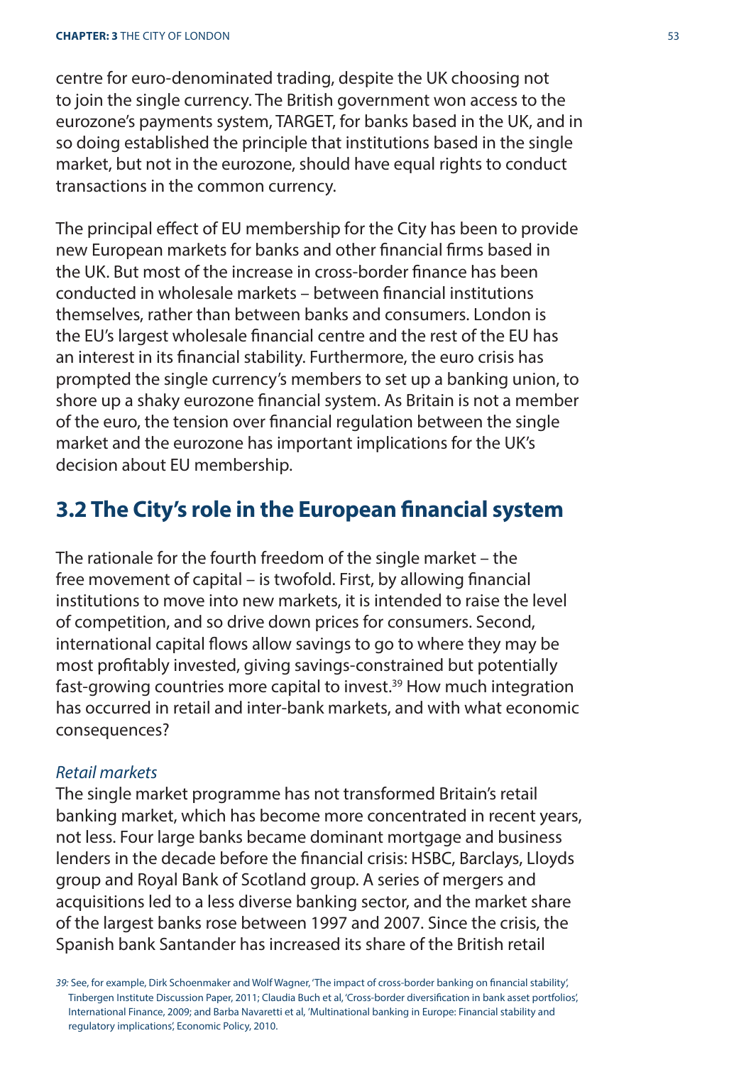centre for euro-denominated trading, despite the UK choosing not to join the single currency. The British government won access to the eurozone's payments system, TARGET, for banks based in the UK, and in so doing established the principle that institutions based in the single market, but not in the eurozone, should have equal rights to conduct transactions in the common currency.

The principal effect of EU membership for the City has been to provide new European markets for banks and other financial firms based in the UK. But most of the increase in cross-border finance has been conducted in wholesale markets – between financial institutions themselves, rather than between banks and consumers. London is the EU's largest wholesale financial centre and the rest of the EU has an interest in its financial stability. Furthermore, the euro crisis has prompted the single currency's members to set up a banking union, to shore up a shaky eurozone financial system. As Britain is not a member of the euro, the tension over financial regulation between the single market and the eurozone has important implications for the UK's decision about EU membership.

## 3.2 The City's role in the European financial system

The rationale for the fourth freedom of the single market – the free movement of capital – is twofold. First, by allowing financial institutions to move into new markets, it is intended to raise the level of competition, and so drive down prices for consumers. Second, international capital flows allow savings to go to where they may be most profitably invested, giving savings-constrained but potentially fast-growing countries more capital to invest.[39] How much integration has occurred in retail and inter-bank markets, and with what economic consequences?

*Retail markets*

The single market programme has not transformed Britain's retail banking market, which has become more concentrated in recent years, not less. Four large banks became dominant mortgage and business lenders in the decade before the financial crisis: HSBC, Barclays, Lloyds group and Royal Bank of Scotland group. A series of mergers and acquisitions led to a less diverse banking sector, and the market share of the largest banks rose between 1997 and 2007. Since the crisis, the Spanish bank Santander has increased its share of the British retail

*39:* See, for example, Dirk Schoenmaker and Wolf Wagner, 'The impact of cross-border banking on financial stability', Tinbergen Institute Discussion Paper, 2011; Claudia Buch et al, 'Cross-border diversification in bank asset portfolios', International Finance, 2009; and Barba Navaretti et al, 'Multinational banking in Europe: Financial stability and regulatory implications', Economic Policy, 2010.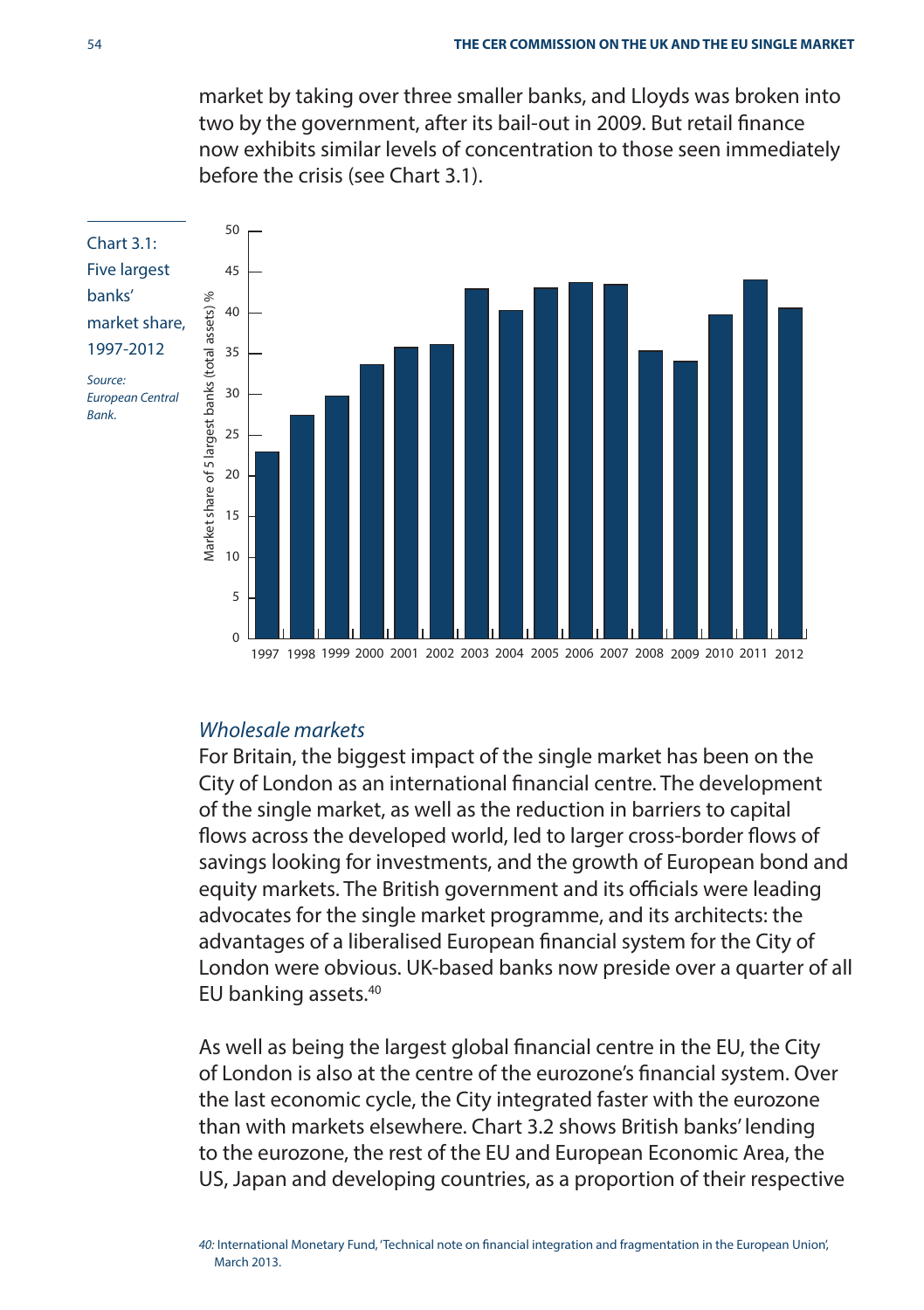market by taking over three smaller banks, and Lloyds was broken into two by the government, after its bail-out in 2009. But retail finance now exhibits similar levels of concentration to those seen immediately before the crisis (see Chart 3.1).

Chart 3.1: Five largest banks' market share, 1997-2012

*Source: European Central Bank.*

## *Wholesale markets*

For Britain, the biggest impact of the single market has been on the City of London as an international financial centre. The development of the single market, as well as the reduction in barriers to capital flows across the developed world, led to larger cross-border flows of savings looking for investments, and the growth of European bond and equity markets. The British government and its officials were leading advocates for the single market programme, and its architects: the advantages of a liberalised European financial system for the City of London were obvious. UK-based banks now preside over a quarter of all EU banking assets.[40]

As well as being the largest global financial centre in the EU, the City of London is also at the centre of the eurozone's financial system. Over the last economic cycle, the City integrated faster with the eurozone than with markets elsewhere. Chart 3.2 shows British banks' lending to the eurozone, the rest of the EU and European Economic Area, the US, Japan and developing countries, as a proportion of their respective

*40:* International Monetary Fund, 'Technical note on financial integration and fragmentation in the European Union', March 2013.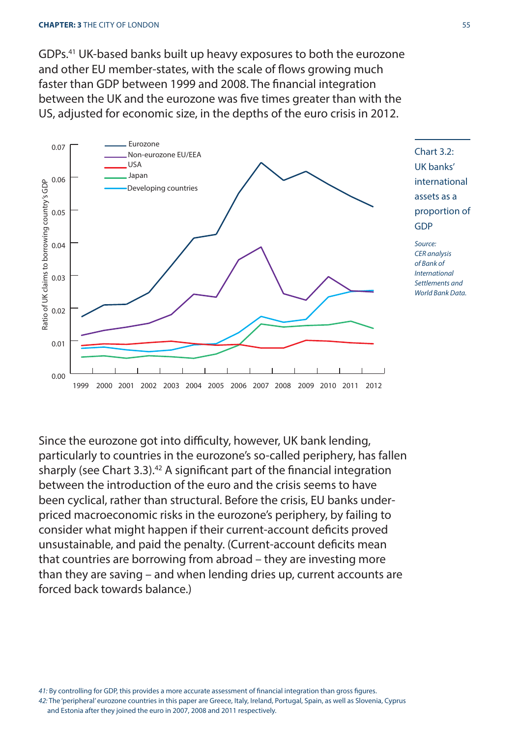GDPs.[41] UK-based banks built up heavy exposures to both the eurozone and other EU member-states, with the scale of flows growing much faster than GDP between 1999 and 2008. The financial integration between the UK and the eurozone was five times greater than with the US, adjusted for economic size, in the depths of the euro crisis in 2012.

Chart 3.2: UK banks' international assets as a proportion of GDP

*Source: CER analysis of Bank of International Settlements and World Bank Data.*

Since the eurozone got into difficulty, however, UK bank lending, particularly to countries in the eurozone's so-called periphery, has fallen sharply (see Chart 3.3).[42] A significant part of the financial integration between the introduction of the euro and the crisis seems to have been cyclical, rather than structural. Before the crisis, EU banks under-priced macroeconomic risks in the eurozone's periphery, by failing to consider what might happen if their current-account deficits proved unsustainable, and paid the penalty. (Current-account deficits mean that countries are borrowing from abroad – they are investing more than they are saving – and when lending dries up, current accounts are forced back towards balance.)

*41:* By controlling for GDP, this provides a more accurate assessment of financial integration than gross figures.

*42:* The 'peripheral' eurozone countries in this paper are Greece, Italy, Ireland, Portugal, Spain, as well as Slovenia, Cyprus and Estonia after they joined the euro in 2007, 2008 and 2011 respectively.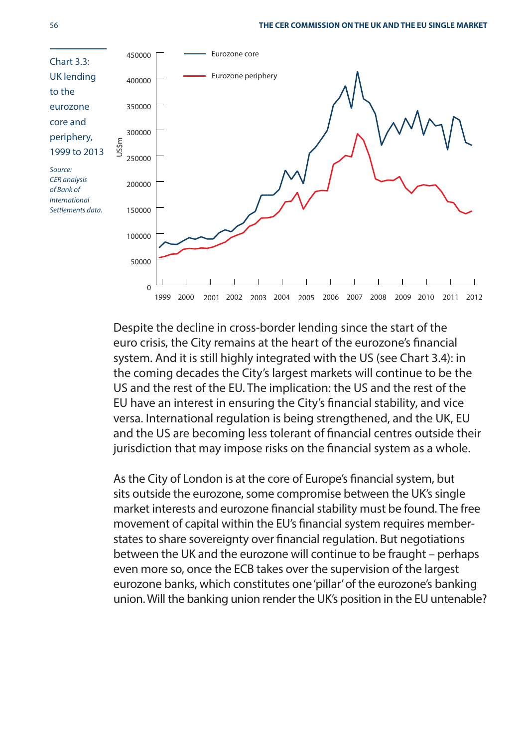Chart 3.3: UK lending to the eurozone core and periphery, 1999 to 2013

*Source: CER analysis of Bank of International Settlements data.*

Despite the decline in cross-border lending since the start of the euro crisis, the City remains at the heart of the eurozone's financial system. And it is still highly integrated with the US (see Chart 3.4): in the coming decades the City's largest markets will continue to be the US and the rest of the EU. The implication: the US and the rest of the EU have an interest in ensuring the City's financial stability, and vice versa. International regulation is being strengthened, and the UK, EU and the US are becoming less tolerant of financial centres outside their jurisdiction that may impose risks on the financial system as a whole.

As the City of London is at the core of Europe's financial system, but sits outside the eurozone, some compromise between the UK's single market interests and eurozone financial stability must be found. The free movement of capital within the EU's financial system requires member-states to share sovereignty over financial regulation. But negotiations between the UK and the eurozone will continue to be fraught – perhaps even more so, once the ECB takes over the supervision of the largest eurozone banks, which constitutes one 'pillar' of the eurozone's banking union. Will the banking union render the UK's position in the EU untenable?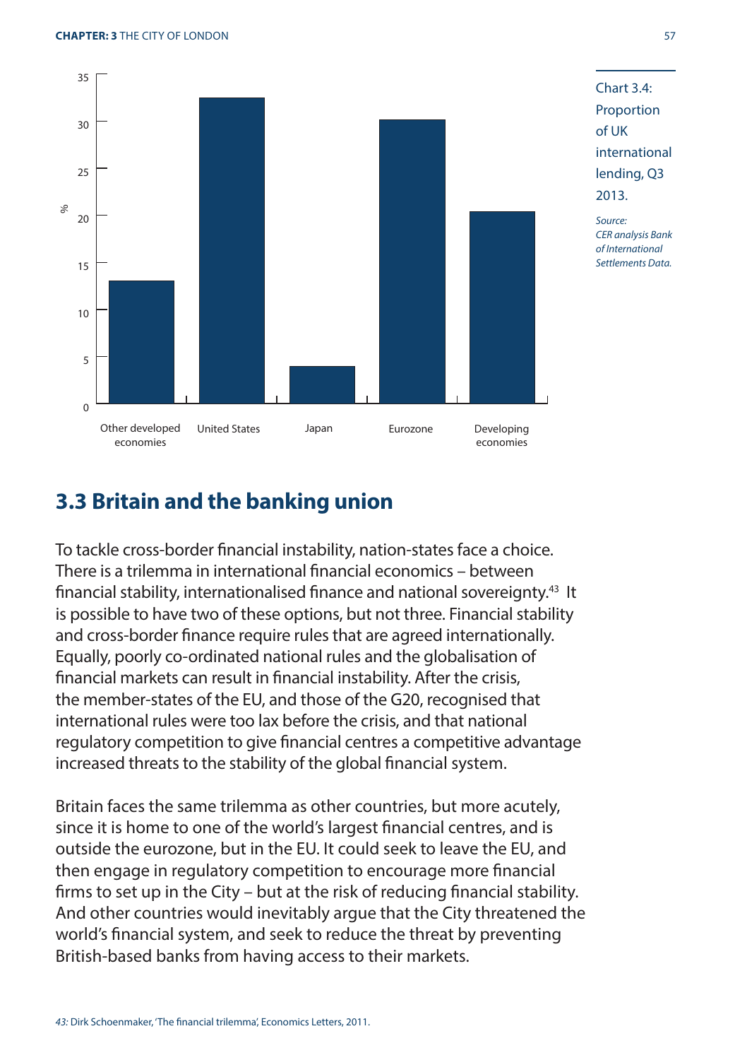Chart 3.4: Proportion of UK international lending, Q3 2013.

*Source: CER analysis Bank of International Settlements Data.*

## 3.3 Britain and the banking union

To tackle cross-border financial instability, nation-states face a choice. There is a trilemma in international financial economics – between financial stability, internationalised finance and national sovereignty.[43] It is possible to have two of these options, but not three. Financial stability and cross-border finance require rules that are agreed internationally. Equally, poorly co-ordinated national rules and the globalisation of financial markets can result in financial instability. After the crisis, the member-states of the EU, and those of the G20, recognised that international rules were too lax before the crisis, and that national regulatory competition to give financial centres a competitive advantage increased threats to the stability of the global financial system.

Britain faces the same trilemma as other countries, but more acutely, since it is home to one of the world's largest financial centres, and is outside the eurozone, but in the EU. It could seek to leave the EU, and then engage in regulatory competition to encourage more financial firms to set up in the City – but at the risk of reducing financial stability. And other countries would inevitably argue that the City threatened the world's financial system, and seek to reduce the threat by preventing British-based banks from having access to their markets.

*43:* Dirk Schoenmaker, 'The financial trilemma', Economics Letters, 2011.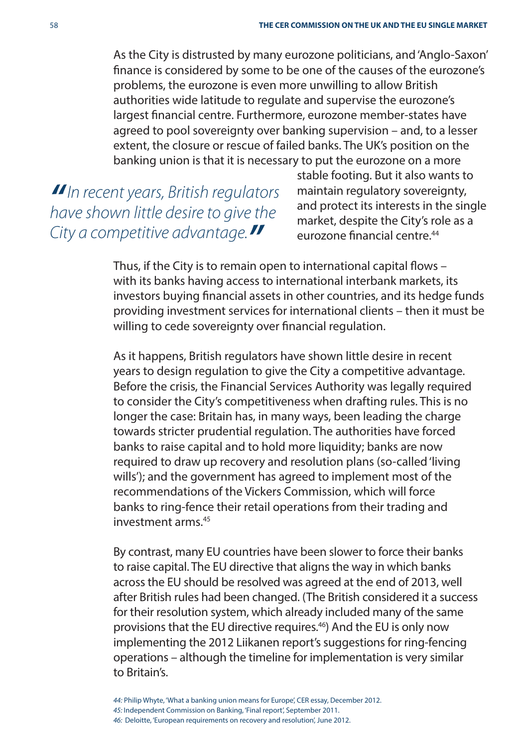As the City is distrusted by many eurozone politicians, and 'Anglo-Saxon' finance is considered by some to be one of the causes of the eurozone's problems, the eurozone is even more unwilling to allow British authorities wide latitude to regulate and supervise the eurozone's largest financial centre. Furthermore, eurozone member-states have agreed to pool sovereignty over banking supervision – and, to a lesser extent, the closure or rescue of failed banks. The UK's position on the banking union is that it is necessary to put the eurozone on a more stable footing. But it also wants to maintain regulatory sovereignty, and protect its interests in the single market, despite the City's role as a eurozone financial centre.[44]

> *"In recent years, British regulators have shown little desire to give the City a competitive advantage."*

Thus, if the City is to remain open to international capital flows – with its banks having access to international interbank markets, its investors buying financial assets in other countries, and its hedge funds providing investment services for international clients – then it must be willing to cede sovereignty over financial regulation.

As it happens, British regulators have shown little desire in recent years to design regulation to give the City a competitive advantage. Before the crisis, the Financial Services Authority was legally required to consider the City's competitiveness when drafting rules. This is no longer the case: Britain has, in many ways, been leading the charge towards stricter prudential regulation. The authorities have forced banks to raise capital and to hold more liquidity; banks are now required to draw up recovery and resolution plans (so-called 'living wills'); and the government has agreed to implement most of the recommendations of the Vickers Commission, which will force banks to ring-fence their retail operations from their trading and investment arms.[45]

By contrast, many EU countries have been slower to force their banks to raise capital. The EU directive that aligns the way in which banks across the EU should be resolved was agreed at the end of 2013, well after British rules had been changed. (The British considered it a success for their resolution system, which already included many of the same provisions that the EU directive requires.[46]) And the EU is only now implementing the 2012 Liikanen report's suggestions for ring-fencing operations – although the timeline for implementation is very similar to Britain's.

*44:* Philip Whyte, 'What a banking union means for Europe', CER essay, December 2012.
*45:* Independent Commission on Banking, 'Final report', September 2011.
*46:* Deloitte, 'European requirements on recovery and resolution', June 2012.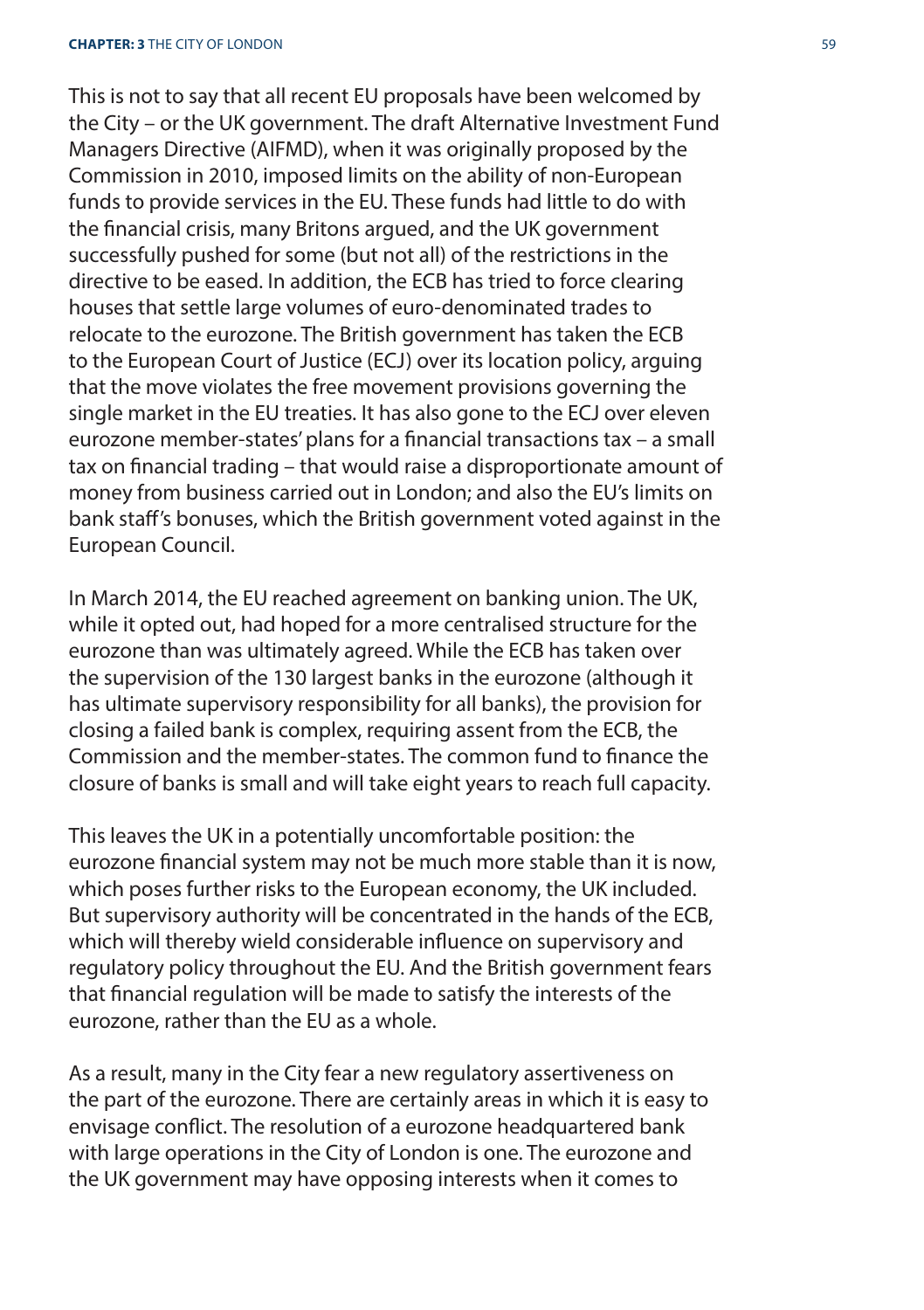This is not to say that all recent EU proposals have been welcomed by the City – or the UK government. The draft Alternative Investment Fund Managers Directive (AIFMD), when it was originally proposed by the Commission in 2010, imposed limits on the ability of non-European funds to provide services in the EU. These funds had little to do with the financial crisis, many Britons argued, and the UK government successfully pushed for some (but not all) of the restrictions in the directive to be eased. In addition, the ECB has tried to force clearing houses that settle large volumes of euro-denominated trades to relocate to the eurozone. The British government has taken the ECB to the European Court of Justice (ECJ) over its location policy, arguing that the move violates the free movement provisions governing the single market in the EU treaties. It has also gone to the ECJ over eleven eurozone member-states' plans for a financial transactions tax – a small tax on financial trading – that would raise a disproportionate amount of money from business carried out in London; and also the EU's limits on bank staff's bonuses, which the British government voted against in the European Council.

In March 2014, the EU reached agreement on banking union. The UK, while it opted out, had hoped for a more centralised structure for the eurozone than was ultimately agreed. While the ECB has taken over the supervision of the 130 largest banks in the eurozone (although it has ultimate supervisory responsibility for all banks), the provision for closing a failed bank is complex, requiring assent from the ECB, the Commission and the member-states. The common fund to finance the closure of banks is small and will take eight years to reach full capacity.

This leaves the UK in a potentially uncomfortable position: the eurozone financial system may not be much more stable than it is now, which poses further risks to the European economy, the UK included. But supervisory authority will be concentrated in the hands of the ECB, which will thereby wield considerable influence on supervisory and regulatory policy throughout the EU. And the British government fears that financial regulation will be made to satisfy the interests of the eurozone, rather than the EU as a whole.

As a result, many in the City fear a new regulatory assertiveness on the part of the eurozone. There are certainly areas in which it is easy to envisage conflict. The resolution of a eurozone headquartered bank with large operations in the City of London is one. The eurozone and the UK government may have opposing interests when it comes to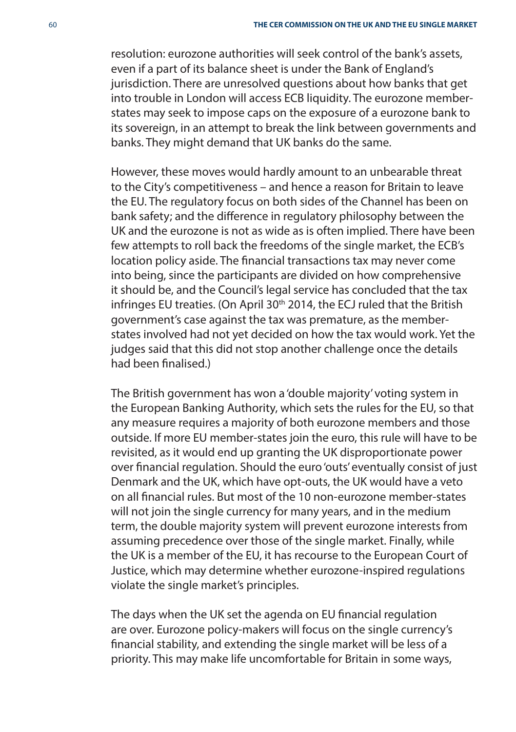resolution: eurozone authorities will seek control of the bank's assets, even if a part of its balance sheet is under the Bank of England's jurisdiction. There are unresolved questions about how banks that get into trouble in London will access ECB liquidity. The eurozone member-states may seek to impose caps on the exposure of a eurozone bank to its sovereign, in an attempt to break the link between governments and banks. They might demand that UK banks do the same.

However, these moves would hardly amount to an unbearable threat to the City's competitiveness – and hence a reason for Britain to leave the EU. The regulatory focus on both sides of the Channel has been on bank safety; and the difference in regulatory philosophy between the UK and the eurozone is not as wide as is often implied. There have been few attempts to roll back the freedoms of the single market, the ECB's location policy aside. The financial transactions tax may never come into being, since the participants are divided on how comprehensive it should be, and the Council's legal service has concluded that the tax infringes EU treaties. (On April 30th 2014, the ECJ ruled that the British government's case against the tax was premature, as the member-states involved had not yet decided on how the tax would work. Yet the judges said that this did not stop another challenge once the details had been finalised.)

The British government has won a 'double majority' voting system in the European Banking Authority, which sets the rules for the EU, so that any measure requires a majority of both eurozone members and those outside. If more EU member-states join the euro, this rule will have to be revisited, as it would end up granting the UK disproportionate power over financial regulation. Should the euro 'outs' eventually consist of just Denmark and the UK, which have opt-outs, the UK would have a veto on all financial rules. But most of the 10 non-eurozone member-states will not join the single currency for many years, and in the medium term, the double majority system will prevent eurozone interests from assuming precedence over those of the single market. Finally, while the UK is a member of the EU, it has recourse to the European Court of Justice, which may determine whether eurozone-inspired regulations violate the single market's principles.

The days when the UK set the agenda on EU financial regulation are over. Eurozone policy-makers will focus on the single currency's financial stability, and extending the single market will be less of a priority. This may make life uncomfortable for Britain in some ways,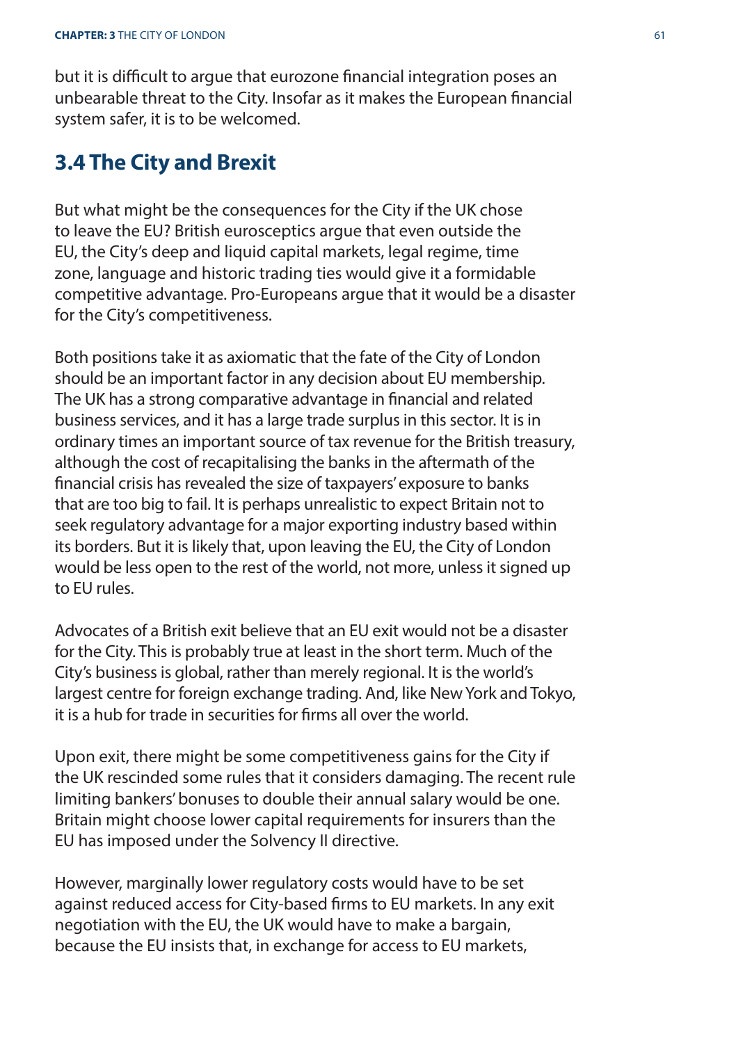but it is difficult to argue that eurozone financial integration poses an unbearable threat to the City. Insofar as it makes the European financial system safer, it is to be welcomed.

## 3.4 The City and Brexit

But what might be the consequences for the City if the UK chose to leave the EU? British eurosceptics argue that even outside the EU, the City's deep and liquid capital markets, legal regime, time zone, language and historic trading ties would give it a formidable competitive advantage. Pro-Europeans argue that it would be a disaster for the City's competitiveness.

Both positions take it as axiomatic that the fate of the City of London should be an important factor in any decision about EU membership. The UK has a strong comparative advantage in financial and related business services, and it has a large trade surplus in this sector. It is in ordinary times an important source of tax revenue for the British treasury, although the cost of recapitalising the banks in the aftermath of the financial crisis has revealed the size of taxpayers' exposure to banks that are too big to fail. It is perhaps unrealistic to expect Britain not to seek regulatory advantage for a major exporting industry based within its borders. But it is likely that, upon leaving the EU, the City of London would be less open to the rest of the world, not more, unless it signed up to EU rules.

Advocates of a British exit believe that an EU exit would not be a disaster for the City. This is probably true at least in the short term. Much of the City's business is global, rather than merely regional. It is the world's largest centre for foreign exchange trading. And, like New York and Tokyo, it is a hub for trade in securities for firms all over the world.

Upon exit, there might be some competitiveness gains for the City if the UK rescinded some rules that it considers damaging. The recent rule limiting bankers' bonuses to double their annual salary would be one. Britain might choose lower capital requirements for insurers than the EU has imposed under the Solvency II directive.

However, marginally lower regulatory costs would have to be set against reduced access for City-based firms to EU markets. In any exit negotiation with the EU, the UK would have to make a bargain, because the EU insists that, in exchange for access to EU markets,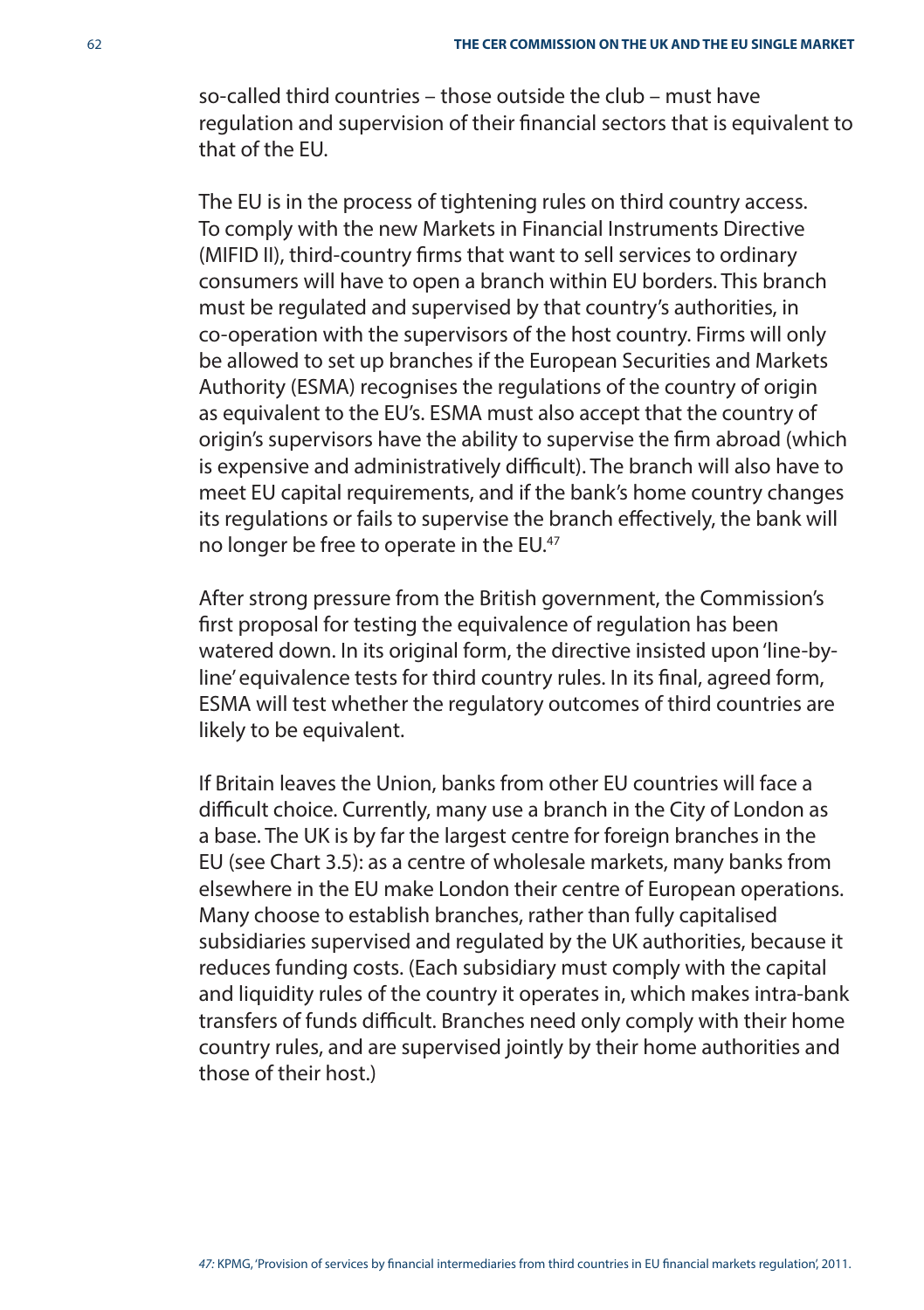so-called third countries – those outside the club – must have regulation and supervision of their financial sectors that is equivalent to that of the EU.

The EU is in the process of tightening rules on third country access. To comply with the new Markets in Financial Instruments Directive (MIFID II), third-country firms that want to sell services to ordinary consumers will have to open a branch within EU borders. This branch must be regulated and supervised by that country's authorities, in co-operation with the supervisors of the host country. Firms will only be allowed to set up branches if the European Securities and Markets Authority (ESMA) recognises the regulations of the country of origin as equivalent to the EU's. ESMA must also accept that the country of origin's supervisors have the ability to supervise the firm abroad (which is expensive and administratively difficult). The branch will also have to meet EU capital requirements, and if the bank's home country changes its regulations or fails to supervise the branch effectively, the bank will no longer be free to operate in the EU.[47]

After strong pressure from the British government, the Commission's first proposal for testing the equivalence of regulation has been watered down. In its original form, the directive insisted upon 'line-by-line' equivalence tests for third country rules. In its final, agreed form, ESMA will test whether the regulatory outcomes of third countries are likely to be equivalent.

If Britain leaves the Union, banks from other EU countries will face a difficult choice. Currently, many use a branch in the City of London as a base. The UK is by far the largest centre for foreign branches in the EU (see Chart 3.5): as a centre of wholesale markets, many banks from elsewhere in the EU make London their centre of European operations. Many choose to establish branches, rather than fully capitalised subsidiaries supervised and regulated by the UK authorities, because it reduces funding costs. (Each subsidiary must comply with the capital and liquidity rules of the country it operates in, which makes intra-bank transfers of funds difficult. Branches need only comply with their home country rules, and are supervised jointly by their home authorities and those of their host.)

*47:* KPMG, 'Provision of services by financial intermediaries from third countries in EU financial markets regulation', 2011.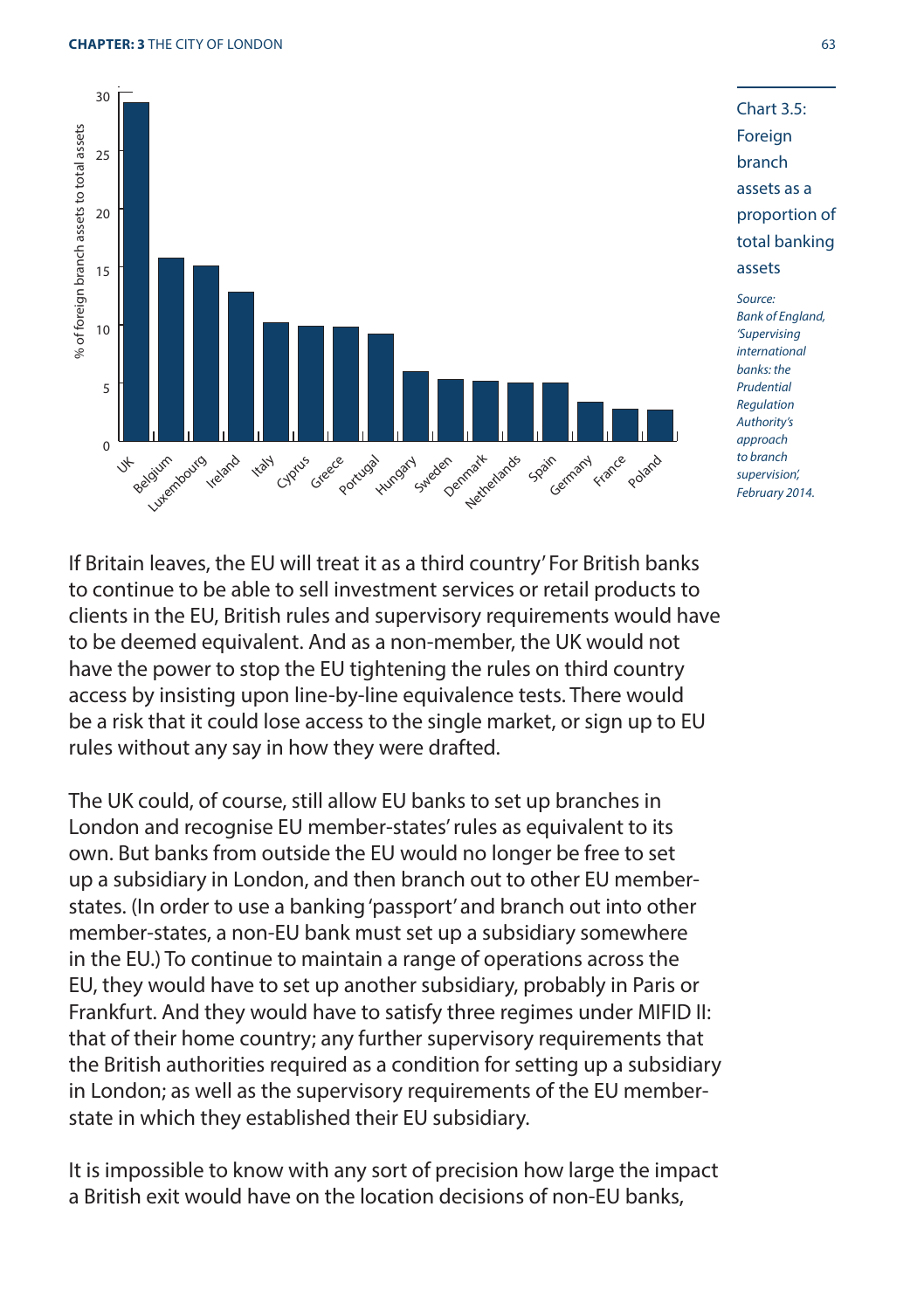Chart 3.5: Foreign branch assets as a proportion of total banking assets

*Source: Bank of England, 'Supervising international banks: the Prudential Regulation Authority's approach to branch supervision', February 2014.*

If Britain leaves, the EU will treat it as a third country' For British banks to continue to be able to sell investment services or retail products to clients in the EU, British rules and supervisory requirements would have to be deemed equivalent. And as a non-member, the UK would not have the power to stop the EU tightening the rules on third country access by insisting upon line-by-line equivalence tests. There would be a risk that it could lose access to the single market, or sign up to EU rules without any say in how they were drafted.

The UK could, of course, still allow EU banks to set up branches in London and recognise EU member-states' rules as equivalent to its own. But banks from outside the EU would no longer be free to set up a subsidiary in London, and then branch out to other EU member-states. (In order to use a banking 'passport' and branch out into other member-states, a non-EU bank must set up a subsidiary somewhere in the EU.) To continue to maintain a range of operations across the EU, they would have to set up another subsidiary, probably in Paris or Frankfurt. And they would have to satisfy three regimes under MIFID II: that of their home country; any further supervisory requirements that the British authorities required as a condition for setting up a subsidiary in London; as well as the supervisory requirements of the EU member-state in which they established their EU subsidiary.

It is impossible to know with any sort of precision how large the impact a British exit would have on the location decisions of non-EU banks,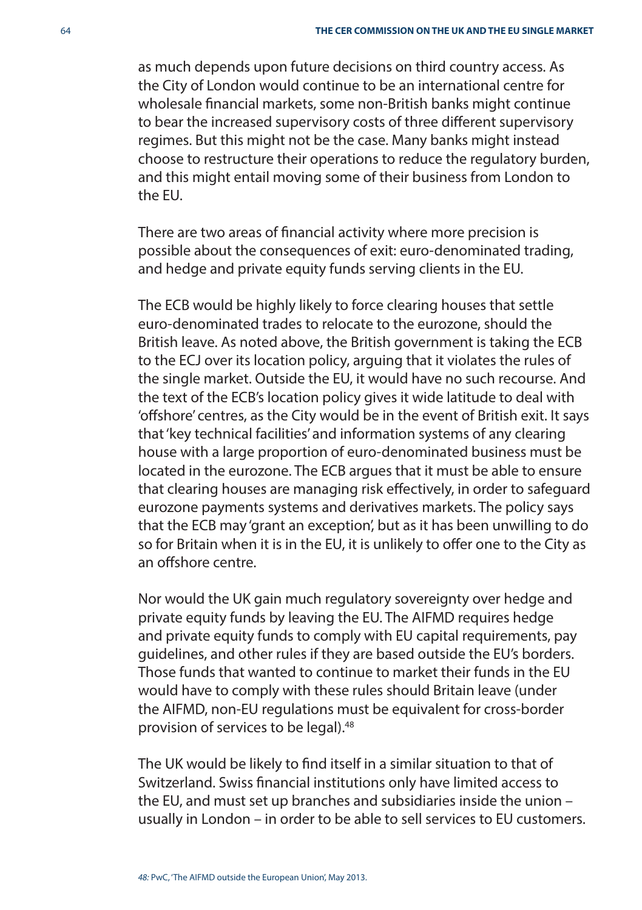as much depends upon future decisions on third country access. As the City of London would continue to be an international centre for wholesale financial markets, some non-British banks might continue to bear the increased supervisory costs of three different supervisory regimes. But this might not be the case. Many banks might instead choose to restructure their operations to reduce the regulatory burden, and this might entail moving some of their business from London to the EU.

There are two areas of financial activity where more precision is possible about the consequences of exit: euro-denominated trading, and hedge and private equity funds serving clients in the EU.

The ECB would be highly likely to force clearing houses that settle euro-denominated trades to relocate to the eurozone, should the British leave. As noted above, the British government is taking the ECB to the ECJ over its location policy, arguing that it violates the rules of the single market. Outside the EU, it would have no such recourse. And the text of the ECB's location policy gives it wide latitude to deal with 'offshore' centres, as the City would be in the event of British exit. It says that 'key technical facilities' and information systems of any clearing house with a large proportion of euro-denominated business must be located in the eurozone. The ECB argues that it must be able to ensure that clearing houses are managing risk effectively, in order to safeguard eurozone payments systems and derivatives markets. The policy says that the ECB may 'grant an exception', but as it has been unwilling to do so for Britain when it is in the EU, it is unlikely to offer one to the City as an offshore centre.

Nor would the UK gain much regulatory sovereignty over hedge and private equity funds by leaving the EU. The AIFMD requires hedge and private equity funds to comply with EU capital requirements, pay guidelines, and other rules if they are based outside the EU's borders. Those funds that wanted to continue to market their funds in the EU would have to comply with these rules should Britain leave (under the AIFMD, non-EU regulations must be equivalent for cross-border provision of services to be legal).[48]

The UK would be likely to find itself in a similar situation to that of Switzerland. Swiss financial institutions only have limited access to the EU, and must set up branches and subsidiaries inside the union – usually in London – in order to be able to sell services to EU customers.

*48:* PwC, 'The AIFMD outside the European Union', May 2013.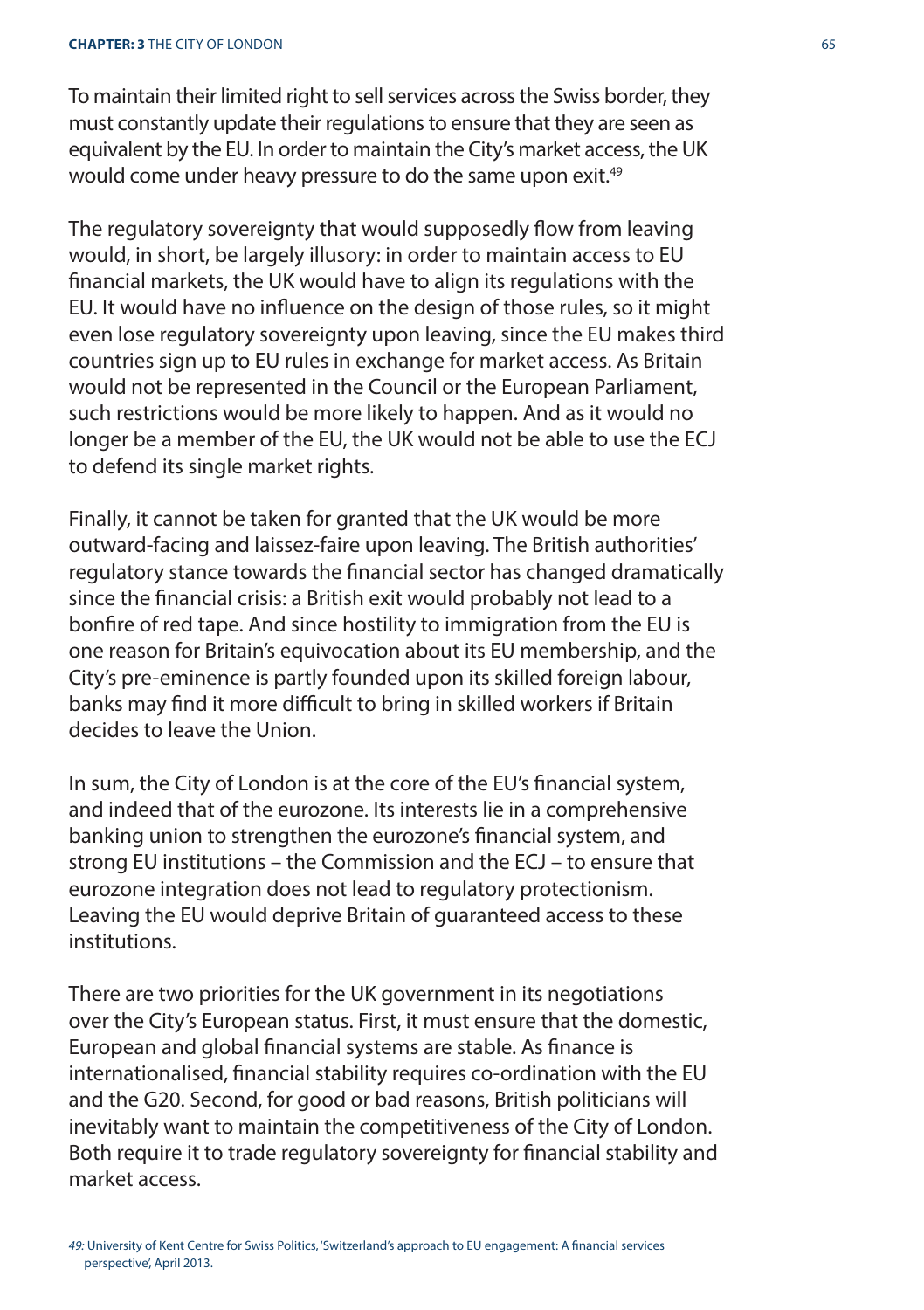To maintain their limited right to sell services across the Swiss border, they must constantly update their regulations to ensure that they are seen as equivalent by the EU. In order to maintain the City's market access, the UK would come under heavy pressure to do the same upon exit.[49]

The regulatory sovereignty that would supposedly flow from leaving would, in short, be largely illusory: in order to maintain access to EU financial markets, the UK would have to align its regulations with the EU. It would have no influence on the design of those rules, so it might even lose regulatory sovereignty upon leaving, since the EU makes third countries sign up to EU rules in exchange for market access. As Britain would not be represented in the Council or the European Parliament, such restrictions would be more likely to happen. And as it would no longer be a member of the EU, the UK would not be able to use the ECJ to defend its single market rights.

Finally, it cannot be taken for granted that the UK would be more outward-facing and laissez-faire upon leaving. The British authorities' regulatory stance towards the financial sector has changed dramatically since the financial crisis: a British exit would probably not lead to a bonfire of red tape. And since hostility to immigration from the EU is one reason for Britain's equivocation about its EU membership, and the City's pre-eminence is partly founded upon its skilled foreign labour, banks may find it more difficult to bring in skilled workers if Britain decides to leave the Union.

In sum, the City of London is at the core of the EU's financial system, and indeed that of the eurozone. Its interests lie in a comprehensive banking union to strengthen the eurozone's financial system, and strong EU institutions – the Commission and the ECJ – to ensure that eurozone integration does not lead to regulatory protectionism. Leaving the EU would deprive Britain of guaranteed access to these institutions.

There are two priorities for the UK government in its negotiations over the City's European status. First, it must ensure that the domestic, European and global financial systems are stable. As finance is internationalised, financial stability requires co-ordination with the EU and the G20. Second, for good or bad reasons, British politicians will inevitably want to maintain the competitiveness of the City of London. Both require it to trade regulatory sovereignty for financial stability and market access.

*49:* University of Kent Centre for Swiss Politics, 'Switzerland's approach to EU engagement: A financial services perspective', April 2013.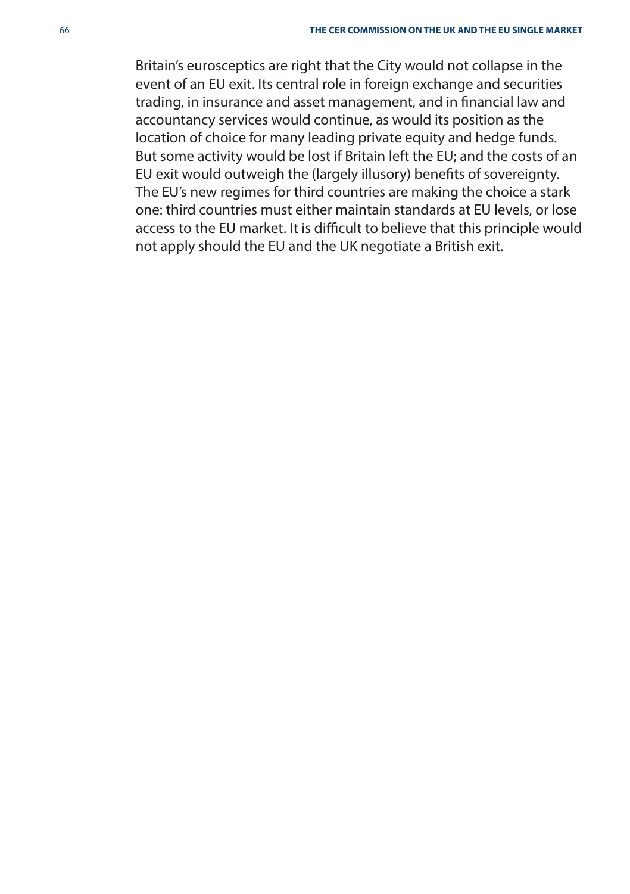Britain's eurosceptics are right that the City would not collapse in the event of an EU exit. Its central role in foreign exchange and securities trading, in insurance and asset management, and in financial law and accountancy services would continue, as would its position as the location of choice for many leading private equity and hedge funds. But some activity would be lost if Britain left the EU; and the costs of an EU exit would outweigh the (largely illusory) benefits of sovereignty. The EU's new regimes for third countries are making the choice a stark one: third countries must either maintain standards at EU levels, or lose access to the EU market. It is difficult to believe that this principle would not apply should the EU and the UK negotiate a British exit.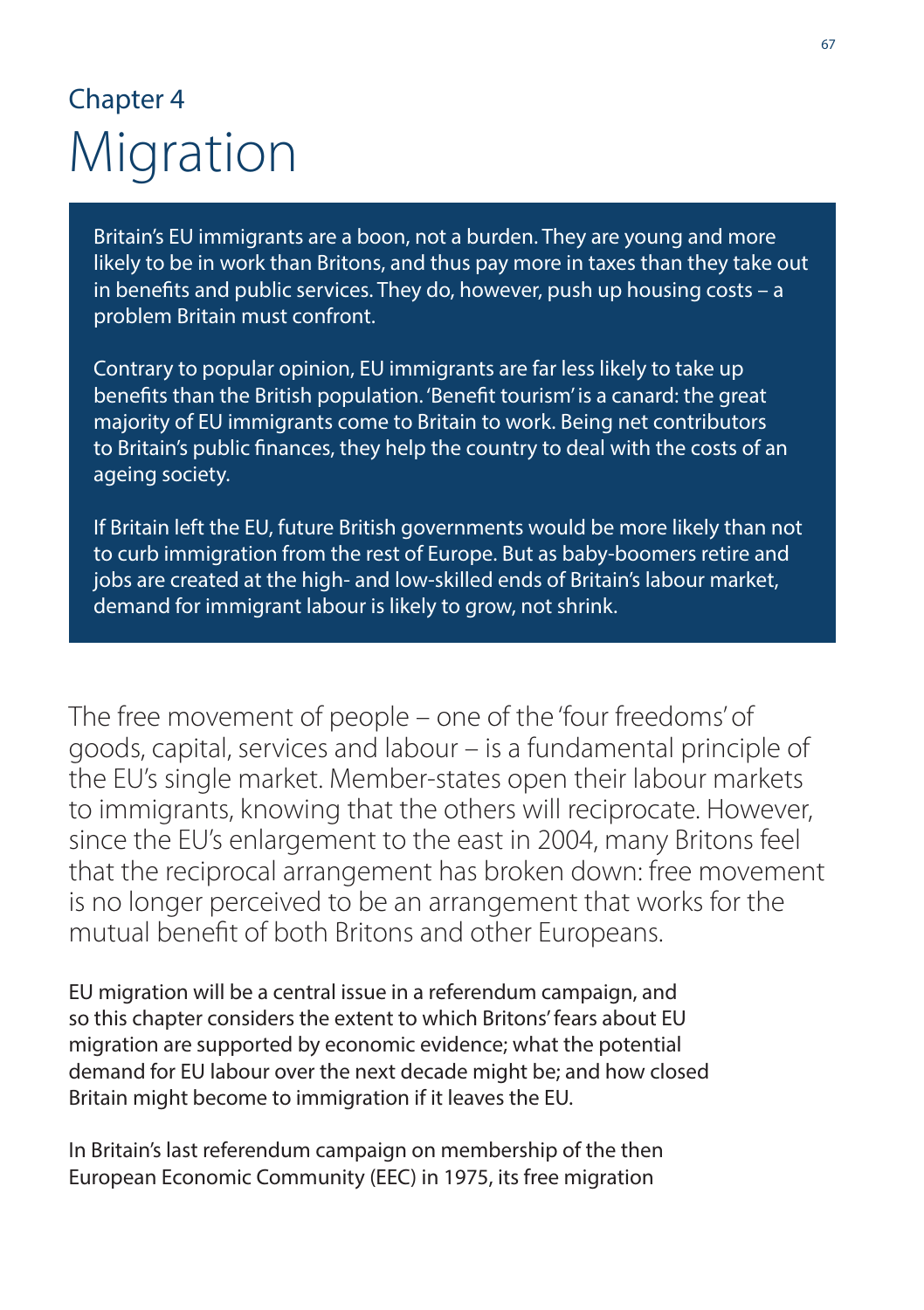# Chapter 4
# Migration

> Britain's EU immigrants are a boon, not a burden. They are young and more likely to be in work than Britons, and thus pay more in taxes than they take out in benefits and public services. They do, however, push up housing costs – a problem Britain must confront.
>
> Contrary to popular opinion, EU immigrants are far less likely to take up benefits than the British population. 'Benefit tourism' is a canard: the great majority of EU immigrants come to Britain to work. Being net contributors to Britain's public finances, they help the country to deal with the costs of an ageing society.
>
> If Britain left the EU, future British governments would be more likely than not to curb immigration from the rest of Europe. But as baby-boomers retire and jobs are created at the high- and low-skilled ends of Britain's labour market, demand for immigrant labour is likely to grow, not shrink.

The free movement of people – one of the 'four freedoms' of goods, capital, services and labour – is a fundamental principle of the EU's single market. Member-states open their labour markets to immigrants, knowing that the others will reciprocate. However, since the EU's enlargement to the east in 2004, many Britons feel that the reciprocal arrangement has broken down: free movement is no longer perceived to be an arrangement that works for the mutual benefit of both Britons and other Europeans.

EU migration will be a central issue in a referendum campaign, and so this chapter considers the extent to which Britons' fears about EU migration are supported by economic evidence; what the potential demand for EU labour over the next decade might be; and how closed Britain might become to immigration if it leaves the EU.

In Britain's last referendum campaign on membership of the then European Economic Community (EEC) in 1975, its free migration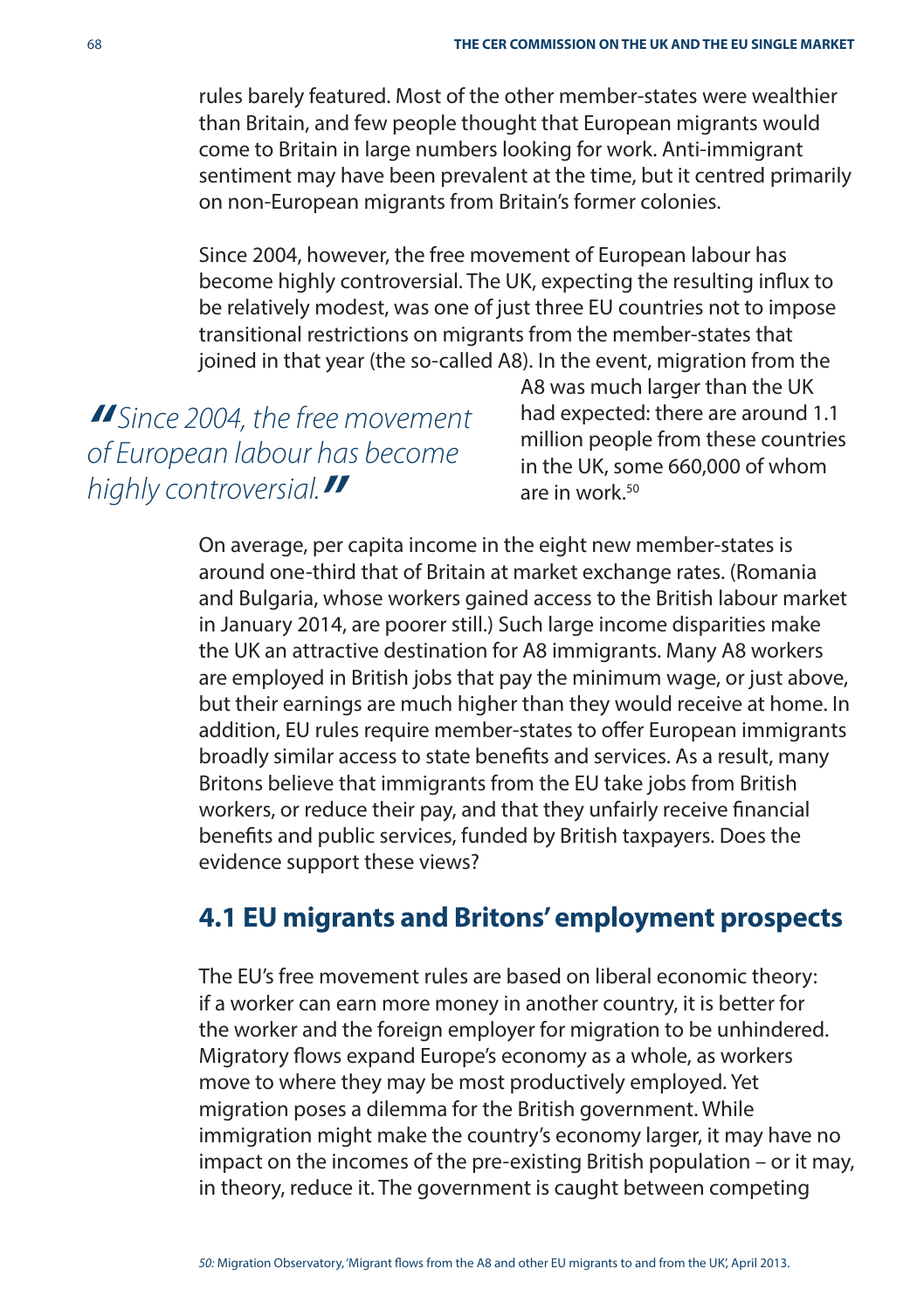rules barely featured. Most of the other member-states were wealthier than Britain, and few people thought that European migrants would come to Britain in large numbers looking for work. Anti-immigrant sentiment may have been prevalent at the time, but it centred primarily on non-European migrants from Britain's former colonies.

Since 2004, however, the free movement of European labour has become highly controversial. The UK, expecting the resulting influx to be relatively modest, was one of just three EU countries not to impose transitional restrictions on migrants from the member-states that joined in that year (the so-called A8). In the event, migration from the A8 was much larger than the UK had expected: there are around 1.1 million people from these countries in the UK, some 660,000 of whom are in work.[50]

> *"Since 2004, the free movement of European labour has become highly controversial."*

On average, per capita income in the eight new member-states is around one-third that of Britain at market exchange rates. (Romania and Bulgaria, whose workers gained access to the British labour market in January 2014, are poorer still.) Such large income disparities make the UK an attractive destination for A8 immigrants. Many A8 workers are employed in British jobs that pay the minimum wage, or just above, but their earnings are much higher than they would receive at home. In addition, EU rules require member-states to offer European immigrants broadly similar access to state benefits and services. As a result, many Britons believe that immigrants from the EU take jobs from British workers, or reduce their pay, and that they unfairly receive financial benefits and public services, funded by British taxpayers. Does the evidence support these views?

## 4.1 EU migrants and Britons' employment prospects

The EU's free movement rules are based on liberal economic theory: if a worker can earn more money in another country, it is better for the worker and the foreign employer for migration to be unhindered. Migratory flows expand Europe's economy as a whole, as workers move to where they may be most productively employed. Yet migration poses a dilemma for the British government. While immigration might make the country's economy larger, it may have no impact on the incomes of the pre-existing British population – or it may, in theory, reduce it. The government is caught between competing

*50:* Migration Observatory, 'Migrant flows from the A8 and other EU migrants to and from the UK', April 2013.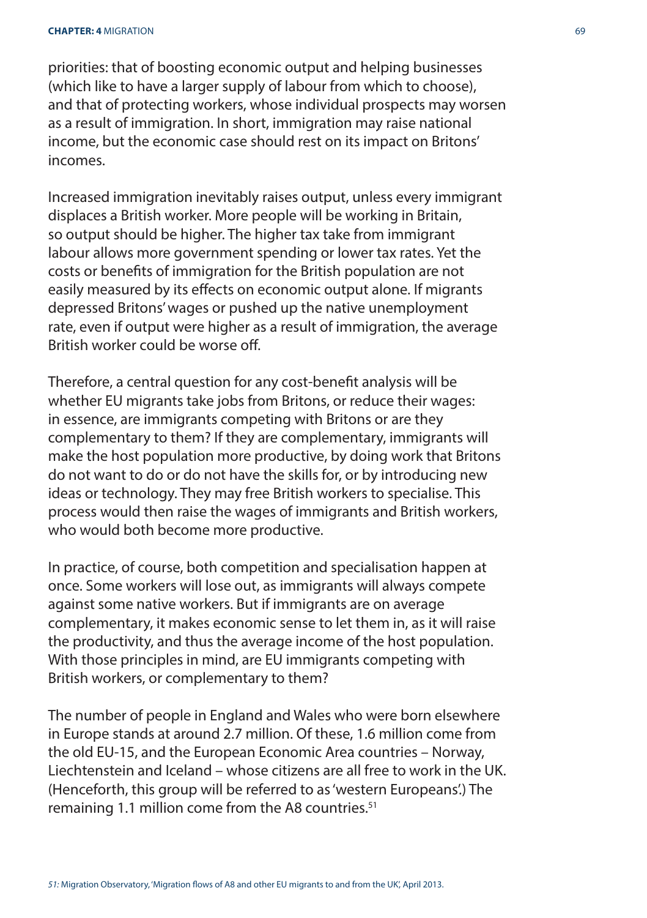priorities: that of boosting economic output and helping businesses (which like to have a larger supply of labour from which to choose), and that of protecting workers, whose individual prospects may worsen as a result of immigration. In short, immigration may raise national income, but the economic case should rest on its impact on Britons' incomes.

Increased immigration inevitably raises output, unless every immigrant displaces a British worker. More people will be working in Britain, so output should be higher. The higher tax take from immigrant labour allows more government spending or lower tax rates. Yet the costs or benefits of immigration for the British population are not easily measured by its effects on economic output alone. If migrants depressed Britons' wages or pushed up the native unemployment rate, even if output were higher as a result of immigration, the average British worker could be worse off.

Therefore, a central question for any cost-benefit analysis will be whether EU migrants take jobs from Britons, or reduce their wages: in essence, are immigrants competing with Britons or are they complementary to them? If they are complementary, immigrants will make the host population more productive, by doing work that Britons do not want to do or do not have the skills for, or by introducing new ideas or technology. They may free British workers to specialise. This process would then raise the wages of immigrants and British workers, who would both become more productive.

In practice, of course, both competition and specialisation happen at once. Some workers will lose out, as immigrants will always compete against some native workers. But if immigrants are on average complementary, it makes economic sense to let them in, as it will raise the productivity, and thus the average income of the host population. With those principles in mind, are EU immigrants competing with British workers, or complementary to them?

The number of people in England and Wales who were born elsewhere in Europe stands at around 2.7 million. Of these, 1.6 million come from the old EU-15, and the European Economic Area countries – Norway, Liechtenstein and Iceland – whose citizens are all free to work in the UK. (Henceforth, this group will be referred to as 'western Europeans'.) The remaining 1.1 million come from the A8 countries.[51]

*51:* Migration Observatory, 'Migration flows of A8 and other EU migrants to and from the UK', April 2013.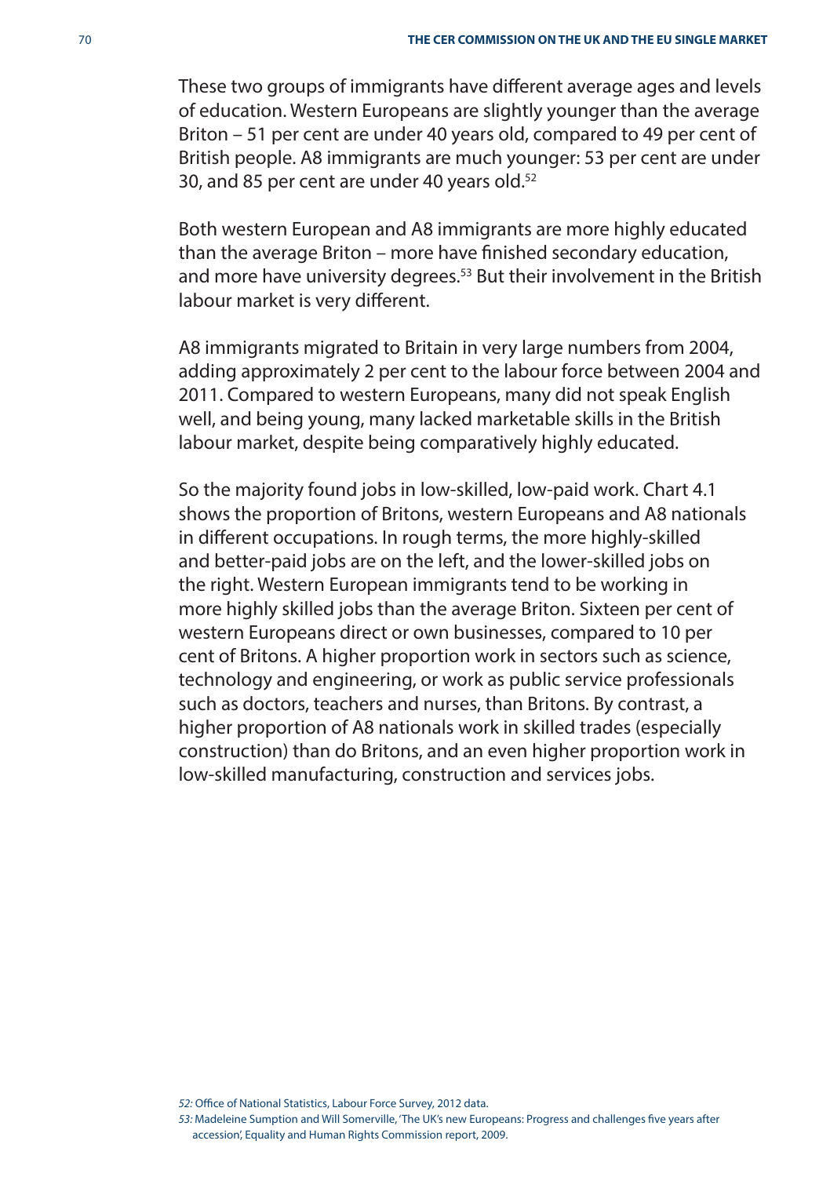These two groups of immigrants have different average ages and levels of education. Western Europeans are slightly younger than the average Briton – 51 per cent are under 40 years old, compared to 49 per cent of British people. A8 immigrants are much younger: 53 per cent are under 30, and 85 per cent are under 40 years old.[52]

Both western European and A8 immigrants are more highly educated than the average Briton – more have finished secondary education, and more have university degrees.[53] But their involvement in the British labour market is very different.

A8 immigrants migrated to Britain in very large numbers from 2004, adding approximately 2 per cent to the labour force between 2004 and 2011. Compared to western Europeans, many did not speak English well, and being young, many lacked marketable skills in the British labour market, despite being comparatively highly educated.

So the majority found jobs in low-skilled, low-paid work. Chart 4.1 shows the proportion of Britons, western Europeans and A8 nationals in different occupations. In rough terms, the more highly-skilled and better-paid jobs are on the left, and the lower-skilled jobs on the right. Western European immigrants tend to be working in more highly skilled jobs than the average Briton. Sixteen per cent of western Europeans direct or own businesses, compared to 10 per cent of Britons. A higher proportion work in sectors such as science, technology and engineering, or work as public service professionals such as doctors, teachers and nurses, than Britons. By contrast, a higher proportion of A8 nationals work in skilled trades (especially construction) than do Britons, and an even higher proportion work in low-skilled manufacturing, construction and services jobs.

*52:* Office of National Statistics, Labour Force Survey, 2012 data.

*53:* Madeleine Sumption and Will Somerville, 'The UK's new Europeans: Progress and challenges five years after accession', Equality and Human Rights Commission report, 2009.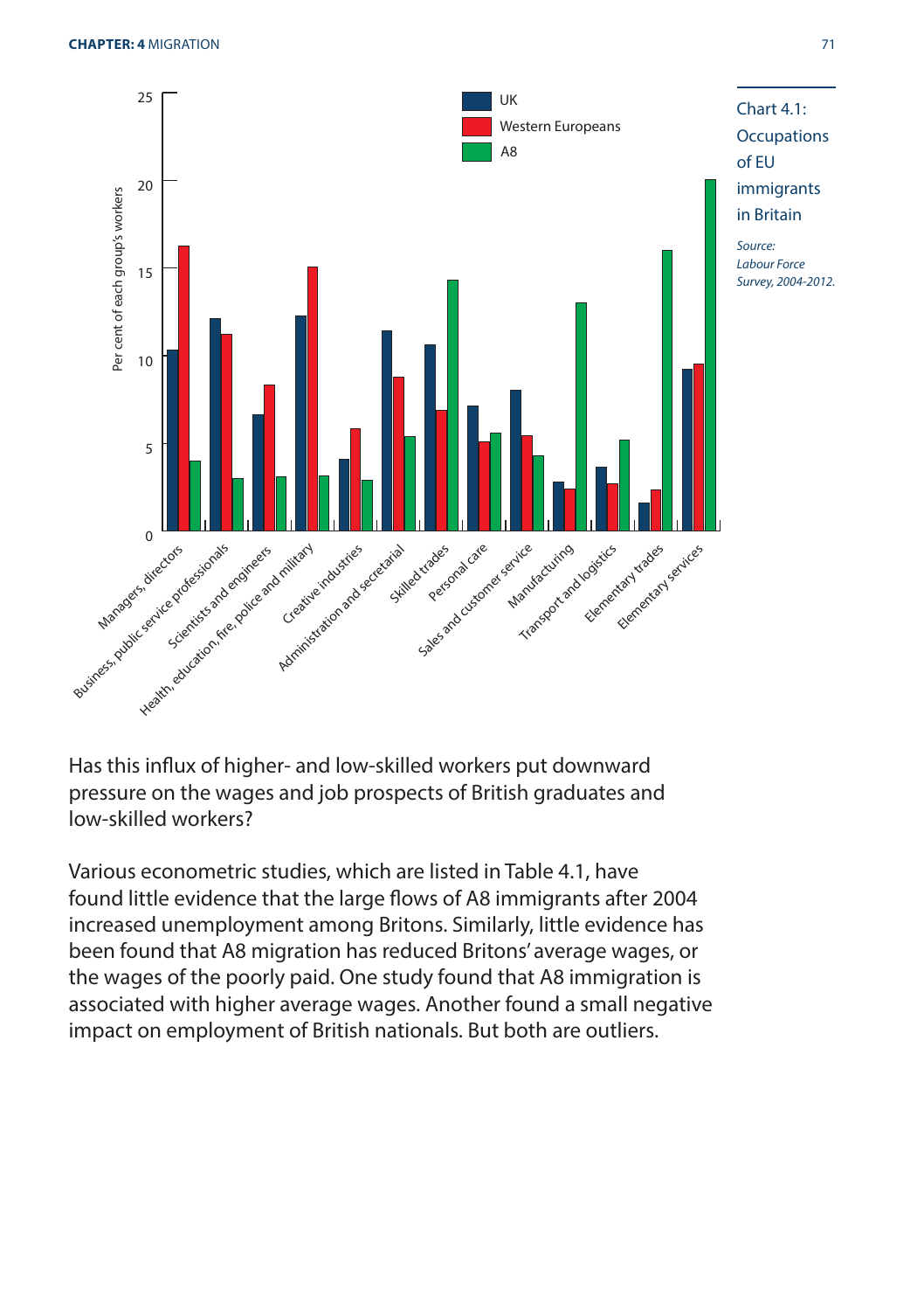Chart 4.1: Occupations of EU immigrants in Britain

*Source: Labour Force Survey, 2004-2012.*

Has this influx of higher- and low-skilled workers put downward pressure on the wages and job prospects of British graduates and low-skilled workers?

Various econometric studies, which are listed in Table 4.1, have found little evidence that the large flows of A8 immigrants after 2004 increased unemployment among Britons. Similarly, little evidence has been found that A8 migration has reduced Britons' average wages, or the wages of the poorly paid. One study found that A8 immigration is associated with higher average wages. Another found a small negative impact on employment of British nationals. But both are outliers.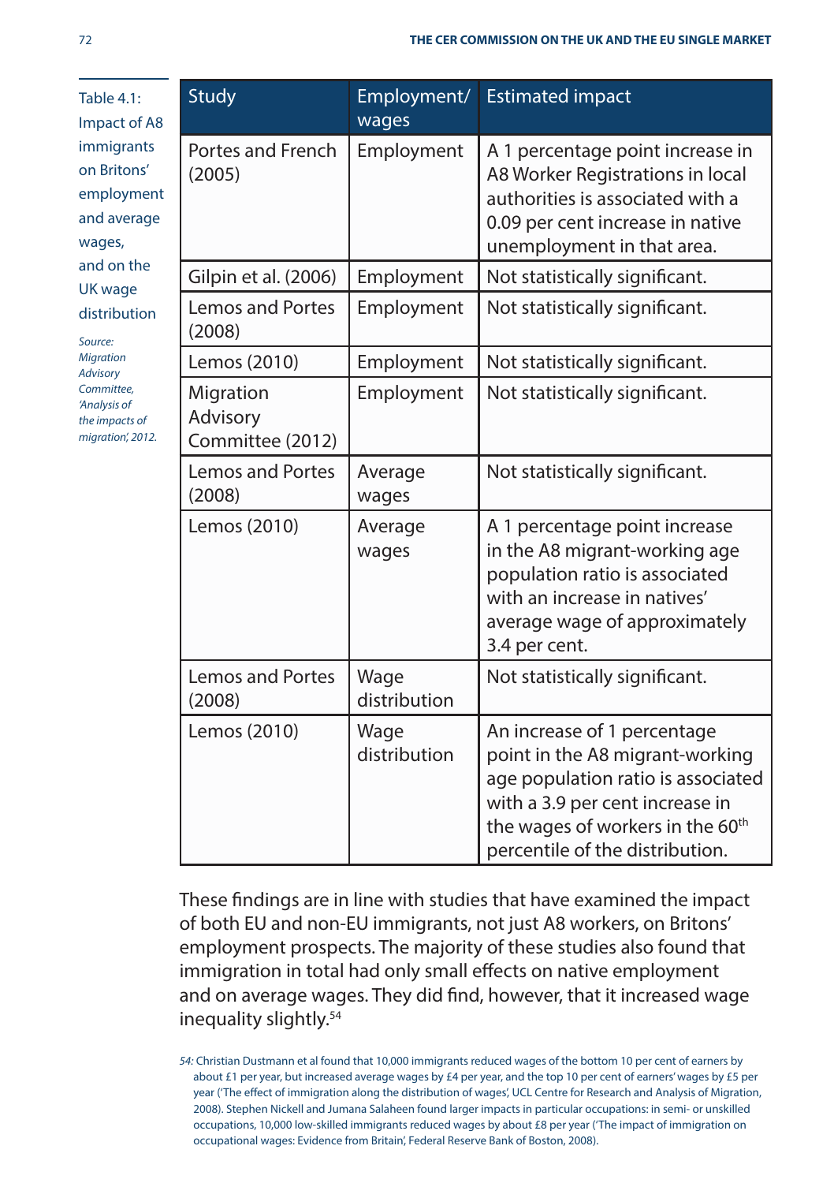Table 4.1: Impact of A8 immigrants on Britons' employment and average wages, and on the UK wage distribution

*Source: Migration Advisory Committee, 'Analysis of the impacts of migration', 2012.*

| Study | Employment/ wages | Estimated impact |
|---|---|---|
| Portes and French (2005) | Employment | A 1 percentage point increase in A8 Worker Registrations in local authorities is associated with a 0.09 per cent increase in native unemployment in that area. |
| Gilpin et al. (2006) | Employment | Not statistically significant. |
| Lemos and Portes (2008) | Employment | Not statistically significant. |
| Lemos (2010) | Employment | Not statistically significant. |
| Migration Advisory Committee (2012) | Employment | Not statistically significant. |
| Lemos and Portes (2008) | Average wages | Not statistically significant. |
| Lemos (2010) | Average wages | A 1 percentage point increase in the A8 migrant-working age population ratio is associated with an increase in natives' average wage of approximately 3.4 per cent. |
| Lemos and Portes (2008) | Wage distribution | Not statistically significant. |
| Lemos (2010) | Wage distribution | An increase of 1 percentage point in the A8 migrant-working age population ratio is associated with a 3.9 per cent increase in the wages of workers in the 60th percentile of the distribution. |

These findings are in line with studies that have examined the impact of both EU and non-EU immigrants, not just A8 workers, on Britons' employment prospects. The majority of these studies also found that immigration in total had only small effects on native employment and on average wages. They did find, however, that it increased wage inequality slightly.[54]

*54:* Christian Dustmann et al found that 10,000 immigrants reduced wages of the bottom 10 per cent of earners by about £1 per year, but increased average wages by £4 per year, and the top 10 per cent of earners' wages by £5 per year ('The effect of immigration along the distribution of wages', UCL Centre for Research and Analysis of Migration, 2008). Stephen Nickell and Jumana Salaheen found larger impacts in particular occupations: in semi- or unskilled occupations, 10,000 low-skilled immigrants reduced wages by about £8 per year ('The impact of immigration on occupational wages: Evidence from Britain', Federal Reserve Bank of Boston, 2008).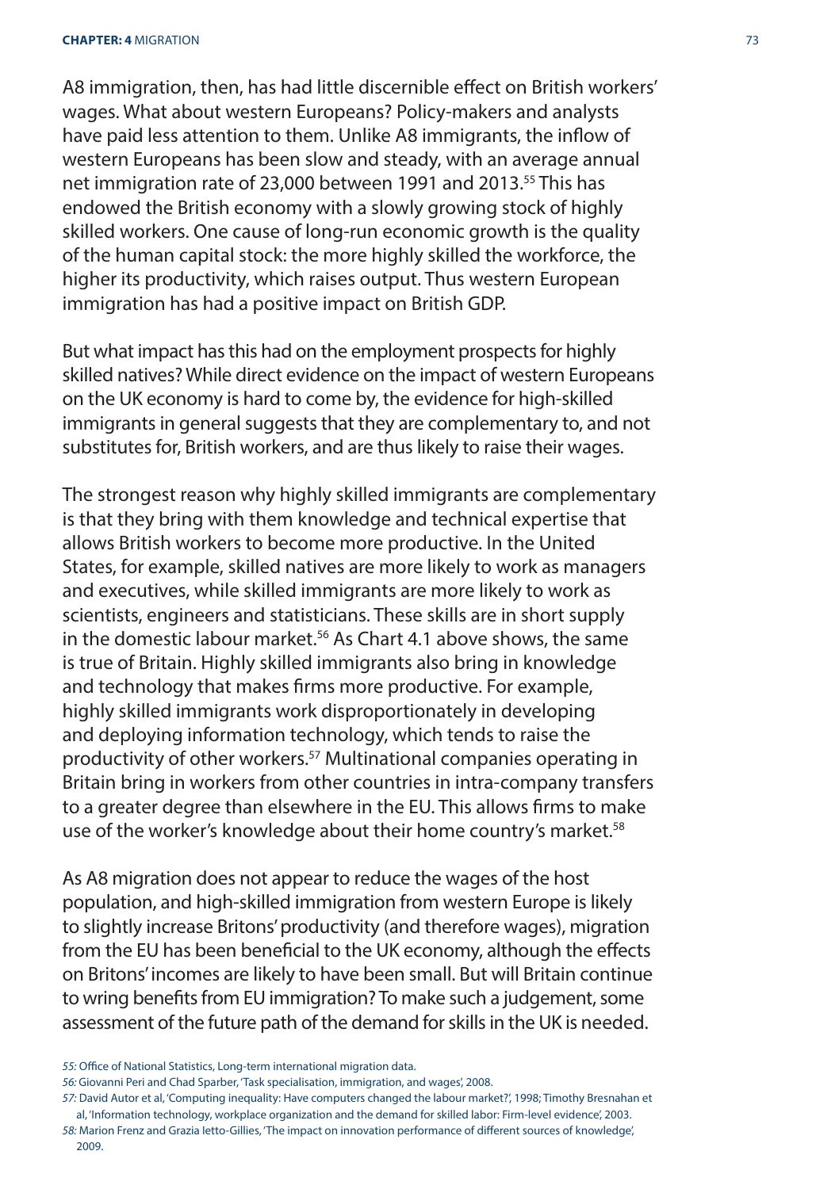A8 immigration, then, has had little discernible effect on British workers' wages. What about western Europeans? Policy-makers and analysts have paid less attention to them. Unlike A8 immigrants, the inflow of western Europeans has been slow and steady, with an average annual net immigration rate of 23,000 between 1991 and 2013.[55] This has endowed the British economy with a slowly growing stock of highly skilled workers. One cause of long-run economic growth is the quality of the human capital stock: the more highly skilled the workforce, the higher its productivity, which raises output. Thus western European immigration has had a positive impact on British GDP.

But what impact has this had on the employment prospects for highly skilled natives? While direct evidence on the impact of western Europeans on the UK economy is hard to come by, the evidence for high-skilled immigrants in general suggests that they are complementary to, and not substitutes for, British workers, and are thus likely to raise their wages.

The strongest reason why highly skilled immigrants are complementary is that they bring with them knowledge and technical expertise that allows British workers to become more productive. In the United States, for example, skilled natives are more likely to work as managers and executives, while skilled immigrants are more likely to work as scientists, engineers and statisticians. These skills are in short supply in the domestic labour market.[56] As Chart 4.1 above shows, the same is true of Britain. Highly skilled immigrants also bring in knowledge and technology that makes firms more productive. For example, highly skilled immigrants work disproportionately in developing and deploying information technology, which tends to raise the productivity of other workers.[57] Multinational companies operating in Britain bring in workers from other countries in intra-company transfers to a greater degree than elsewhere in the EU. This allows firms to make use of the worker's knowledge about their home country's market.[58]

As A8 migration does not appear to reduce the wages of the host population, and high-skilled immigration from western Europe is likely to slightly increase Britons' productivity (and therefore wages), migration from the EU has been beneficial to the UK economy, although the effects on Britons' incomes are likely to have been small. But will Britain continue to wring benefits from EU immigration? To make such a judgement, some assessment of the future path of the demand for skills in the UK is needed.

*55:* Office of National Statistics, Long-term international migration data.

*56:* Giovanni Peri and Chad Sparber, 'Task specialisation, immigration, and wages', 2008.

*57:* David Autor et al, 'Computing inequality: Have computers changed the labour market?', 1998; Timothy Bresnahan et al, 'Information technology, workplace organization and the demand for skilled labor: Firm-level evidence', 2003.

*58:* Marion Frenz and Grazia Ietto-Gillies, 'The impact on innovation performance of different sources of knowledge', 2009.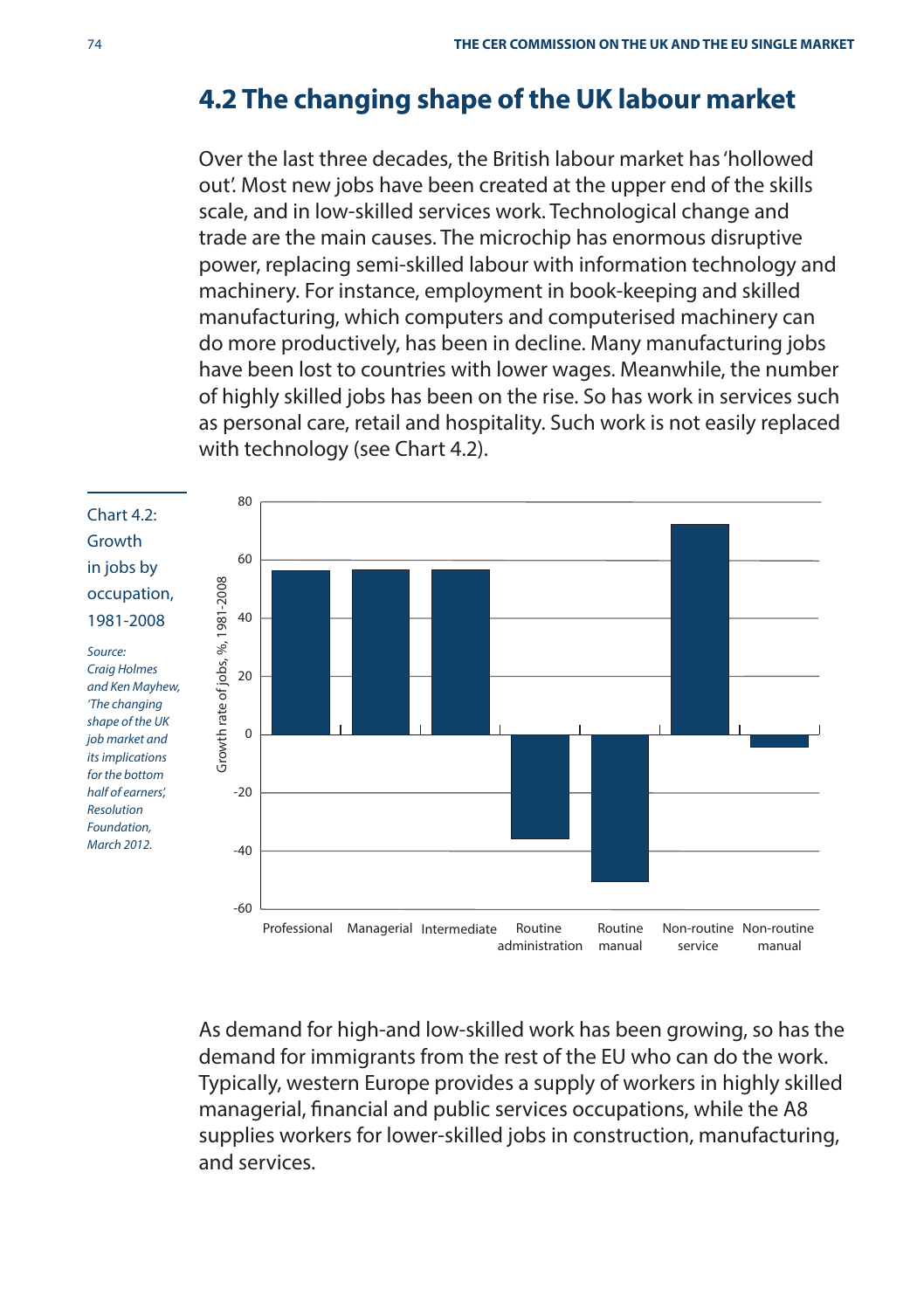## 4.2 The changing shape of the UK labour market

Over the last three decades, the British labour market has 'hollowed out'. Most new jobs have been created at the upper end of the skills scale, and in low-skilled services work. Technological change and trade are the main causes. The microchip has enormous disruptive power, replacing semi-skilled labour with information technology and machinery. For instance, employment in book-keeping and skilled manufacturing, which computers and computerised machinery can do more productively, has been in decline. Many manufacturing jobs have been lost to countries with lower wages. Meanwhile, the number of highly skilled jobs has been on the rise. So has work in services such as personal care, retail and hospitality. Such work is not easily replaced with technology (see Chart 4.2).

Chart 4.2: Growth in jobs by occupation, 1981-2008

*Source: Craig Holmes and Ken Mayhew, 'The changing shape of the UK job market and its implications for the bottom half of earners', Resolution Foundation, March 2012.*

Growth rate of jobs, %, 1981-2008

Professional, Managerial, Intermediate, Routine administration, Routine manual, Non-routine service, Non-routine manual

As demand for high-and low-skilled work has been growing, so has the demand for immigrants from the rest of the EU who can do the work. Typically, western Europe provides a supply of workers in highly skilled managerial, financial and public services occupations, while the A8 supplies workers for lower-skilled jobs in construction, manufacturing, and services.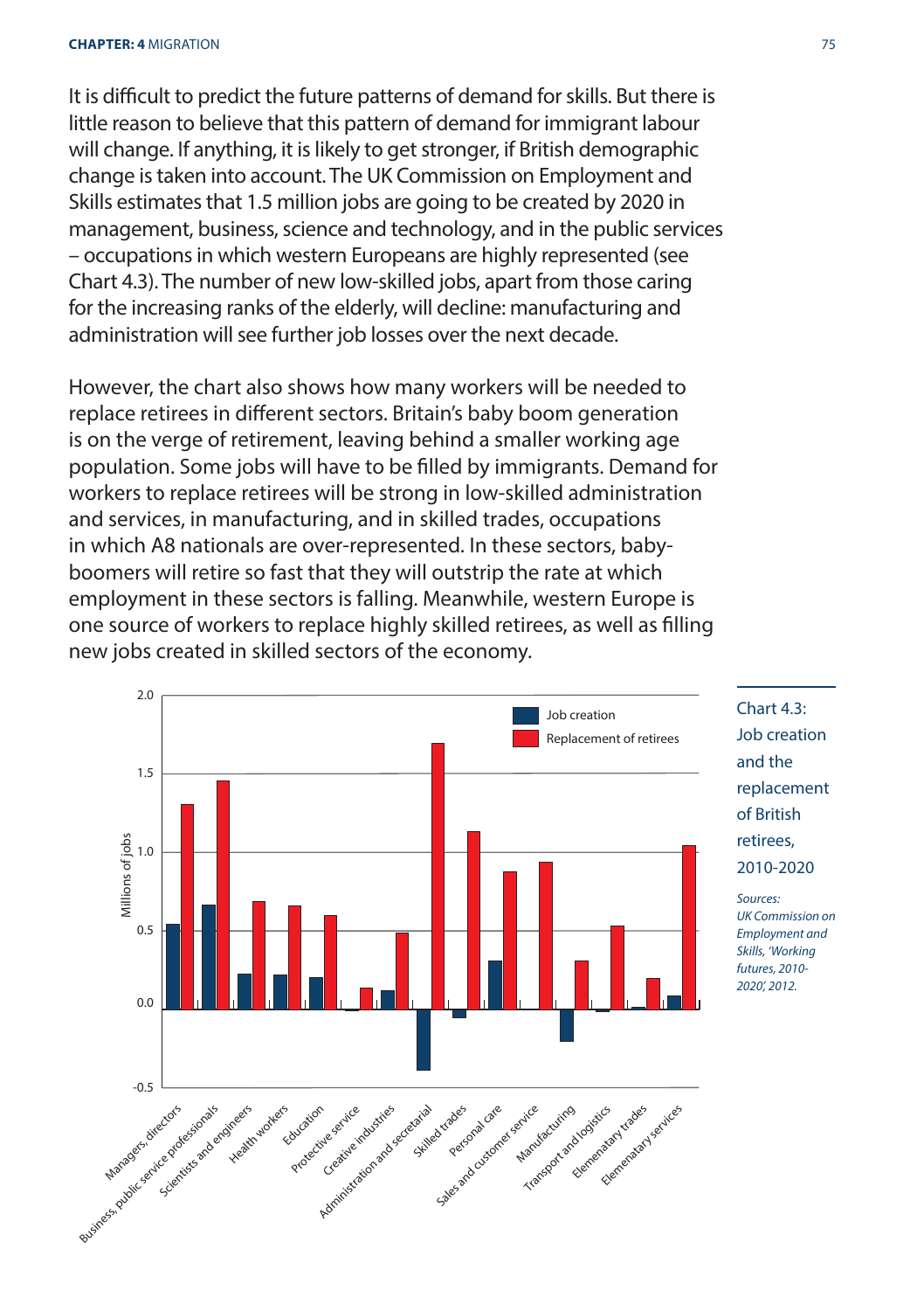It is difficult to predict the future patterns of demand for skills. But there is little reason to believe that this pattern of demand for immigrant labour will change. If anything, it is likely to get stronger, if British demographic change is taken into account. The UK Commission on Employment and Skills estimates that 1.5 million jobs are going to be created by 2020 in management, business, science and technology, and in the public services – occupations in which western Europeans are highly represented (see Chart 4.3). The number of new low-skilled jobs, apart from those caring for the increasing ranks of the elderly, will decline: manufacturing and administration will see further job losses over the next decade.

However, the chart also shows how many workers will be needed to replace retirees in different sectors. Britain's baby boom generation is on the verge of retirement, leaving behind a smaller working age population. Some jobs will have to be filled by immigrants. Demand for workers to replace retirees will be strong in low-skilled administration and services, in manufacturing, and in skilled trades, occupations in which A8 nationals are over-represented. In these sectors, baby-boomers will retire so fast that they will outstrip the rate at which employment in these sectors is falling. Meanwhile, western Europe is one source of workers to replace highly skilled retirees, as well as filling new jobs created in skilled sectors of the economy.

Chart 4.3: Job creation and the replacement of British retirees, 2010-2020

| Sector | Job creation (millions of jobs) | Replacement of retirees (millions of jobs) |
|---|---|---|
| Managers, directors | 0.54 | 1.31 |
| Business, public service professionals | 0.67 | 1.46 |
| Scientists and engineers | 0.23 | 0.69 |
| Health workers | 0.22 | 0.66 |
| Education | 0.20 | 0.60 |
| Protective service | -0.01 | 0.14 |
| Creative industries | 0.12 | 0.49 |
| Administration and secretarial | -0.39 | 1.70 |
| Skilled trades | -0.05 | 1.14 |
| Personal care | 0.31 | 0.88 |
| Sales and customer service | 0.00 | 0.94 |
| Manufacturing | -0.20 | 0.31 |
| Transport and logistics | -0.01 | 0.53 |
| Elemenatary trades | 0.01 | 0.20 |
| Elemenatary services | 0.09 | 1.05 |

*Sources: UK Commission on Employment and Skills, 'Working futures, 2010-2020', 2012.*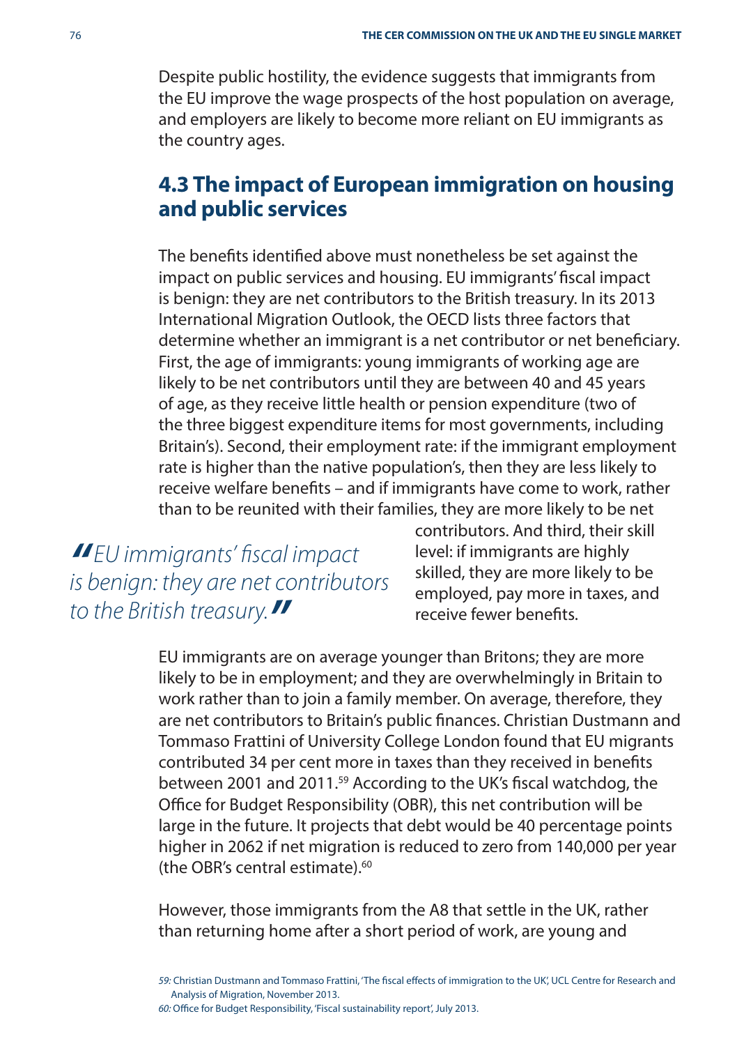Despite public hostility, the evidence suggests that immigrants from the EU improve the wage prospects of the host population on average, and employers are likely to become more reliant on EU immigrants as the country ages.

## 4.3 The impact of European immigration on housing and public services

The benefits identified above must nonetheless be set against the impact on public services and housing. EU immigrants' fiscal impact is benign: they are net contributors to the British treasury. In its 2013 International Migration Outlook, the OECD lists three factors that determine whether an immigrant is a net contributor or net beneficiary. First, the age of immigrants: young immigrants of working age are likely to be net contributors until they are between 40 and 45 years of age, as they receive little health or pension expenditure (two of the three biggest expenditure items for most governments, including Britain's). Second, their employment rate: if the immigrant employment rate is higher than the native population's, then they are less likely to receive welfare benefits – and if immigrants have come to work, rather than to be reunited with their families, they are more likely to be net contributors. And third, their skill level: if immigrants are highly skilled, they are more likely to be employed, pay more in taxes, and receive fewer benefits.

> *"EU immigrants' fiscal impact is benign: they are net contributors to the British treasury."*

EU immigrants are on average younger than Britons; they are more likely to be in employment; and they are overwhelmingly in Britain to work rather than to join a family member. On average, therefore, they are net contributors to Britain's public finances. Christian Dustmann and Tommaso Frattini of University College London found that EU migrants contributed 34 per cent more in taxes than they received in benefits between 2001 and 2011.[59] According to the UK's fiscal watchdog, the Office for Budget Responsibility (OBR), this net contribution will be large in the future. It projects that debt would be 40 percentage points higher in 2062 if net migration is reduced to zero from 140,000 per year (the OBR's central estimate).[60]

However, those immigrants from the A8 that settle in the UK, rather than returning home after a short period of work, are young and

59: Christian Dustmann and Tommaso Frattini, 'The fiscal effects of immigration to the UK', UCL Centre for Research and Analysis of Migration, November 2013.

60: Office for Budget Responsibility, 'Fiscal sustainability report', July 2013.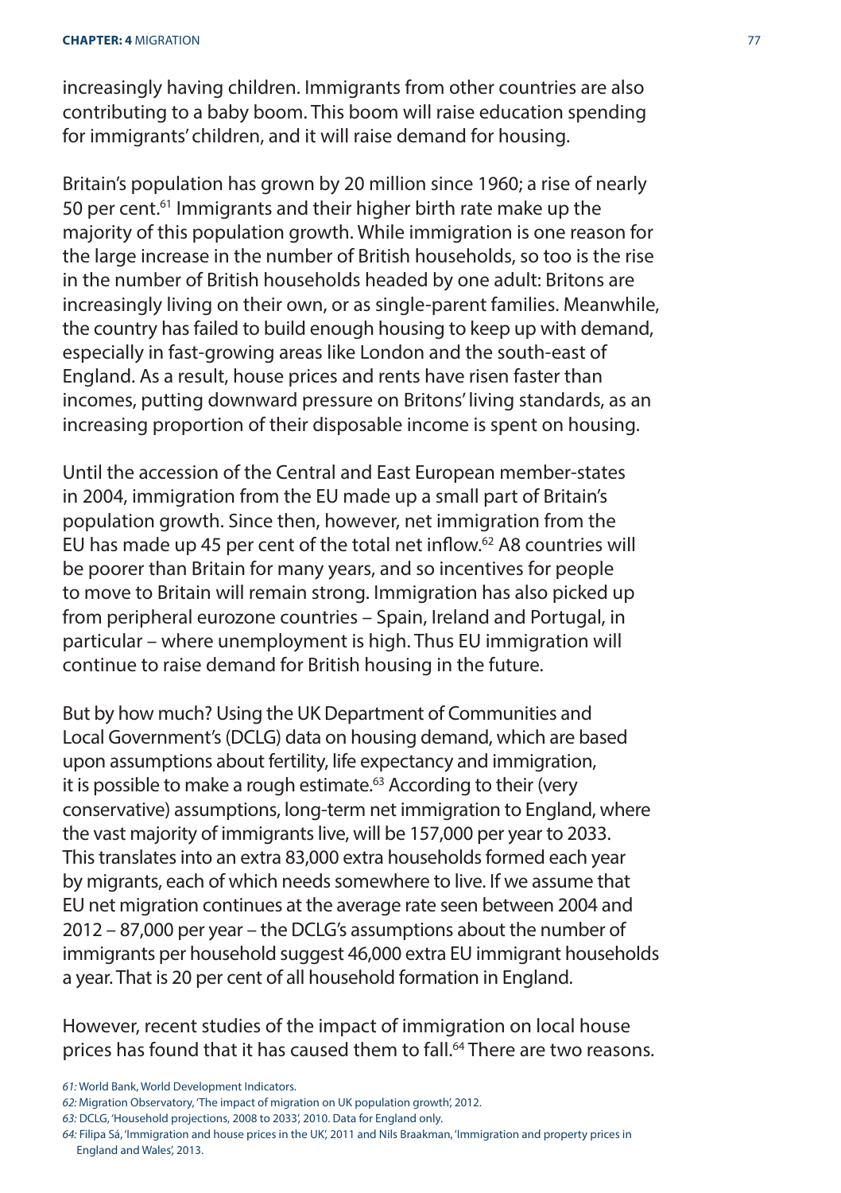increasingly having children. Immigrants from other countries are also contributing to a baby boom. This boom will raise education spending for immigrants' children, and it will raise demand for housing.

Britain's population has grown by 20 million since 1960; a rise of nearly 50 per cent.[61] Immigrants and their higher birth rate make up the majority of this population growth. While immigration is one reason for the large increase in the number of British households, so too is the rise in the number of British households headed by one adult: Britons are increasingly living on their own, or as single-parent families. Meanwhile, the country has failed to build enough housing to keep up with demand, especially in fast-growing areas like London and the south-east of England. As a result, house prices and rents have risen faster than incomes, putting downward pressure on Britons' living standards, as an increasing proportion of their disposable income is spent on housing.

Until the accession of the Central and East European member-states in 2004, immigration from the EU made up a small part of Britain's population growth. Since then, however, net immigration from the EU has made up 45 per cent of the total net inflow.[62] A8 countries will be poorer than Britain for many years, and so incentives for people to move to Britain will remain strong. Immigration has also picked up from peripheral eurozone countries – Spain, Ireland and Portugal, in particular – where unemployment is high. Thus EU immigration will continue to raise demand for British housing in the future.

But by how much? Using the UK Department of Communities and Local Government's (DCLG) data on housing demand, which are based upon assumptions about fertility, life expectancy and immigration, it is possible to make a rough estimate.[63] According to their (very conservative) assumptions, long-term net immigration to England, where the vast majority of immigrants live, will be 157,000 per year to 2033. This translates into an extra 83,000 extra households formed each year by migrants, each of which needs somewhere to live. If we assume that EU net migration continues at the average rate seen between 2004 and 2012 – 87,000 per year – the DCLG's assumptions about the number of immigrants per household suggest 46,000 extra EU immigrant households a year. That is 20 per cent of all household formation in England.

However, recent studies of the impact of immigration on local house prices has found that it has caused them to fall.[64] There are two reasons.

*61:* World Bank, World Development Indicators.

*62:* Migration Observatory, 'The impact of migration on UK population growth', 2012.

*63:* DCLG, 'Household projections, 2008 to 2033', 2010. Data for England only.

*64:* Filipa Sá, 'Immigration and house prices in the UK', 2011 and Nils Braakman, 'Immigration and property prices in England and Wales', 2013.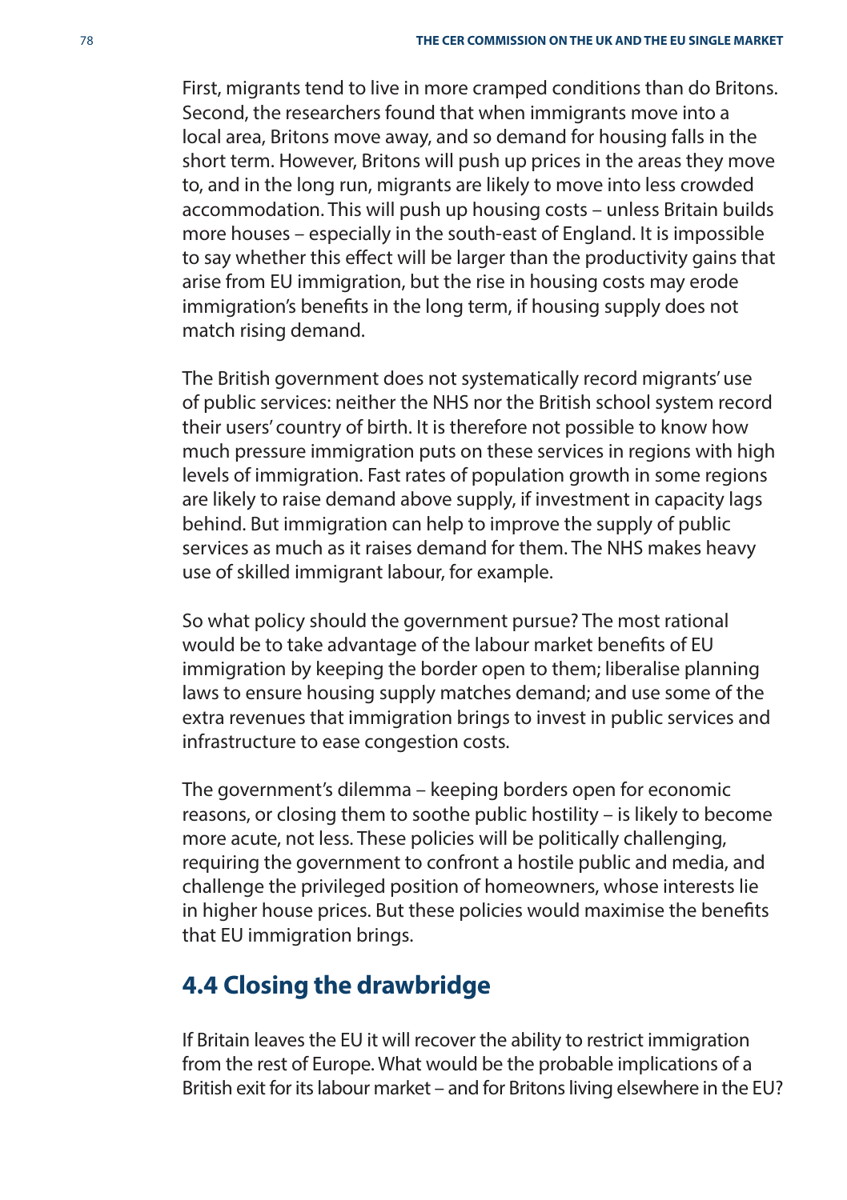First, migrants tend to live in more cramped conditions than do Britons. Second, the researchers found that when immigrants move into a local area, Britons move away, and so demand for housing falls in the short term. However, Britons will push up prices in the areas they move to, and in the long run, migrants are likely to move into less crowded accommodation. This will push up housing costs – unless Britain builds more houses – especially in the south-east of England. It is impossible to say whether this effect will be larger than the productivity gains that arise from EU immigration, but the rise in housing costs may erode immigration's benefits in the long term, if housing supply does not match rising demand.

The British government does not systematically record migrants' use of public services: neither the NHS nor the British school system record their users' country of birth. It is therefore not possible to know how much pressure immigration puts on these services in regions with high levels of immigration. Fast rates of population growth in some regions are likely to raise demand above supply, if investment in capacity lags behind. But immigration can help to improve the supply of public services as much as it raises demand for them. The NHS makes heavy use of skilled immigrant labour, for example.

So what policy should the government pursue? The most rational would be to take advantage of the labour market benefits of EU immigration by keeping the border open to them; liberalise planning laws to ensure housing supply matches demand; and use some of the extra revenues that immigration brings to invest in public services and infrastructure to ease congestion costs.

The government's dilemma – keeping borders open for economic reasons, or closing them to soothe public hostility – is likely to become more acute, not less. These policies will be politically challenging, requiring the government to confront a hostile public and media, and challenge the privileged position of homeowners, whose interests lie in higher house prices. But these policies would maximise the benefits that EU immigration brings.

## 4.4 Closing the drawbridge

If Britain leaves the EU it will recover the ability to restrict immigration from the rest of Europe. What would be the probable implications of a British exit for its labour market – and for Britons living elsewhere in the EU?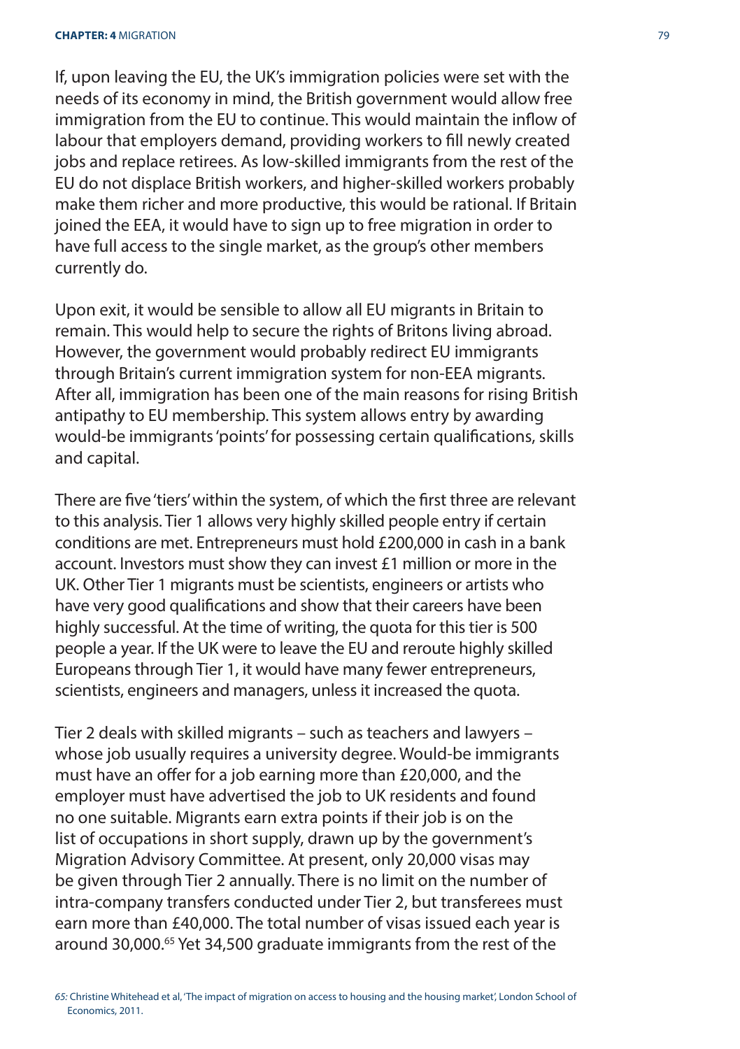If, upon leaving the EU, the UK's immigration policies were set with the needs of its economy in mind, the British government would allow free immigration from the EU to continue. This would maintain the inflow of labour that employers demand, providing workers to fill newly created jobs and replace retirees. As low-skilled immigrants from the rest of the EU do not displace British workers, and higher-skilled workers probably make them richer and more productive, this would be rational. If Britain joined the EEA, it would have to sign up to free migration in order to have full access to the single market, as the group's other members currently do.

Upon exit, it would be sensible to allow all EU migrants in Britain to remain. This would help to secure the rights of Britons living abroad. However, the government would probably redirect EU immigrants through Britain's current immigration system for non-EEA migrants. After all, immigration has been one of the main reasons for rising British antipathy to EU membership. This system allows entry by awarding would-be immigrants 'points' for possessing certain qualifications, skills and capital.

There are five 'tiers' within the system, of which the first three are relevant to this analysis. Tier 1 allows very highly skilled people entry if certain conditions are met. Entrepreneurs must hold £200,000 in cash in a bank account. Investors must show they can invest £1 million or more in the UK. Other Tier 1 migrants must be scientists, engineers or artists who have very good qualifications and show that their careers have been highly successful. At the time of writing, the quota for this tier is 500 people a year. If the UK were to leave the EU and reroute highly skilled Europeans through Tier 1, it would have many fewer entrepreneurs, scientists, engineers and managers, unless it increased the quota.

Tier 2 deals with skilled migrants – such as teachers and lawyers – whose job usually requires a university degree. Would-be immigrants must have an offer for a job earning more than £20,000, and the employer must have advertised the job to UK residents and found no one suitable. Migrants earn extra points if their job is on the list of occupations in short supply, drawn up by the government's Migration Advisory Committee. At present, only 20,000 visas may be given through Tier 2 annually. There is no limit on the number of intra-company transfers conducted under Tier 2, but transferees must earn more than £40,000. The total number of visas issued each year is around 30,000.[65] Yet 34,500 graduate immigrants from the rest of the

65: Christine Whitehead et al, 'The impact of migration on access to housing and the housing market', London School of Economics, 2011.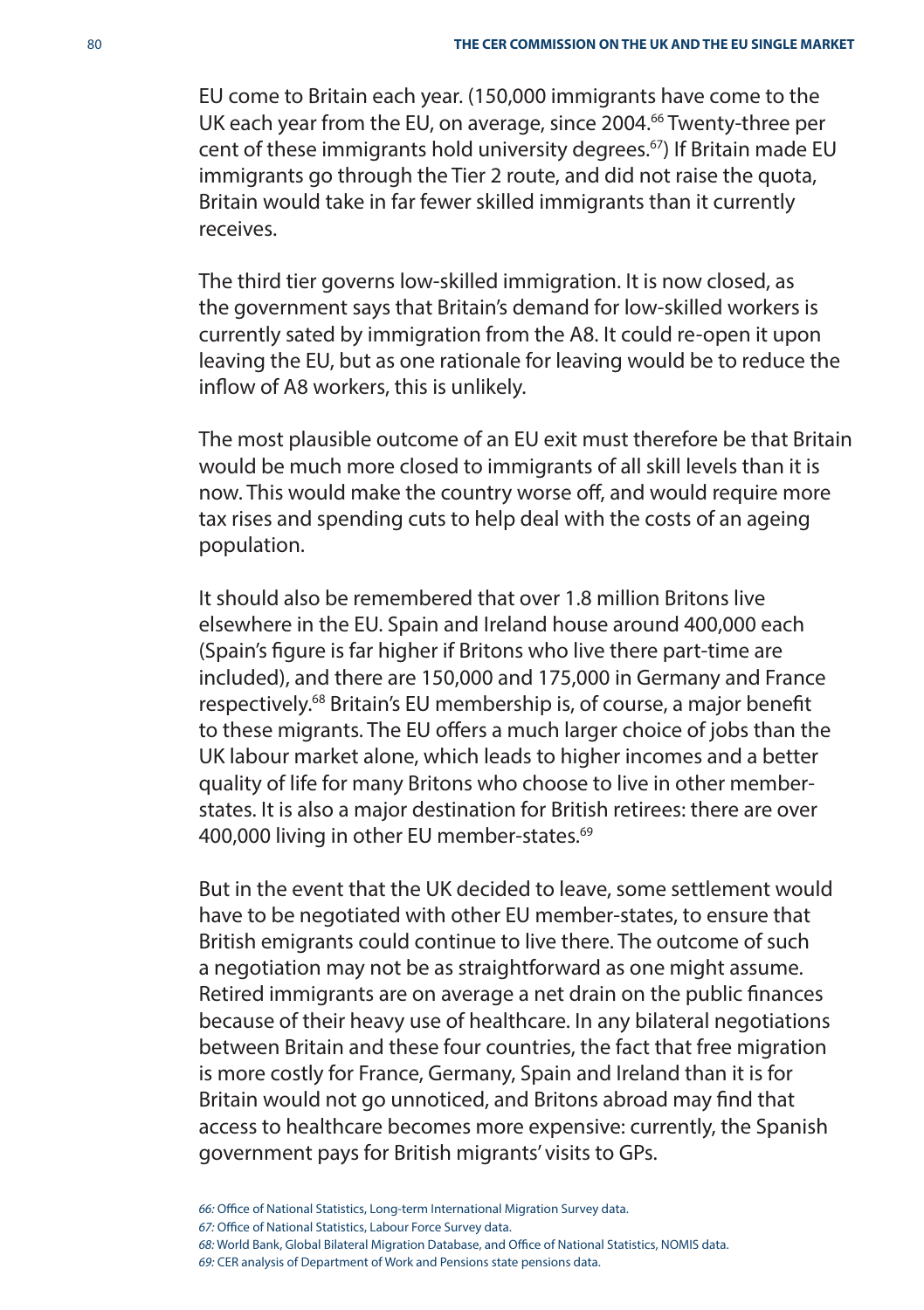EU come to Britain each year. (150,000 immigrants have come to the UK each year from the EU, on average, since 2004.[66] Twenty-three per cent of these immigrants hold university degrees.[67]) If Britain made EU immigrants go through the Tier 2 route, and did not raise the quota, Britain would take in far fewer skilled immigrants than it currently receives.

The third tier governs low-skilled immigration. It is now closed, as the government says that Britain's demand for low-skilled workers is currently sated by immigration from the A8. It could re-open it upon leaving the EU, but as one rationale for leaving would be to reduce the inflow of A8 workers, this is unlikely.

The most plausible outcome of an EU exit must therefore be that Britain would be much more closed to immigrants of all skill levels than it is now. This would make the country worse off, and would require more tax rises and spending cuts to help deal with the costs of an ageing population.

It should also be remembered that over 1.8 million Britons live elsewhere in the EU. Spain and Ireland house around 400,000 each (Spain's figure is far higher if Britons who live there part-time are included), and there are 150,000 and 175,000 in Germany and France respectively.[68] Britain's EU membership is, of course, a major benefit to these migrants. The EU offers a much larger choice of jobs than the UK labour market alone, which leads to higher incomes and a better quality of life for many Britons who choose to live in other member-states. It is also a major destination for British retirees: there are over 400,000 living in other EU member-states.[69]

But in the event that the UK decided to leave, some settlement would have to be negotiated with other EU member-states, to ensure that British emigrants could continue to live there. The outcome of such a negotiation may not be as straightforward as one might assume. Retired immigrants are on average a net drain on the public finances because of their heavy use of healthcare. In any bilateral negotiations between Britain and these four countries, the fact that free migration is more costly for France, Germany, Spain and Ireland than it is for Britain would not go unnoticed, and Britons abroad may find that access to healthcare becomes more expensive: currently, the Spanish government pays for British migrants' visits to GPs.

*66:* Office of National Statistics, Long-term International Migration Survey data.

*67:* Office of National Statistics, Labour Force Survey data.

*68:* World Bank, Global Bilateral Migration Database, and Office of National Statistics, NOMIS data.

*69:* CER analysis of Department of Work and Pensions state pensions data.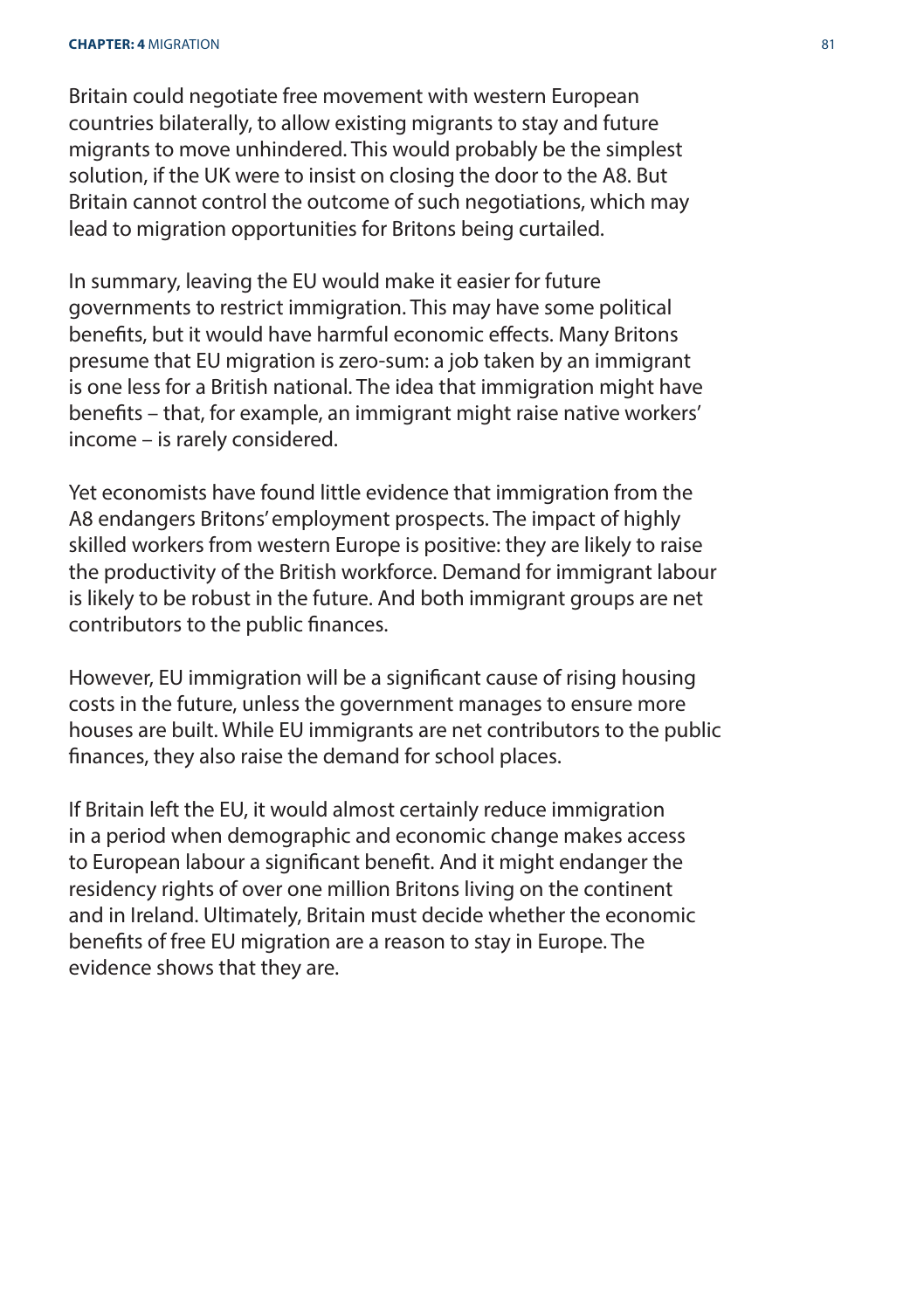Britain could negotiate free movement with western European countries bilaterally, to allow existing migrants to stay and future migrants to move unhindered. This would probably be the simplest solution, if the UK were to insist on closing the door to the A8. But Britain cannot control the outcome of such negotiations, which may lead to migration opportunities for Britons being curtailed.

In summary, leaving the EU would make it easier for future governments to restrict immigration. This may have some political benefits, but it would have harmful economic effects. Many Britons presume that EU migration is zero-sum: a job taken by an immigrant is one less for a British national. The idea that immigration might have benefits – that, for example, an immigrant might raise native workers' income – is rarely considered.

Yet economists have found little evidence that immigration from the A8 endangers Britons' employment prospects. The impact of highly skilled workers from western Europe is positive: they are likely to raise the productivity of the British workforce. Demand for immigrant labour is likely to be robust in the future. And both immigrant groups are net contributors to the public finances.

However, EU immigration will be a significant cause of rising housing costs in the future, unless the government manages to ensure more houses are built. While EU immigrants are net contributors to the public finances, they also raise the demand for school places.

If Britain left the EU, it would almost certainly reduce immigration in a period when demographic and economic change makes access to European labour a significant benefit. And it might endanger the residency rights of over one million Britons living on the continent and in Ireland. Ultimately, Britain must decide whether the economic benefits of free EU migration are a reason to stay in Europe. The evidence shows that they are.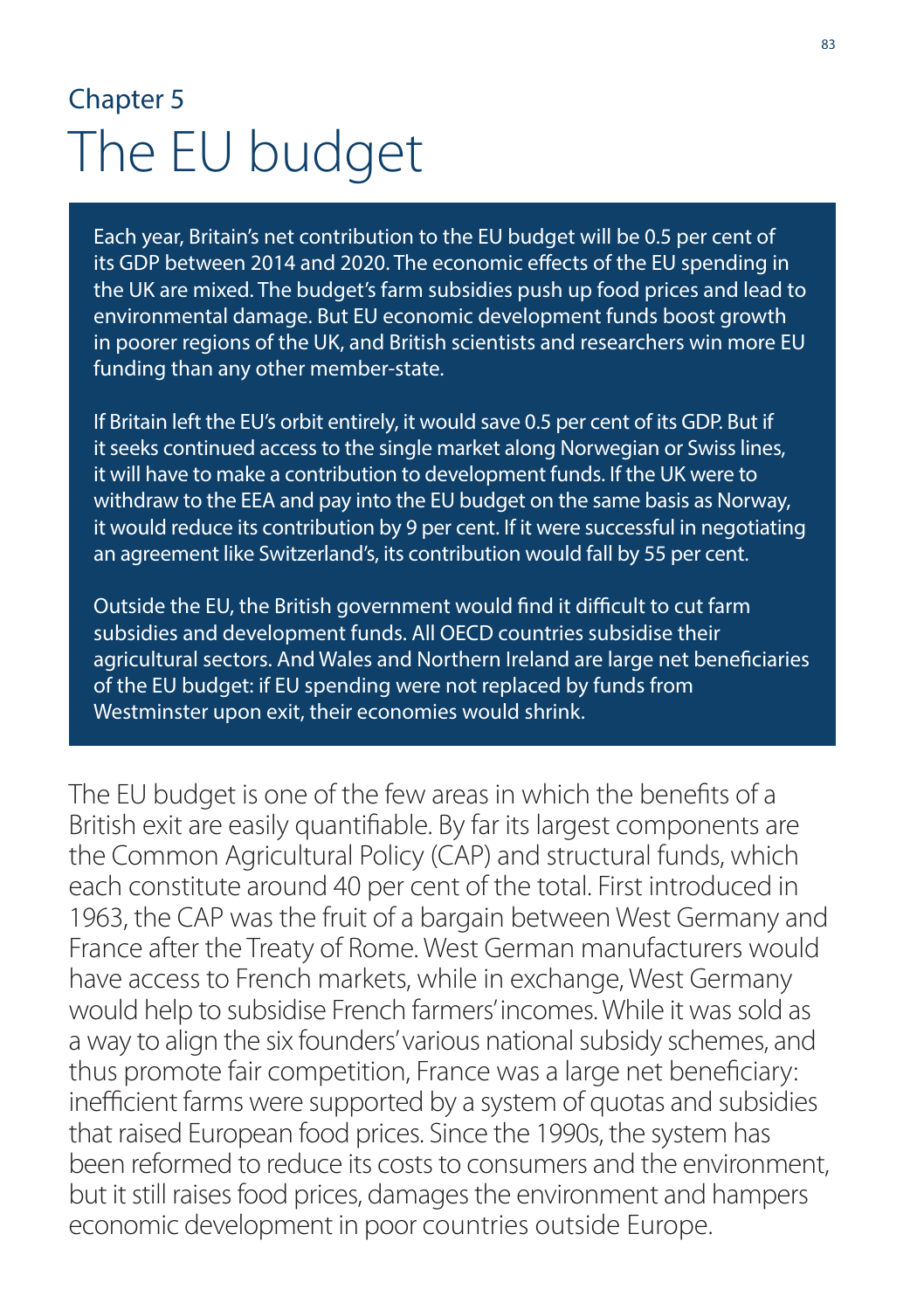Chapter 5

# The EU budget

Each year, Britain's net contribution to the EU budget will be 0.5 per cent of its GDP between 2014 and 2020. The economic effects of the EU spending in the UK are mixed. The budget's farm subsidies push up food prices and lead to environmental damage. But EU economic development funds boost growth in poorer regions of the UK, and British scientists and researchers win more EU funding than any other member-state.

If Britain left the EU's orbit entirely, it would save 0.5 per cent of its GDP. But if it seeks continued access to the single market along Norwegian or Swiss lines, it will have to make a contribution to development funds. If the UK were to withdraw to the EEA and pay into the EU budget on the same basis as Norway, it would reduce its contribution by 9 per cent. If it were successful in negotiating an agreement like Switzerland's, its contribution would fall by 55 per cent.

Outside the EU, the British government would find it difficult to cut farm subsidies and development funds. All OECD countries subsidise their agricultural sectors. And Wales and Northern Ireland are large net beneficiaries of the EU budget: if EU spending were not replaced by funds from Westminster upon exit, their economies would shrink.

The EU budget is one of the few areas in which the benefits of a British exit are easily quantifiable. By far its largest components are the Common Agricultural Policy (CAP) and structural funds, which each constitute around 40 per cent of the total. First introduced in 1963, the CAP was the fruit of a bargain between West Germany and France after the Treaty of Rome. West German manufacturers would have access to French markets, while in exchange, West Germany would help to subsidise French farmers' incomes. While it was sold as a way to align the six founders' various national subsidy schemes, and thus promote fair competition, France was a large net beneficiary: inefficient farms were supported by a system of quotas and subsidies that raised European food prices. Since the 1990s, the system has been reformed to reduce its costs to consumers and the environment, but it still raises food prices, damages the environment and hampers economic development in poor countries outside Europe.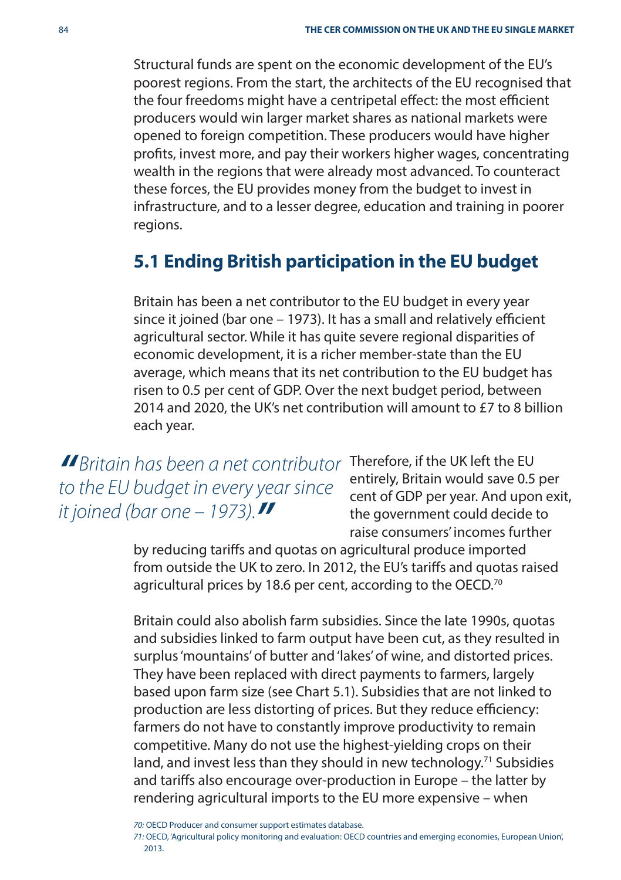Structural funds are spent on the economic development of the EU's poorest regions. From the start, the architects of the EU recognised that the four freedoms might have a centripetal effect: the most efficient producers would win larger market shares as national markets were opened to foreign competition. These producers would have higher profits, invest more, and pay their workers higher wages, concentrating wealth in the regions that were already most advanced. To counteract these forces, the EU provides money from the budget to invest in infrastructure, and to a lesser degree, education and training in poorer regions.

## 5.1 Ending British participation in the EU budget

Britain has been a net contributor to the EU budget in every year since it joined (bar one – 1973). It has a small and relatively efficient agricultural sector. While it has quite severe regional disparities of economic development, it is a richer member-state than the EU average, which means that its net contribution to the EU budget has risen to 0.5 per cent of GDP. Over the next budget period, between 2014 and 2020, the UK's net contribution will amount to £7 to 8 billion each year.

> *"Britain has been a net contributor to the EU budget in every year since it joined (bar one – 1973)."*

Therefore, if the UK left the EU entirely, Britain would save 0.5 per cent of GDP per year. And upon exit, the government could decide to raise consumers' incomes further by reducing tariffs and quotas on agricultural produce imported from outside the UK to zero. In 2012, the EU's tariffs and quotas raised agricultural prices by 18.6 per cent, according to the OECD.[70]

Britain could also abolish farm subsidies. Since the late 1990s, quotas and subsidies linked to farm output have been cut, as they resulted in surplus 'mountains' of butter and 'lakes' of wine, and distorted prices. They have been replaced with direct payments to farmers, largely based upon farm size (see Chart 5.1). Subsidies that are not linked to production are less distorting of prices. But they reduce efficiency: farmers do not have to constantly improve productivity to remain competitive. Many do not use the highest-yielding crops on their land, and invest less than they should in new technology.[71] Subsidies and tariffs also encourage over-production in Europe – the latter by rendering agricultural imports to the EU more expensive – when

*70:* OECD Producer and consumer support estimates database.

*71:* OECD, 'Agricultural policy monitoring and evaluation: OECD countries and emerging economies, European Union', 2013.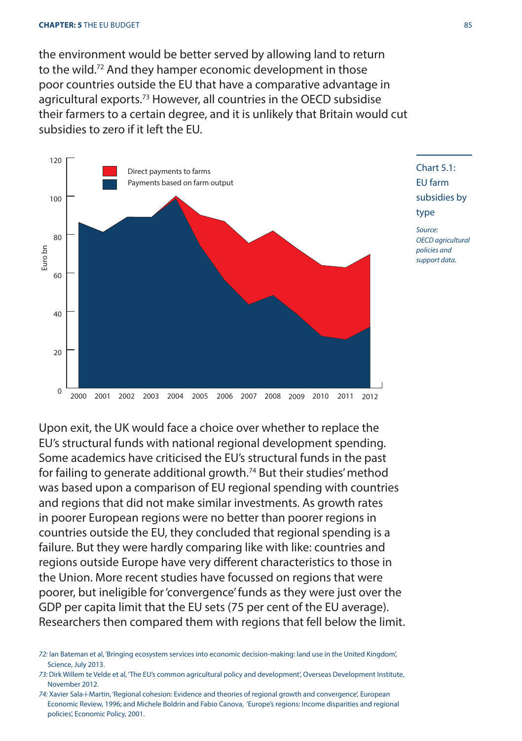the environment would be better served by allowing land to return to the wild.[72] And they hamper economic development in those poor countries outside the EU that have a comparative advantage in agricultural exports.[73] However, all countries in the OECD subsidise their farmers to a certain degree, and it is unlikely that Britain would cut subsidies to zero if it left the EU.

Chart 5.1: EU farm subsidies by type

*Source: OECD agricultural policies and support data.*

Upon exit, the UK would face a choice over whether to replace the EU's structural funds with national regional development spending. Some academics have criticised the EU's structural funds in the past for failing to generate additional growth.[74] But their studies' method was based upon a comparison of EU regional spending with countries and regions that did not make similar investments. As growth rates in poorer European regions were no better than poorer regions in countries outside the EU, they concluded that regional spending is a failure. But they were hardly comparing like with like: countries and regions outside Europe have very different characteristics to those in the Union. More recent studies have focussed on regions that were poorer, but ineligible for 'convergence' funds as they were just over the GDP per capita limit that the EU sets (75 per cent of the EU average). Researchers then compared them with regions that fell below the limit.

*72:* Ian Bateman et al, 'Bringing ecosystem services into economic decision-making: land use in the United Kingdom', Science, July 2013.

*73:* Dirk Willem te Velde et al, 'The EU's common agricultural policy and development', Overseas Development Institute, November 2012.

*74:* Xavier Sala-i-Martin, 'Regional cohesion: Evidence and theories of regional growth and convergence', European Economic Review, 1996; and Michele Boldrin and Fabio Canova, 'Europe's regions: Income disparities and regional policies', Economic Policy, 2001.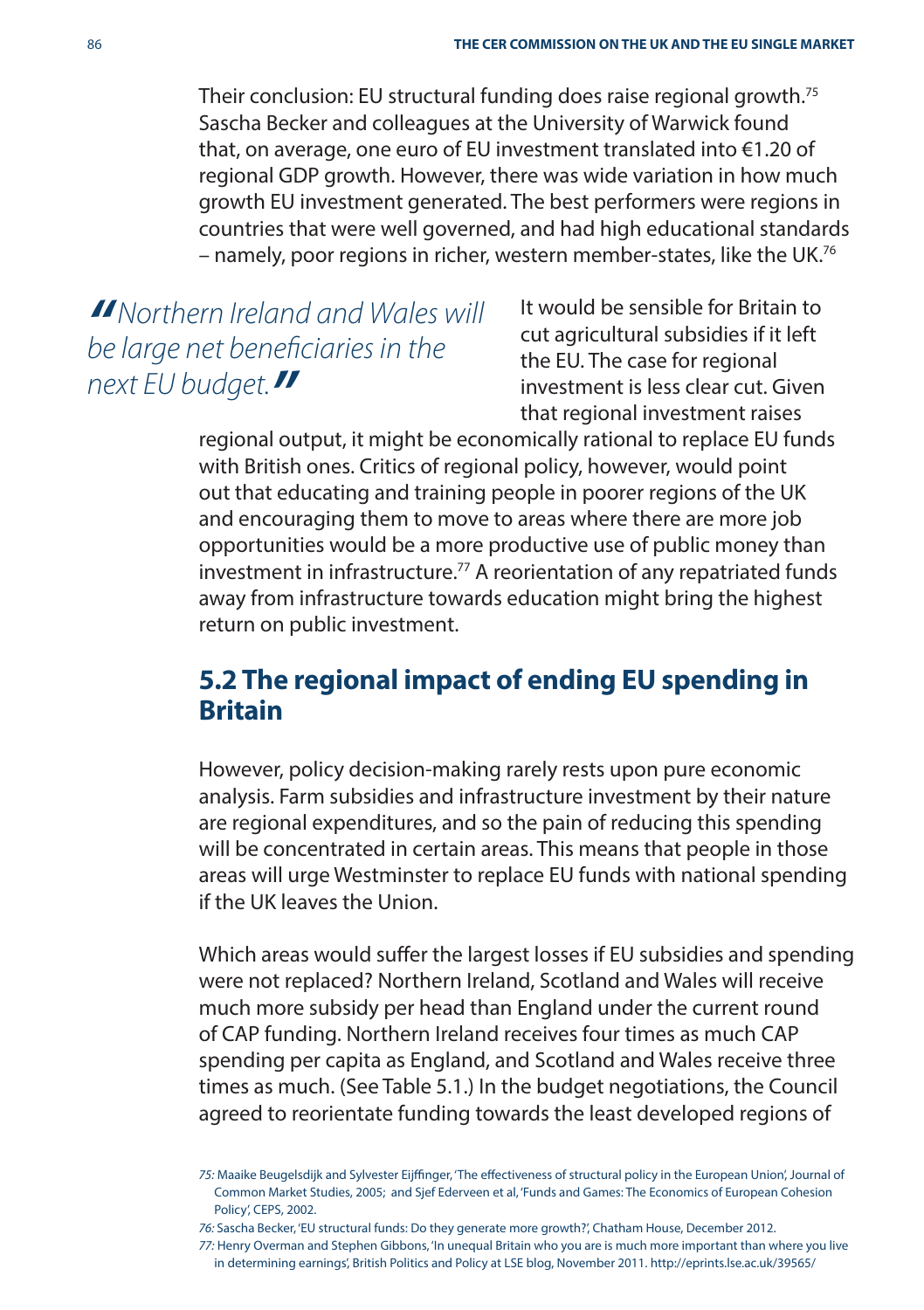Their conclusion: EU structural funding does raise regional growth.[75] Sascha Becker and colleagues at the University of Warwick found that, on average, one euro of EU investment translated into €1.20 of regional GDP growth. However, there was wide variation in how much growth EU investment generated. The best performers were regions in countries that were well governed, and had high educational standards – namely, poor regions in richer, western member-states, like the UK.[76]

> *"Northern Ireland and Wales will be large net beneficiaries in the next EU budget."*

It would be sensible for Britain to cut agricultural subsidies if it left the EU. The case for regional investment is less clear cut. Given that regional investment raises regional output, it might be economically rational to replace EU funds with British ones. Critics of regional policy, however, would point out that educating and training people in poorer regions of the UK and encouraging them to move to areas where there are more job opportunities would be a more productive use of public money than investment in infrastructure.[77] A reorientation of any repatriated funds away from infrastructure towards education might bring the highest return on public investment.

## 5.2 The regional impact of ending EU spending in Britain

However, policy decision-making rarely rests upon pure economic analysis. Farm subsidies and infrastructure investment by their nature are regional expenditures, and so the pain of reducing this spending will be concentrated in certain areas. This means that people in those areas will urge Westminster to replace EU funds with national spending if the UK leaves the Union.

Which areas would suffer the largest losses if EU subsidies and spending were not replaced? Northern Ireland, Scotland and Wales will receive much more subsidy per head than England under the current round of CAP funding. Northern Ireland receives four times as much CAP spending per capita as England, and Scotland and Wales receive three times as much. (See Table 5.1.) In the budget negotiations, the Council agreed to reorientate funding towards the least developed regions of

*75:* Maaike Beugelsdijk and Sylvester Eijffinger, 'The effectiveness of structural policy in the European Union', Journal of Common Market Studies, 2005; and Sjef Ederveen et al, 'Funds and Games: The Economics of European Cohesion Policy', CEPS, 2002.

*76:* Sascha Becker, 'EU structural funds: Do they generate more growth?', Chatham House, December 2012.

*77:* Henry Overman and Stephen Gibbons, 'In unequal Britain who you are is much more important than where you live in determining earnings', British Politics and Policy at LSE blog, November 2011. http://eprints.lse.ac.uk/39565/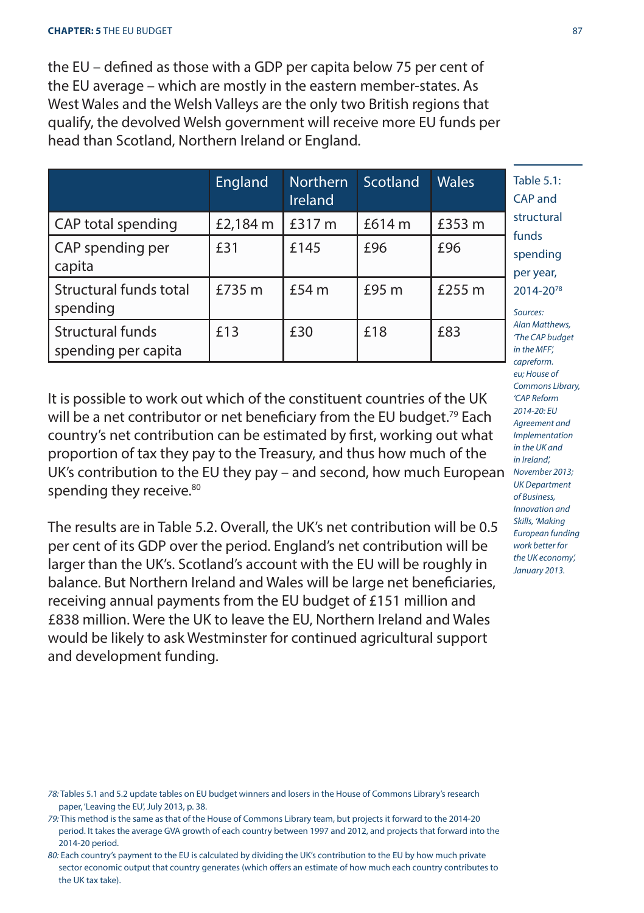the EU – defined as those with a GDP per capita below 75 per cent of the EU average – which are mostly in the eastern member-states. As West Wales and the Welsh Valleys are the only two British regions that qualify, the devolved Welsh government will receive more EU funds per head than Scotland, Northern Ireland or England.

Table 5.1: CAP and structural funds spending per year, 2014-20[78]

| | England | Northern Ireland | Scotland | Wales |
|---|---|---|---|---|
| CAP total spending | £2,184 m | £317 m | £614 m | £353 m |
| CAP spending per capita | £31 | £145 | £96 | £96 |
| Structural funds total spending | £735 m | £54 m | £95 m | £255 m |
| Structural funds spending per capita | £13 | £30 | £18 | £83 |

*Sources: Alan Matthews, 'The CAP budget in the MFF', capreform.eu; House of Commons Library, 'CAP Reform 2014-20: EU Agreement and Implementation in the UK and in Ireland', November 2013; UK Department of Business, Innovation and Skills, 'Making European funding work better for the UK economy', January 2013.*

It is possible to work out which of the constituent countries of the UK will be a net contributor or net beneficiary from the EU budget.[79] Each country's net contribution can be estimated by first, working out what proportion of tax they pay to the Treasury, and thus how much of the UK's contribution to the EU they pay – and second, how much European spending they receive.[80]

The results are in Table 5.2. Overall, the UK's net contribution will be 0.5 per cent of its GDP over the period. England's net contribution will be larger than the UK's. Scotland's account with the EU will be roughly in balance. But Northern Ireland and Wales will be large net beneficiaries, receiving annual payments from the EU budget of £151 million and £838 million. Were the UK to leave the EU, Northern Ireland and Wales would be likely to ask Westminster for continued agricultural support and development funding.

78: Tables 5.1 and 5.2 update tables on EU budget winners and losers in the House of Commons Library's research paper, 'Leaving the EU', July 2013, p. 38.

79: This method is the same as that of the House of Commons Library team, but projects it forward to the 2014-20 period. It takes the average GVA growth of each country between 1997 and 2012, and projects that forward into the 2014-20 period.

80: Each country's payment to the EU is calculated by dividing the UK's contribution to the EU by how much private sector economic output that country generates (which offers an estimate of how much each country contributes to the UK tax take).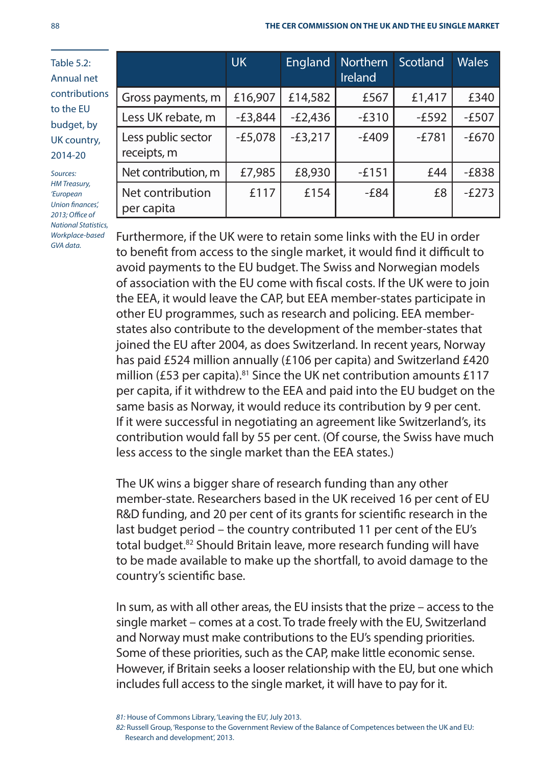Table 5.2: Annual net contributions to the EU budget, by UK country, 2014-20

| | UK | England | Northern Ireland | Scotland | Wales |
|---|---|---|---|---|---|
| Gross payments, m | £16,907 | £14,582 | £567 | £1,417 | £340 |
| Less UK rebate, m | -£3,844 | -£2,436 | -£310 | -£592 | -£507 |
| Less public sector receipts, m | -£5,078 | -£3,217 | -£409 | -£781 | -£670 |
| Net contribution, m | £7,985 | £8,930 | -£151 | £44 | -£838 |
| Net contribution per capita | £117 | £154 | -£84 | £8 | -£273 |

*Sources: HM Treasury, 'European Union finances', 2013; Office of National Statistics, Workplace-based GVA data.*

Furthermore, if the UK were to retain some links with the EU in order to benefit from access to the single market, it would find it difficult to avoid payments to the EU budget. The Swiss and Norwegian models of association with the EU come with fiscal costs. If the UK were to join the EEA, it would leave the CAP, but EEA member-states participate in other EU programmes, such as research and policing. EEA member-states also contribute to the development of the member-states that joined the EU after 2004, as does Switzerland. In recent years, Norway has paid £524 million annually (£106 per capita) and Switzerland £420 million (£53 per capita).[81] Since the UK net contribution amounts £117 per capita, if it withdrew to the EEA and paid into the EU budget on the same basis as Norway, it would reduce its contribution by 9 per cent. If it were successful in negotiating an agreement like Switzerland's, its contribution would fall by 55 per cent. (Of course, the Swiss have much less access to the single market than the EEA states.)

The UK wins a bigger share of research funding than any other member-state. Researchers based in the UK received 16 per cent of EU R&D funding, and 20 per cent of its grants for scientific research in the last budget period – the country contributed 11 per cent of the EU's total budget.[82] Should Britain leave, more research funding will have to be made available to make up the shortfall, to avoid damage to the country's scientific base.

In sum, as with all other areas, the EU insists that the prize – access to the single market – comes at a cost. To trade freely with the EU, Switzerland and Norway must make contributions to the EU's spending priorities. Some of these priorities, such as the CAP, make little economic sense. However, if Britain seeks a looser relationship with the EU, but one which includes full access to the single market, it will have to pay for it.

*81:* House of Commons Library, 'Leaving the EU', July 2013.

*82:* Russell Group, 'Response to the Government Review of the Balance of Competences between the UK and EU: Research and development', 2013.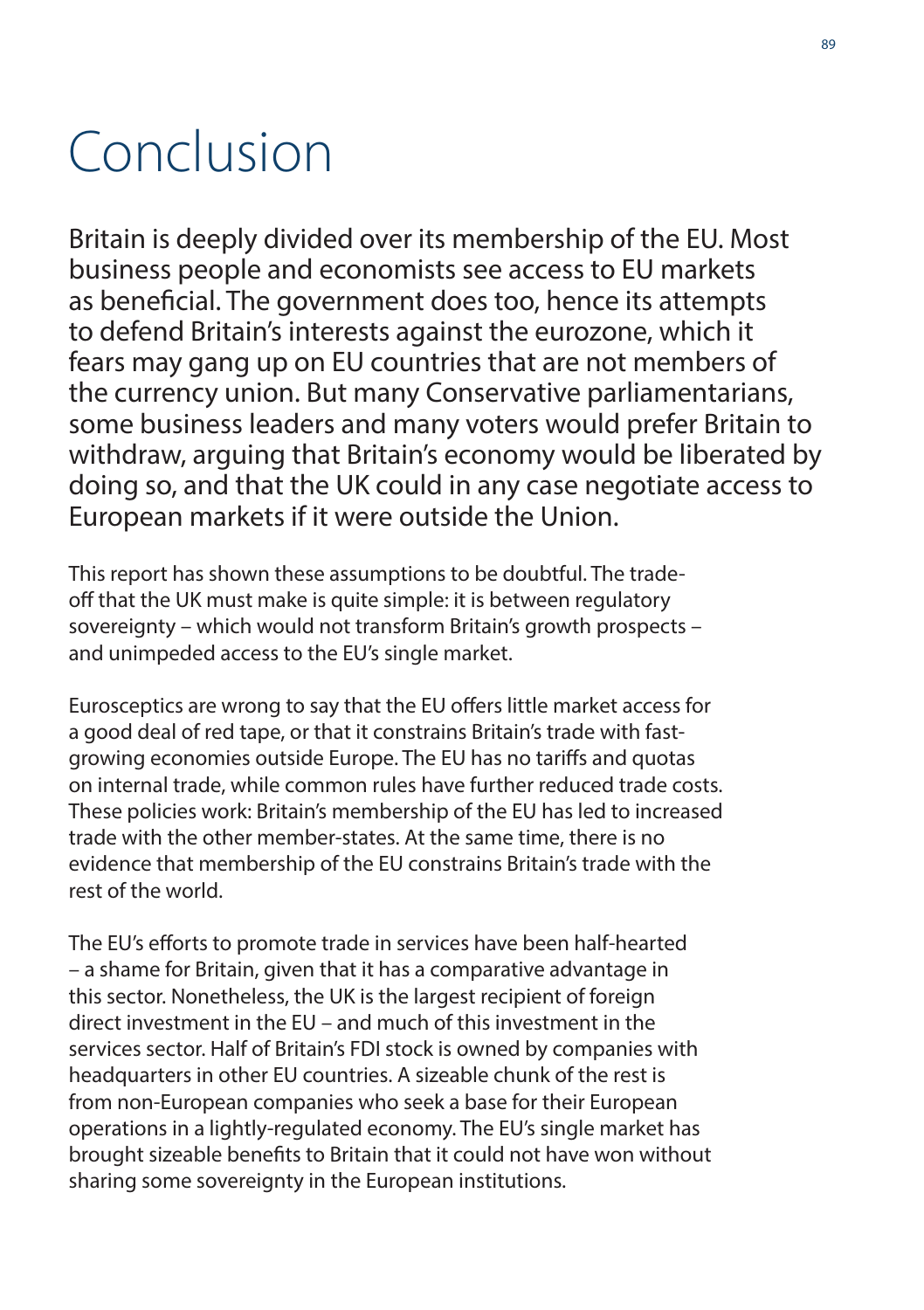# Conclusion

Britain is deeply divided over its membership of the EU. Most business people and economists see access to EU markets as beneficial. The government does too, hence its attempts to defend Britain's interests against the eurozone, which it fears may gang up on EU countries that are not members of the currency union. But many Conservative parliamentarians, some business leaders and many voters would prefer Britain to withdraw, arguing that Britain's economy would be liberated by doing so, and that the UK could in any case negotiate access to European markets if it were outside the Union.

This report has shown these assumptions to be doubtful. The trade-off that the UK must make is quite simple: it is between regulatory sovereignty – which would not transform Britain's growth prospects – and unimpeded access to the EU's single market.

Eurosceptics are wrong to say that the EU offers little market access for a good deal of red tape, or that it constrains Britain's trade with fast-growing economies outside Europe. The EU has no tariffs and quotas on internal trade, while common rules have further reduced trade costs. These policies work: Britain's membership of the EU has led to increased trade with the other member-states. At the same time, there is no evidence that membership of the EU constrains Britain's trade with the rest of the world.

The EU's efforts to promote trade in services have been half-hearted – a shame for Britain, given that it has a comparative advantage in this sector. Nonetheless, the UK is the largest recipient of foreign direct investment in the EU – and much of this investment in the services sector. Half of Britain's FDI stock is owned by companies with headquarters in other EU countries. A sizeable chunk of the rest is from non-European companies who seek a base for their European operations in a lightly-regulated economy. The EU's single market has brought sizeable benefits to Britain that it could not have won without sharing some sovereignty in the European institutions.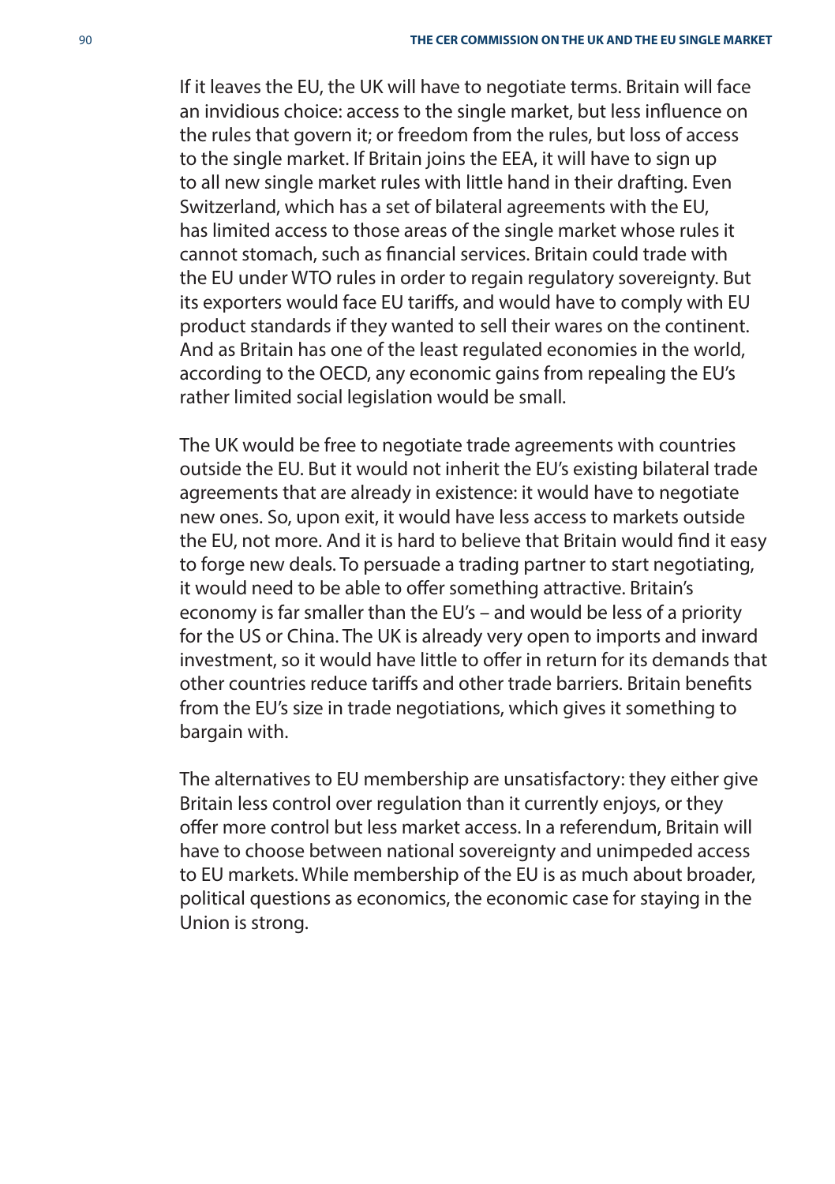If it leaves the EU, the UK will have to negotiate terms. Britain will face an invidious choice: access to the single market, but less influence on the rules that govern it; or freedom from the rules, but loss of access to the single market. If Britain joins the EEA, it will have to sign up to all new single market rules with little hand in their drafting. Even Switzerland, which has a set of bilateral agreements with the EU, has limited access to those areas of the single market whose rules it cannot stomach, such as financial services. Britain could trade with the EU under WTO rules in order to regain regulatory sovereignty. But its exporters would face EU tariffs, and would have to comply with EU product standards if they wanted to sell their wares on the continent. And as Britain has one of the least regulated economies in the world, according to the OECD, any economic gains from repealing the EU's rather limited social legislation would be small.

The UK would be free to negotiate trade agreements with countries outside the EU. But it would not inherit the EU's existing bilateral trade agreements that are already in existence: it would have to negotiate new ones. So, upon exit, it would have less access to markets outside the EU, not more. And it is hard to believe that Britain would find it easy to forge new deals. To persuade a trading partner to start negotiating, it would need to be able to offer something attractive. Britain's economy is far smaller than the EU's – and would be less of a priority for the US or China. The UK is already very open to imports and inward investment, so it would have little to offer in return for its demands that other countries reduce tariffs and other trade barriers. Britain benefits from the EU's size in trade negotiations, which gives it something to bargain with.

The alternatives to EU membership are unsatisfactory: they either give Britain less control over regulation than it currently enjoys, or they offer more control but less market access. In a referendum, Britain will have to choose between national sovereignty and unimpeded access to EU markets. While membership of the EU is as much about broader, political questions as economics, the economic case for staying in the Union is strong.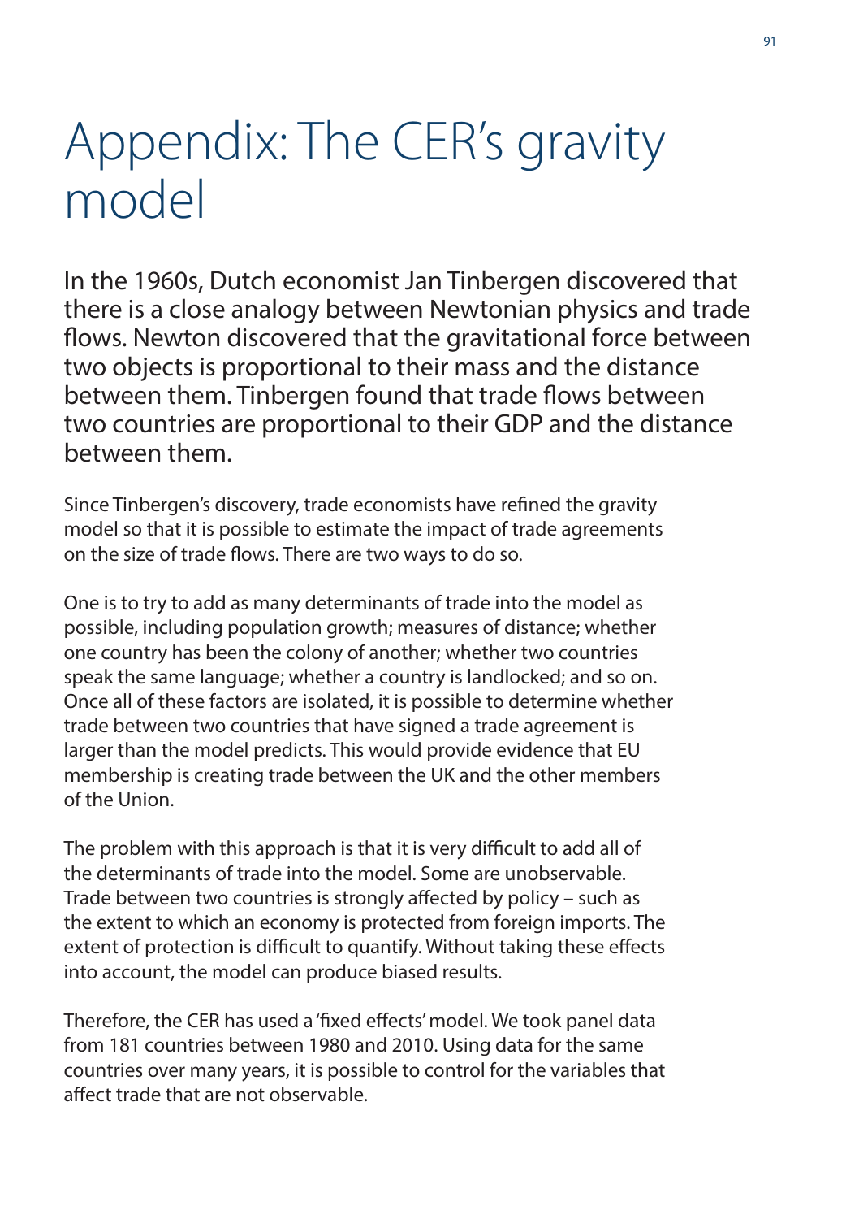# Appendix: The CER's gravity model

In the 1960s, Dutch economist Jan Tinbergen discovered that there is a close analogy between Newtonian physics and trade flows. Newton discovered that the gravitational force between two objects is proportional to their mass and the distance between them. Tinbergen found that trade flows between two countries are proportional to their GDP and the distance between them.

Since Tinbergen's discovery, trade economists have refined the gravity model so that it is possible to estimate the impact of trade agreements on the size of trade flows. There are two ways to do so.

One is to try to add as many determinants of trade into the model as possible, including population growth; measures of distance; whether one country has been the colony of another; whether two countries speak the same language; whether a country is landlocked; and so on. Once all of these factors are isolated, it is possible to determine whether trade between two countries that have signed a trade agreement is larger than the model predicts. This would provide evidence that EU membership is creating trade between the UK and the other members of the Union.

The problem with this approach is that it is very difficult to add all of the determinants of trade into the model. Some are unobservable. Trade between two countries is strongly affected by policy – such as the extent to which an economy is protected from foreign imports. The extent of protection is difficult to quantify. Without taking these effects into account, the model can produce biased results.

Therefore, the CER has used a 'fixed effects' model. We took panel data from 181 countries between 1980 and 2010. Using data for the same countries over many years, it is possible to control for the variables that affect trade that are not observable.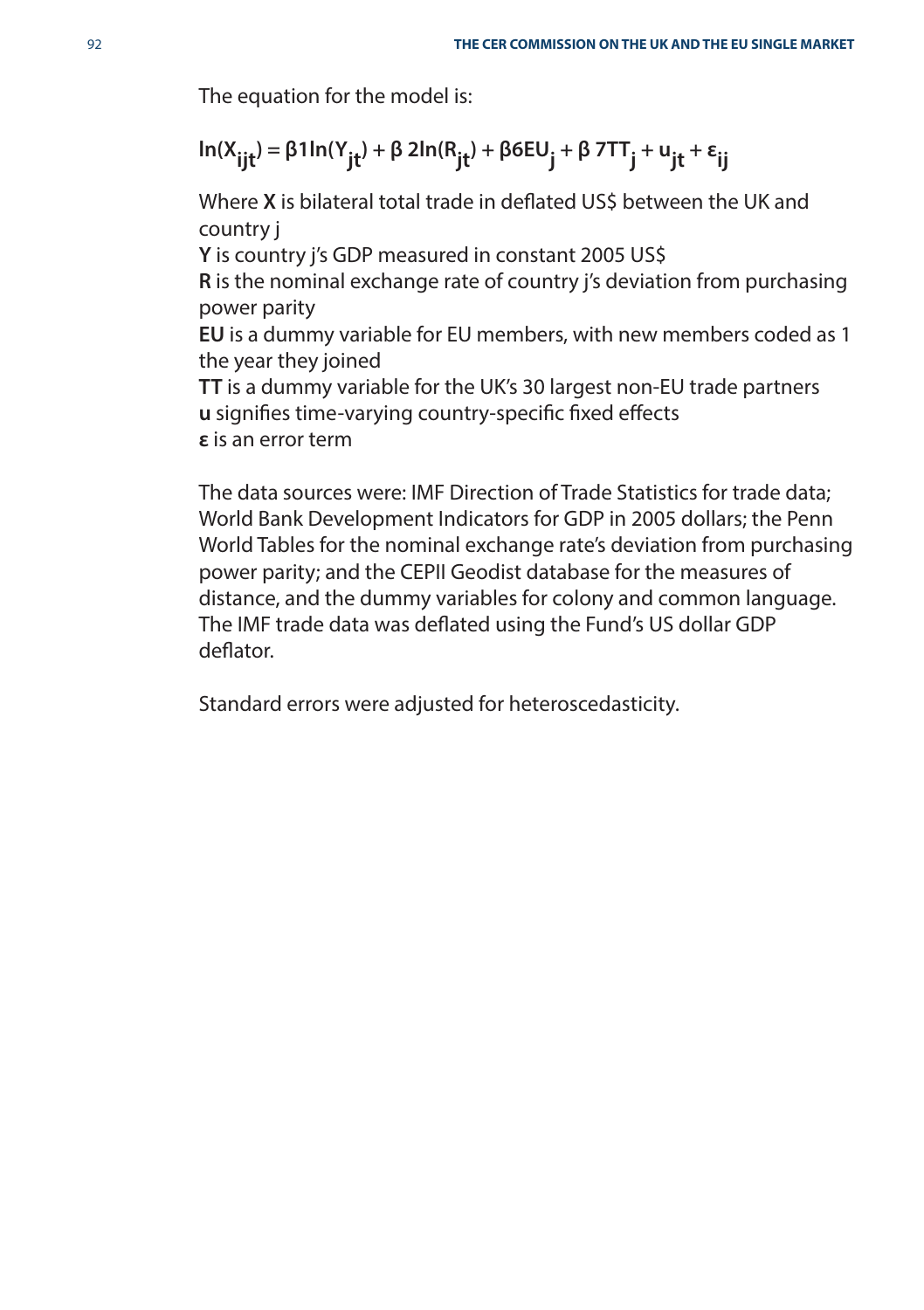The equation for the model is:

$$\ln(X_{ijt}) = \beta 1 \ln(Y_{jt}) + \beta\ 2 \ln(R_{jt}) + \beta 6 EU_j + \beta\ 7 TT_j + u_{jt} + \varepsilon_{ij}$$

Where **X** is bilateral total trade in deflated US$ between the UK and country j

**Y** is country j's GDP measured in constant 2005 US$

**R** is the nominal exchange rate of country j's deviation from purchasing power parity

**EU** is a dummy variable for EU members, with new members coded as 1 the year they joined

**TT** is a dummy variable for the UK's 30 largest non-EU trade partners

**u** signifies time-varying country-specific fixed effects

**ε** is an error term

The data sources were: IMF Direction of Trade Statistics for trade data; World Bank Development Indicators for GDP in 2005 dollars; the Penn World Tables for the nominal exchange rate's deviation from purchasing power parity; and the CEPII Geodist database for the measures of distance, and the dummy variables for colony and common language. The IMF trade data was deflated using the Fund's US dollar GDP deflator.

Standard errors were adjusted for heteroscedasticity.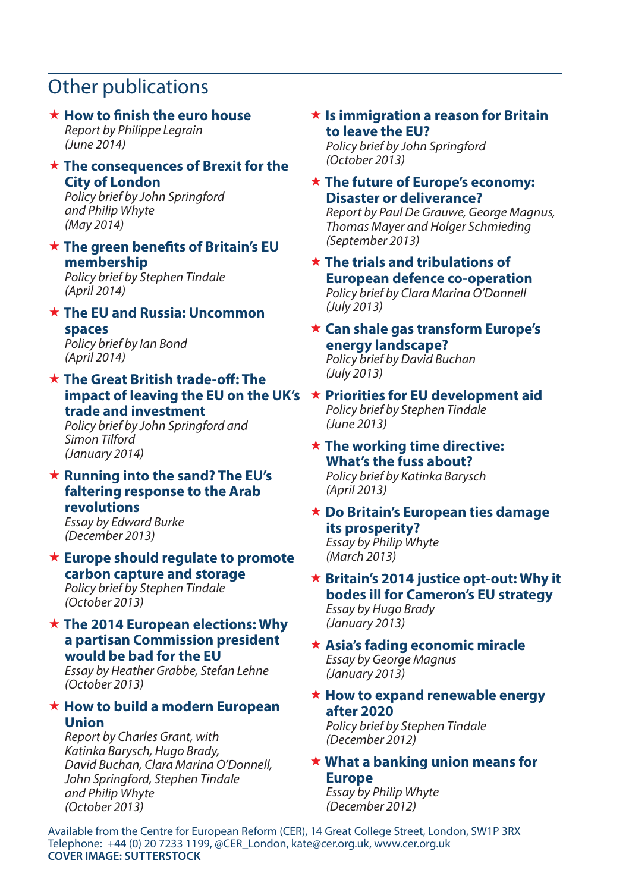## Other publications

- **How to finish the euro house**
  *Report by Philippe Legrain*
  *(June 2014)*

- **The consequences of Brexit for the City of London**
  *Policy brief by John Springford and Philip Whyte*
  *(May 2014)*

- **The green benefits of Britain's EU membership**
  *Policy brief by Stephen Tindale*
  *(April 2014)*

- **The EU and Russia: Uncommon spaces**
  *Policy brief by Ian Bond*
  *(April 2014)*

- **The Great British trade-off: The impact of leaving the EU on the UK's trade and investment**
  *Policy brief by John Springford and Simon Tilford*
  *(January 2014)*

- **Running into the sand? The EU's faltering response to the Arab revolutions**
  *Essay by Edward Burke*
  *(December 2013)*

- **Europe should regulate to promote carbon capture and storage**
  *Policy brief by Stephen Tindale*
  *(October 2013)*

- **The 2014 European elections: Why a partisan Commission president would be bad for the EU**
  *Essay by Heather Grabbe, Stefan Lehne*
  *(October 2013)*

- **How to build a modern European Union**
  *Report by Charles Grant, with Katinka Barysch, Hugo Brady, David Buchan, Clara Marina O'Donnell, John Springford, Stephen Tindale and Philip Whyte*
  *(October 2013)*

- **Is immigration a reason for Britain to leave the EU?**
  *Policy brief by John Springford*
  *(October 2013)*

- **The future of Europe's economy: Disaster or deliverance?**
  *Report by Paul De Grauwe, George Magnus, Thomas Mayer and Holger Schmieding*
  *(September 2013)*

- **The trials and tribulations of European defence co-operation**
  *Policy brief by Clara Marina O'Donnell*
  *(July 2013)*

- **Can shale gas transform Europe's energy landscape?**
  *Policy brief by David Buchan*
  *(July 2013)*

- **Priorities for EU development aid**
  *Policy brief by Stephen Tindale*
  *(June 2013)*

- **The working time directive: What's the fuss about?**
  *Policy brief by Katinka Barysch*
  *(April 2013)*

- **Do Britain's European ties damage its prosperity?**
  *Essay by Philip Whyte*
  *(March 2013)*

- **Britain's 2014 justice opt-out: Why it bodes ill for Cameron's EU strategy**
  *Essay by Hugo Brady*
  *(January 2013)*

- **Asia's fading economic miracle**
  *Essay by George Magnus*
  *(January 2013)*

- **How to expand renewable energy after 2020**
  *Policy brief by Stephen Tindale*
  *(December 2012)*

- **What a banking union means for Europe**
  *Essay by Philip Whyte*
  *(December 2012)*

Available from the Centre for European Reform (CER), 14 Great College Street, London, SW1P 3RX
Telephone: +44 (0) 20 7233 1199, @CER_London, kate@cer.org.uk, www.cer.org.uk
**COVER IMAGE: SUTTERSTOCK**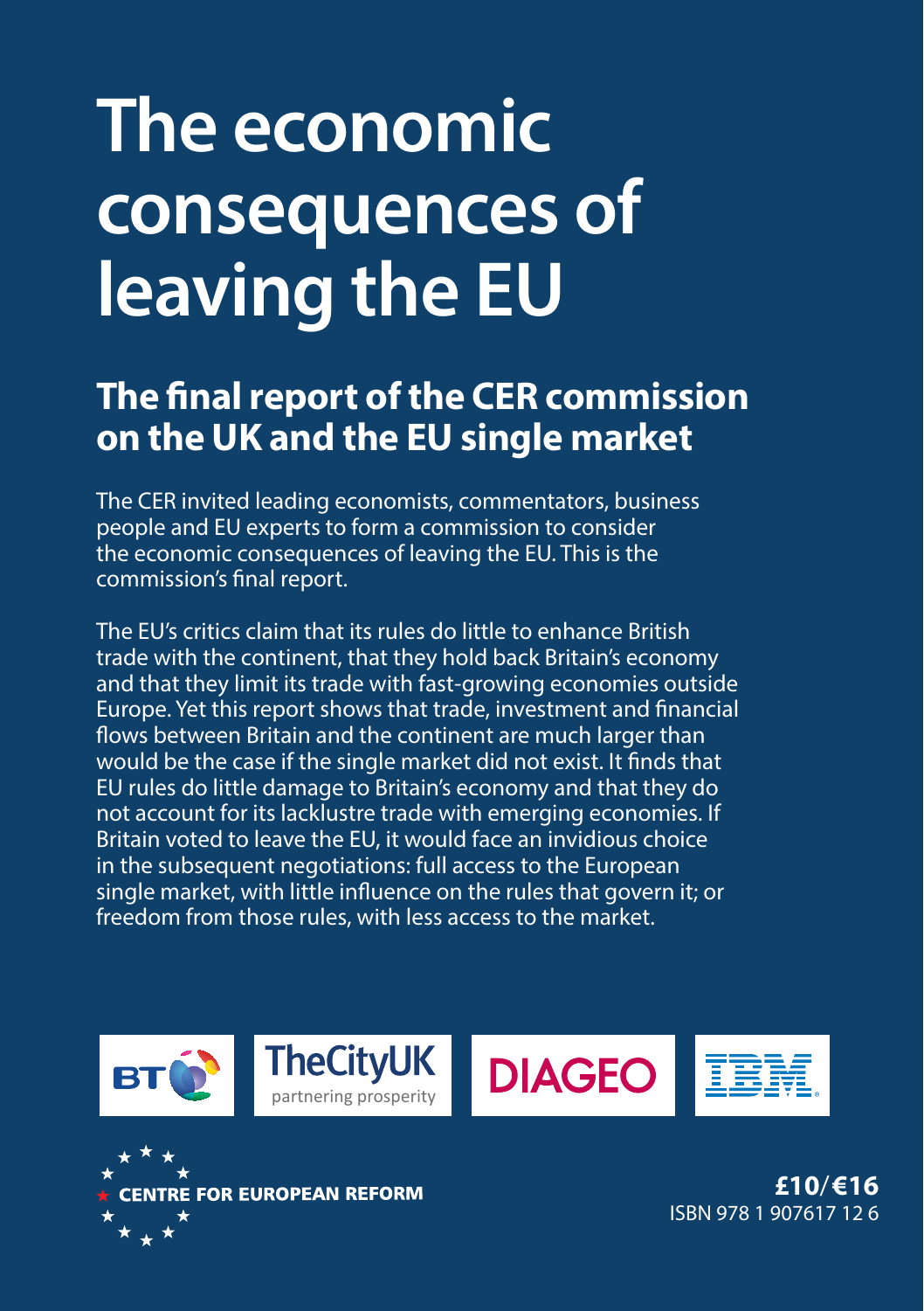# The economic consequences of leaving the EU

## The final report of the CER commission on the UK and the EU single market

The CER invited leading economists, commentators, business people and EU experts to form a commission to consider the economic consequences of leaving the EU. This is the commission's final report.

The EU's critics claim that its rules do little to enhance British trade with the continent, that they hold back Britain's economy and that they limit its trade with fast-growing economies outside Europe. Yet this report shows that trade, investment and financial flows between Britain and the continent are much larger than would be the case if the single market did not exist. It finds that EU rules do little damage to Britain's economy and that they do not account for its lacklustre trade with emerging economies. If Britain voted to leave the EU, it would face an invidious choice in the subsequent negotiations: full access to the European single market, with little influence on the rules that govern it; or freedom from those rules, with less access to the market.

BT

TheCityUK
partnering prosperity

DIAGEO

IBM

CENTRE FOR EUROPEAN REFORM

**£10/€16**
ISBN 978 1 907617 12 6